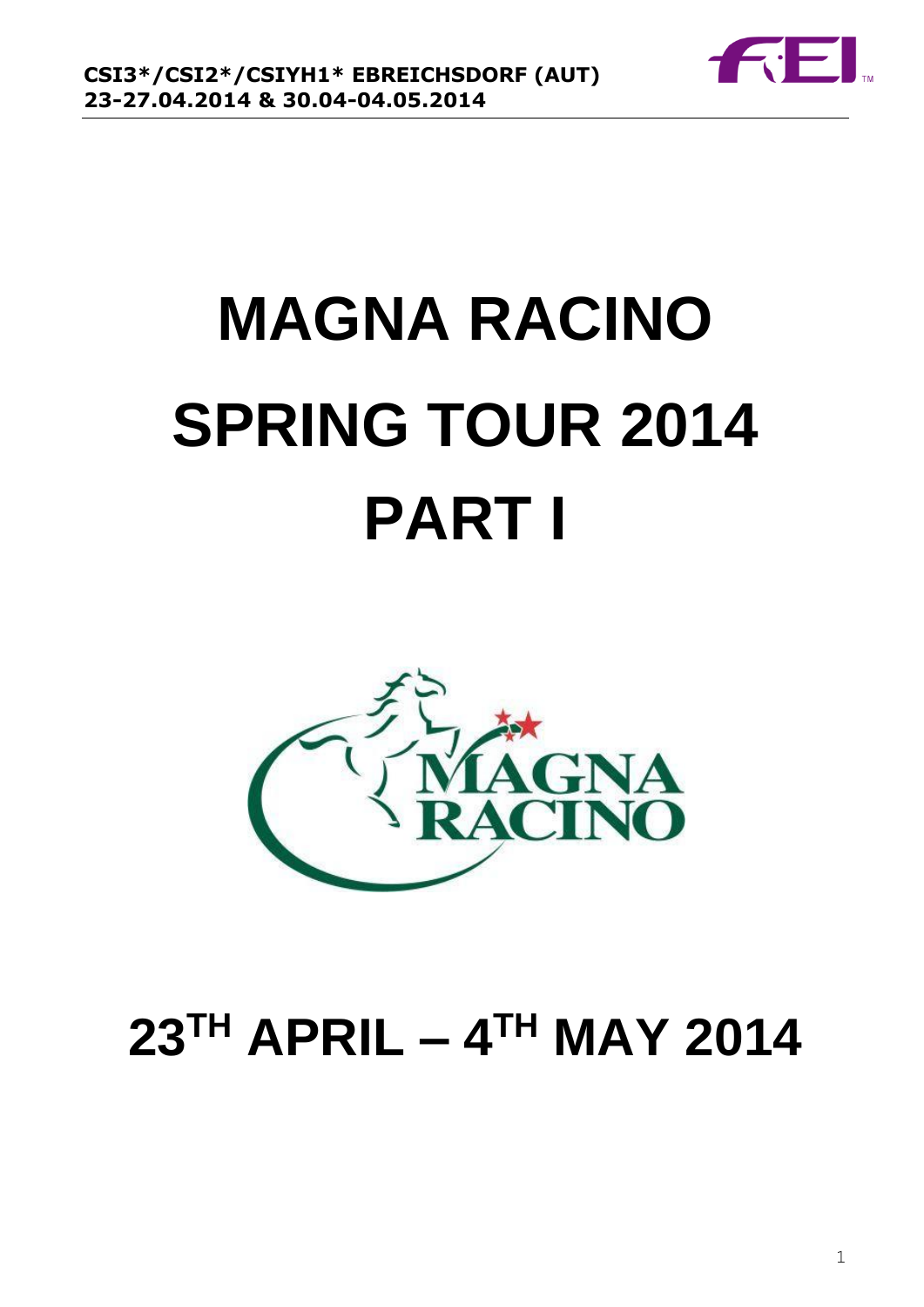# MAGNA RACINO SPRING TOUR 2014 PART I

# 23TH APRIL – 4TH MAY 2014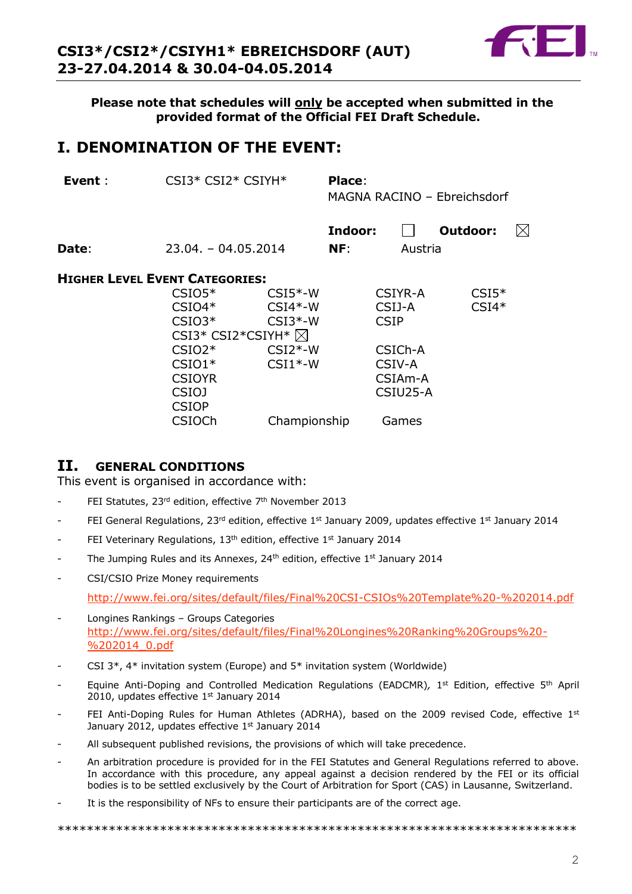# CSI3*/CSI2*/CSIYH1* EBREICHSDORF (AUT) 23-27.04.2014 & 30.04-04.05.2014

**Please note that schedules will only be accepted when submitted in the provided format of the Official FEI Draft Schedule.**

# I. DENOMINATION OF THE EVENT:

| | | | |
|---|---|---|---|
| **Event** : | CSI3* CSI2* CSIYH* | **Place**: MAGNA RACINO – Ebreichsdorf | |
| | | **Indoor:** ☐ | **Outdoor:** ☒ |
| **Date**: | 23.04. – 04.05.2014 | **NF**: | Austria |

**HIGHER LEVEL EVENT CATEGORIES:**

| | | | |
|---|---|---|---|
| CSIO5* | CSI5*-W | CSIYR-A | CSI5* |
| CSIO4* | CSI4*-W | CSIJ-A | CSI4* |
| CSIO3* | CSI3*-W | CSIP | |
| CSI3* CSI2*CSIYH* ☒ | | | |
| CSIO2* | CSI2*-W | CSICh-A | |
| CSIO1* | CSI1*-W | CSIV-A | |
| CSIOYR | | CSIAm-A | |
| CSIOJ | | CSIU25-A | |
| CSIOP | | | |
| CSIOCh | Championship | Games | |

# II. GENERAL CONDITIONS

This event is organised in accordance with:

- FEI Statutes, 23rd edition, effective 7th November 2013
- FEI General Regulations, 23rd edition, effective 1st January 2009, updates effective 1st January 2014
- FEI Veterinary Regulations, 13th edition, effective 1st January 2014
- The Jumping Rules and its Annexes, 24th edition, effective 1st January 2014
- CSI/CSIO Prize Money requirements

  http://www.fei.org/sites/default/files/Final%20CSI-CSIOs%20Template%20-%202014.pdf
- Longines Rankings – Groups Categories
  http://www.fei.org/sites/default/files/Final%20Longines%20Ranking%20Groups%20-%202014_0.pdf
- CSI 3*, 4* invitation system (Europe) and 5* invitation system (Worldwide)
- Equine Anti-Doping and Controlled Medication Regulations (EADCMR), 1st Edition, effective 5th April 2010, updates effective 1st January 2014
- FEI Anti-Doping Rules for Human Athletes (ADRHA), based on the 2009 revised Code, effective 1st January 2012, updates effective 1st January 2014
- All subsequent published revisions, the provisions of which will take precedence.
- An arbitration procedure is provided for in the FEI Statutes and General Regulations referred to above. In accordance with this procedure, any appeal against a decision rendered by the FEI or its official bodies is to be settled exclusively by the Court of Arbitration for Sport (CAS) in Lausanne, Switzerland.
- It is the responsibility of NFs to ensure their participants are of the correct age.

*************************************************************************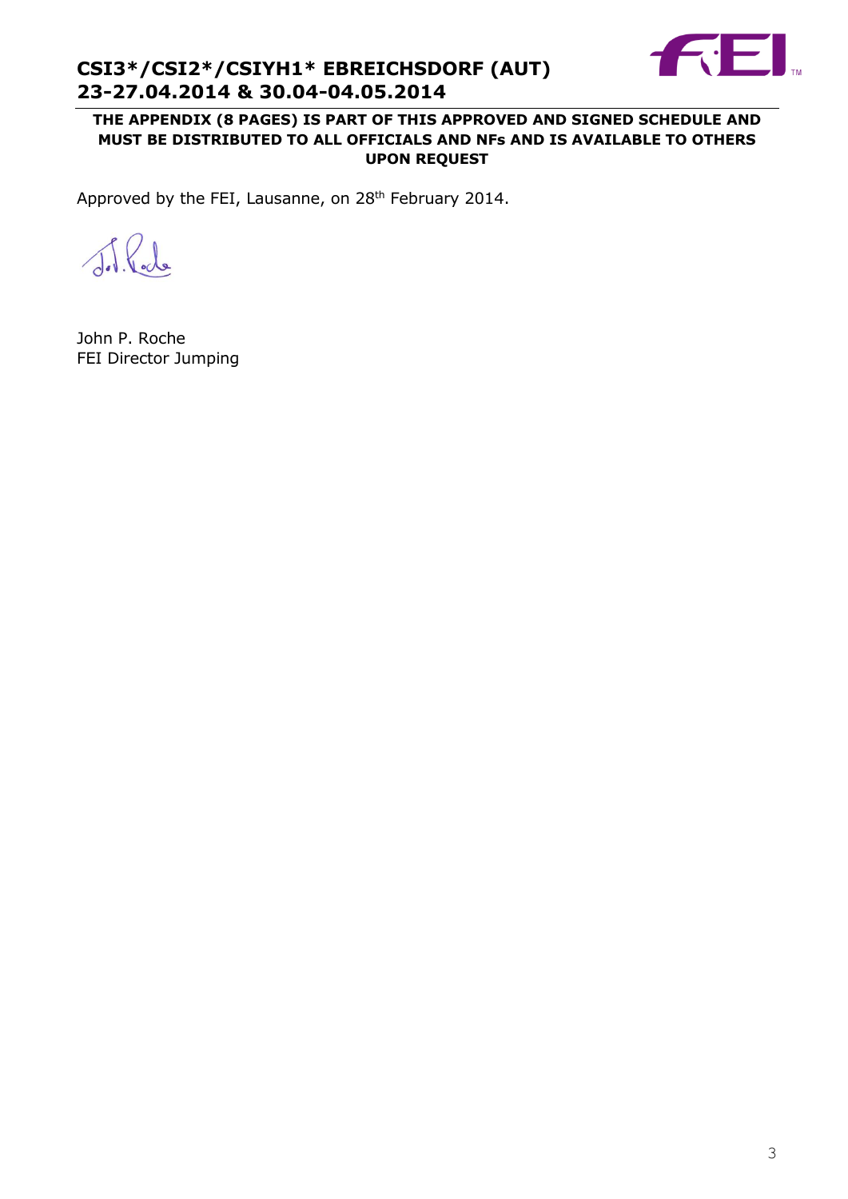**THE APPENDIX (8 PAGES) IS PART OF THIS APPROVED AND SIGNED SCHEDULE AND MUST BE DISTRIBUTED TO ALL OFFICIALS AND NFs AND IS AVAILABLE TO OTHERS UPON REQUEST**

Approved by the FEI, Lausanne, on 28th February 2014.

John P. Roche
FEI Director Jumping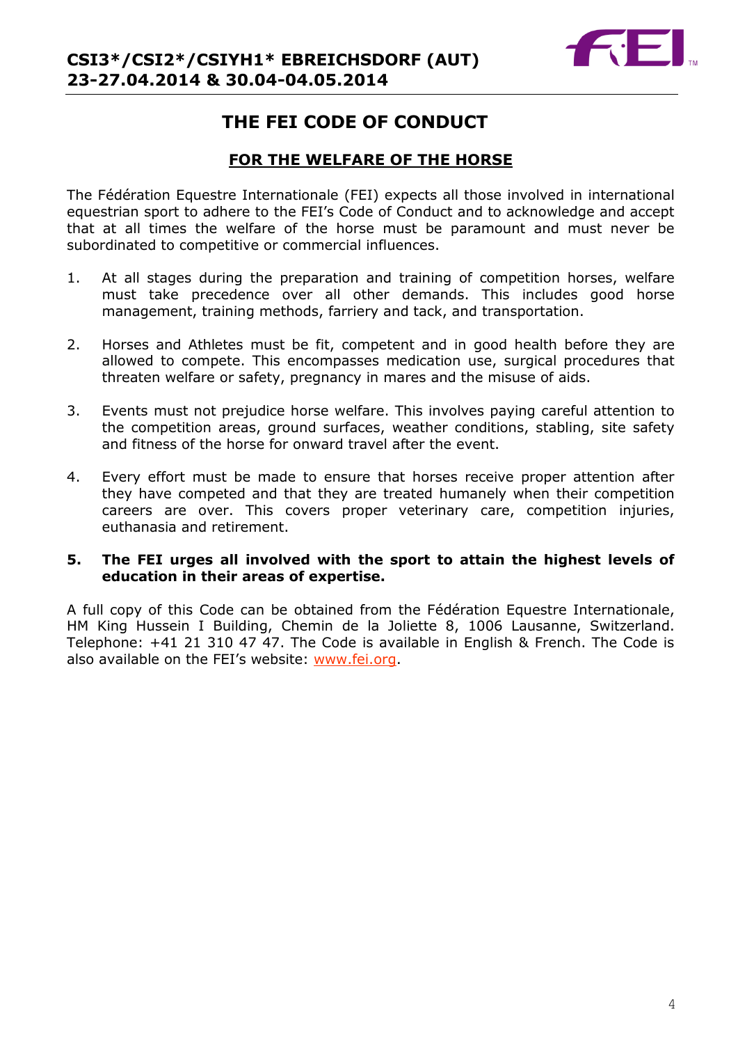# THE FEI CODE OF CONDUCT

## FOR THE WELFARE OF THE HORSE

The Fédération Equestre Internationale (FEI) expects all those involved in international equestrian sport to adhere to the FEI's Code of Conduct and to acknowledge and accept that at all times the welfare of the horse must be paramount and must never be subordinated to competitive or commercial influences.

1. At all stages during the preparation and training of competition horses, welfare must take precedence over all other demands. This includes good horse management, training methods, farriery and tack, and transportation.

2. Horses and Athletes must be fit, competent and in good health before they are allowed to compete. This encompasses medication use, surgical procedures that threaten welfare or safety, pregnancy in mares and the misuse of aids.

3. Events must not prejudice horse welfare. This involves paying careful attention to the competition areas, ground surfaces, weather conditions, stabling, site safety and fitness of the horse for onward travel after the event.

4. Every effort must be made to ensure that horses receive proper attention after they have competed and that they are treated humanely when their competition careers are over. This covers proper veterinary care, competition injuries, euthanasia and retirement.

5. **The FEI urges all involved with the sport to attain the highest levels of education in their areas of expertise.**

A full copy of this Code can be obtained from the Fédération Equestre Internationale, HM King Hussein I Building, Chemin de la Joliette 8, 1006 Lausanne, Switzerland. Telephone: +41 21 310 47 47. The Code is available in English & French. The Code is also available on the FEI's website: www.fei.org.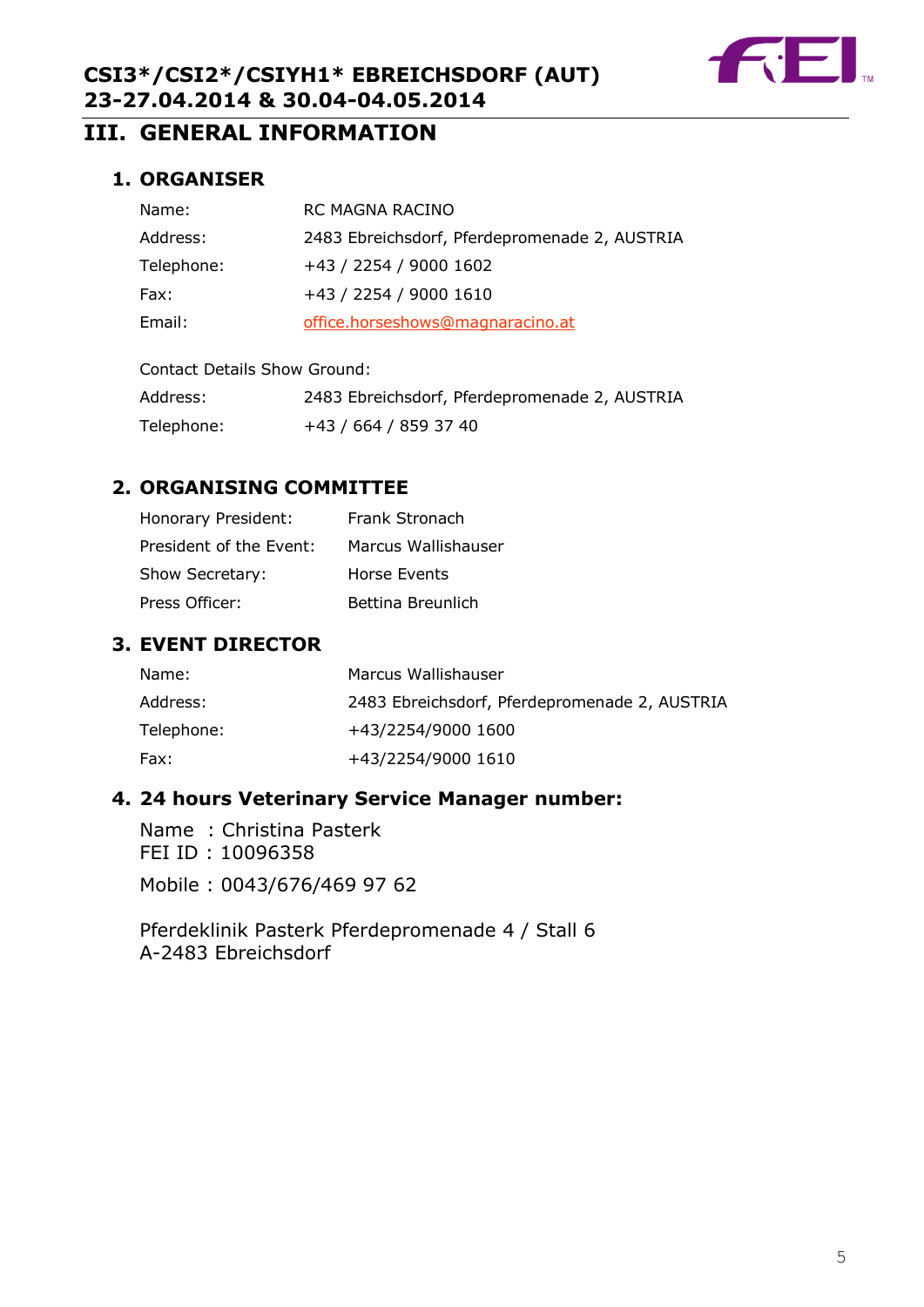# III. GENERAL INFORMATION

## 1. ORGANISER

| | |
|---|---|
| Name: | RC MAGNA RACINO |
| Address: | 2483 Ebreichsdorf, Pferdepromenade 2, AUSTRIA |
| Telephone: | +43 / 2254 / 9000 1602 |
| Fax: | +43 / 2254 / 9000 1610 |
| Email: | office.horseshows@magnaracino.at |

Contact Details Show Ground:

| | |
|---|---|
| Address: | 2483 Ebreichsdorf, Pferdepromenade 2, AUSTRIA |
| Telephone: | +43 / 664 / 859 37 40 |

## 2. ORGANISING COMMITTEE

| | |
|---|---|
| Honorary President: | Frank Stronach |
| President of the Event: | Marcus Wallishauser |
| Show Secretary: | Horse Events |
| Press Officer: | Bettina Breunlich |

## 3. EVENT DIRECTOR

| | |
|---|---|
| Name: | Marcus Wallishauser |
| Address: | 2483 Ebreichsdorf, Pferdepromenade 2, AUSTRIA |
| Telephone: | +43/2254/9000 1600 |
| Fax: | +43/2254/9000 1610 |

## 4. 24 hours Veterinary Service Manager number:

Name : Christina Pasterk
FEI ID : 10096358

Mobile : 0043/676/469 97 62

Pferdeklinik Pasterk Pferdepromenade 4 / Stall 6
A-2483 Ebreichsdorf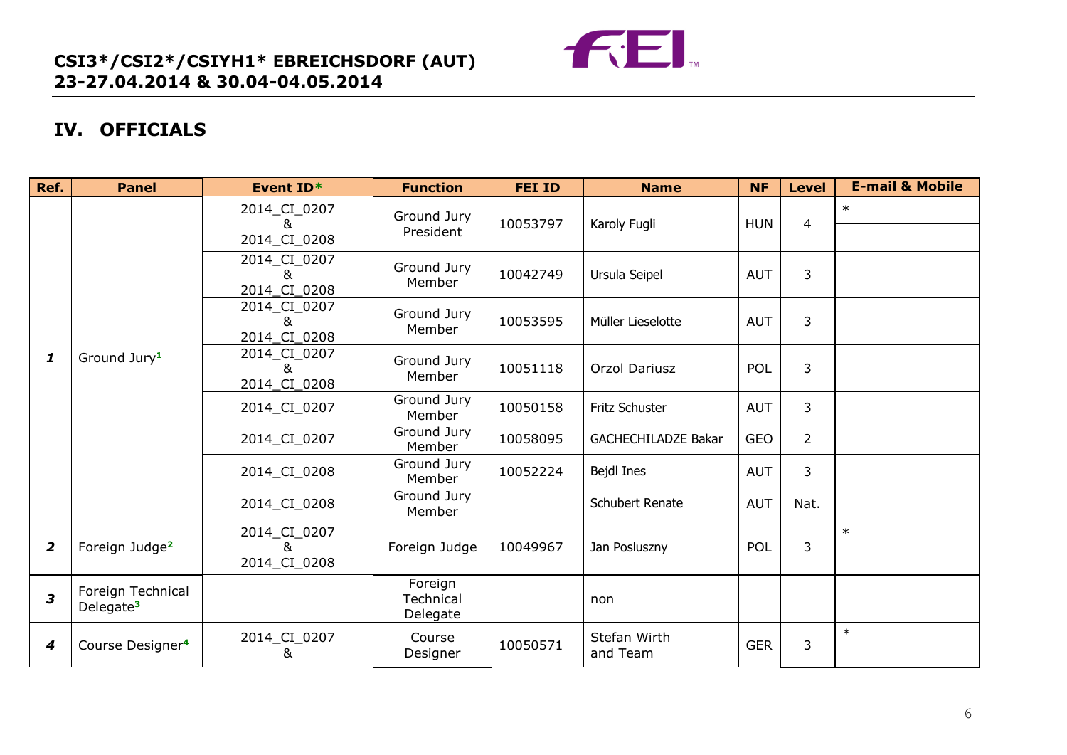# IV. OFFICIALS

| Ref. | Panel | Event ID* | Function | FEI ID | Name | NF | Level | E-mail & Mobile |
|---|---|---|---|---|---|---|---|---|
| ***1*** | Ground Jury[1] | 2014_CI_0207 & 2014_CI_0208 | Ground Jury President | 10053797 | Karoly Fugli | HUN | 4 | * |
| | | 2014_CI_0207 & 2014_CI_0208 | Ground Jury Member | 10042749 | Ursula Seipel | AUT | 3 | |
| | | 2014_CI_0207 & 2014_CI_0208 | Ground Jury Member | 10053595 | Müller Lieselotte | AUT | 3 | |
| | | 2014_CI_0207 & 2014_CI_0208 | Ground Jury Member | 10051118 | Orzol Dariusz | POL | 3 | |
| | | 2014_CI_0207 | Ground Jury Member | 10050158 | Fritz Schuster | AUT | 3 | |
| | | 2014_CI_0207 | Ground Jury Member | 10058095 | GACHECHILADZE Bakar | GEO | 2 | |
| | | 2014_CI_0208 | Ground Jury Member | 10052224 | Bejdl Ines | AUT | 3 | |
| | | 2014_CI_0208 | Ground Jury Member | | Schubert Renate | AUT | Nat. | |
| ***2*** | Foreign Judge[2] | 2014_CI_0207 & 2014_CI_0208 | Foreign Judge | 10049967 | Jan Posluszny | POL | 3 | * |
| ***3*** | Foreign Technical Delegate[3] | | Foreign Technical Delegate | | non | | | |
| ***4*** | Course Designer[4] | 2014_CI_0207 & | Course Designer | 10050571 | Stefan Wirth and Team | GER | 3 | * |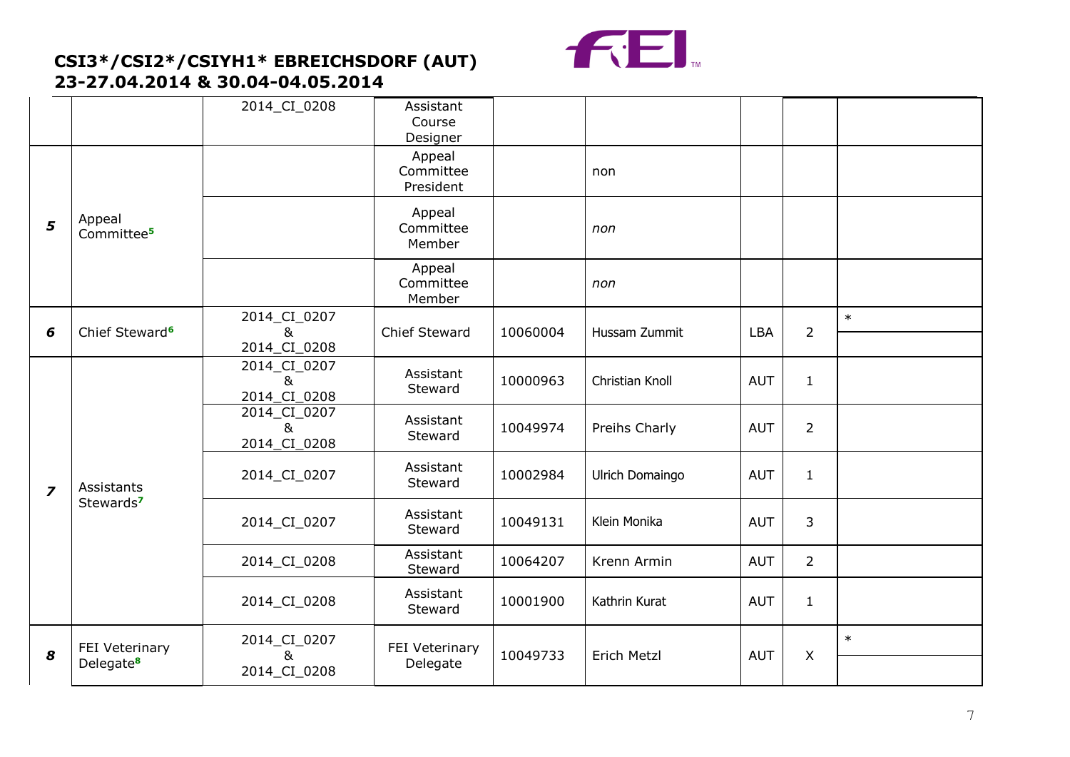# CSI3*/CSI2*/CSIYH1* EBREICHSDORF (AUT)
## 23-27.04.2014 & 30.04-04.05.2014

| | | | | | | | | |
|---|---|---|---|---|---|---|---|---|
| | | 2014_CI_0208 | Assistant Course Designer | | | | | |
| **5** | Appeal Committee[5] | | Appeal Committee President | | non | | | |
| | | | Appeal Committee Member | | *non* | | | |
| | | | Appeal Committee Member | | *non* | | | |
| **6** | Chief Steward[6] | 2014_CI_0207 & 2014_CI_0208 | Chief Steward | 10060004 | Hussam Zummit | LBA | 2 | * |
| **7** | Assistants Stewards[7] | 2014_CI_0207 & 2014_CI_0208 | Assistant Steward | 10000963 | Christian Knoll | AUT | 1 | |
| | | 2014_CI_0207 & 2014_CI_0208 | Assistant Steward | 10049974 | Preihs Charly | AUT | 2 | |
| | | 2014_CI_0207 | Assistant Steward | 10002984 | Ulrich Domaingo | AUT | 1 | |
| | | 2014_CI_0207 | Assistant Steward | 10049131 | Klein Monika | AUT | 3 | |
| | | 2014_CI_0208 | Assistant Steward | 10064207 | Krenn Armin | AUT | 2 | |
| | | 2014_CI_0208 | Assistant Steward | 10001900 | Kathrin Kurat | AUT | 1 | |
| **8** | FEI Veterinary Delegate[8] | 2014_CI_0207 & 2014_CI_0208 | FEI Veterinary Delegate | 10049733 | Erich Metzl | AUT | X | * |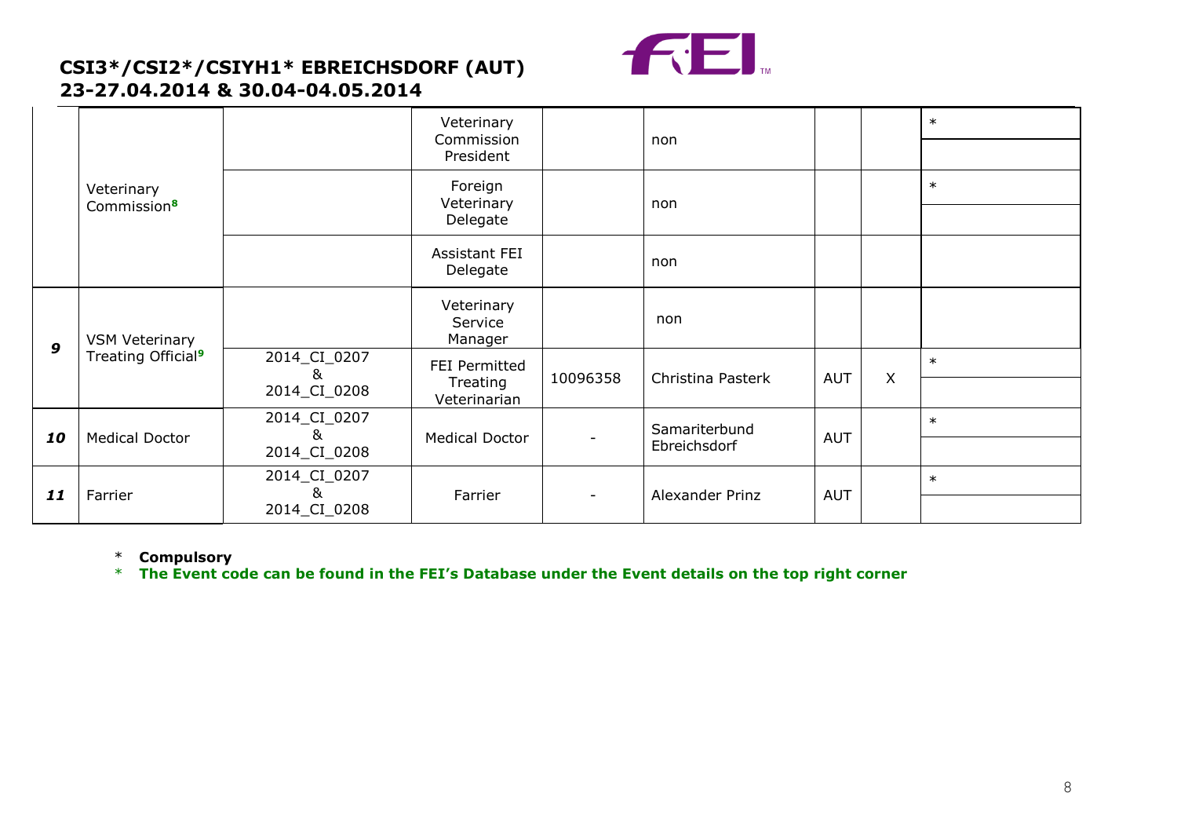**CSI3*/CSI2*/CSIYH1* EBREICHSDORF (AUT)**
**23-27.04.2014 & 30.04-04.05.2014**

| | | | | | | | | |
|---|---|---|---|---|---|---|---|---|
| | Veterinary Commission[8] | | Veterinary Commission President | | non | | | * |
| | | | Foreign Veterinary Delegate | | non | | | * |
| | | | Assistant FEI Delegate | | non | | | |
| ***9*** | VSM Veterinary Treating Official[9] | | Veterinary Service Manager | | non | | | |
| | | 2014_CI_0207 & 2014_CI_0208 | FEI Permitted Treating Veterinarian | 10096358 | Christina Pasterk | AUT | X | * |
| ***10*** | Medical Doctor | 2014_CI_0207 & 2014_CI_0208 | Medical Doctor | - | Samariterbund Ebreichsdorf | AUT | | * |
| ***11*** | Farrier | 2014_CI_0207 & 2014_CI_0208 | Farrier | - | Alexander Prinz | AUT | | * |

\* **Compulsory**
\* **The Event code can be found in the FEI's Database under the Event details on the top right corner**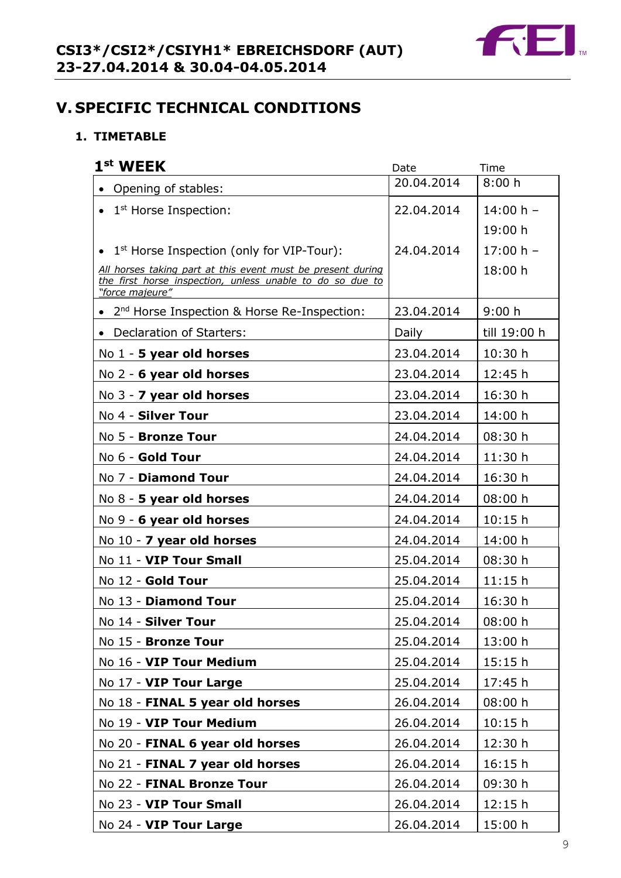# CSI3*/CSI2*/CSIYH1* EBREICHSDORF (AUT)
# 23-27.04.2014 & 30.04-04.05.2014

## V. SPECIFIC TECHNICAL CONDITIONS

### 1. TIMETABLE

| 1st WEEK | Date | Time |
|---|---|---|
| • Opening of stables: | 20.04.2014 | 8:00 h |
| • 1st Horse Inspection: | 22.04.2014 | 14:00 h – 19:00 h |
| • 1st Horse Inspection (only for VIP-Tour): *All horses taking part at this event must be present during the first horse inspection, unless unable to do so due to "force majeure"* | 24.04.2014 | 17:00 h – 18:00 h |
| • 2nd Horse Inspection & Horse Re-Inspection: | 23.04.2014 | 9:00 h |
| • Declaration of Starters: | Daily | till 19:00 h |
| No 1 - **5 year old horses** | 23.04.2014 | 10:30 h |
| No 2 - **6 year old horses** | 23.04.2014 | 12:45 h |
| No 3 - **7 year old horses** | 23.04.2014 | 16:30 h |
| No 4 - **Silver Tour** | 23.04.2014 | 14:00 h |
| No 5 - **Bronze Tour** | 24.04.2014 | 08:30 h |
| No 6 - **Gold Tour** | 24.04.2014 | 11:30 h |
| No 7 - **Diamond Tour** | 24.04.2014 | 16:30 h |
| No 8 - **5 year old horses** | 24.04.2014 | 08:00 h |
| No 9 - **6 year old horses** | 24.04.2014 | 10:15 h |
| No 10 - **7 year old horses** | 24.04.2014 | 14:00 h |
| No 11 - **VIP Tour Small** | 25.04.2014 | 08:30 h |
| No 12 - **Gold Tour** | 25.04.2014 | 11:15 h |
| No 13 - **Diamond Tour** | 25.04.2014 | 16:30 h |
| No 14 - **Silver Tour** | 25.04.2014 | 08:00 h |
| No 15 - **Bronze Tour** | 25.04.2014 | 13:00 h |
| No 16 - **VIP Tour Medium** | 25.04.2014 | 15:15 h |
| No 17 - **VIP Tour Large** | 25.04.2014 | 17:45 h |
| No 18 - **FINAL 5 year old horses** | 26.04.2014 | 08:00 h |
| No 19 - **VIP Tour Medium** | 26.04.2014 | 10:15 h |
| No 20 - **FINAL 6 year old horses** | 26.04.2014 | 12:30 h |
| No 21 - **FINAL 7 year old horses** | 26.04.2014 | 16:15 h |
| No 22 - **FINAL Bronze Tour** | 26.04.2014 | 09:30 h |
| No 23 - **VIP Tour Small** | 26.04.2014 | 12:15 h |
| No 24 - **VIP Tour Large** | 26.04.2014 | 15:00 h |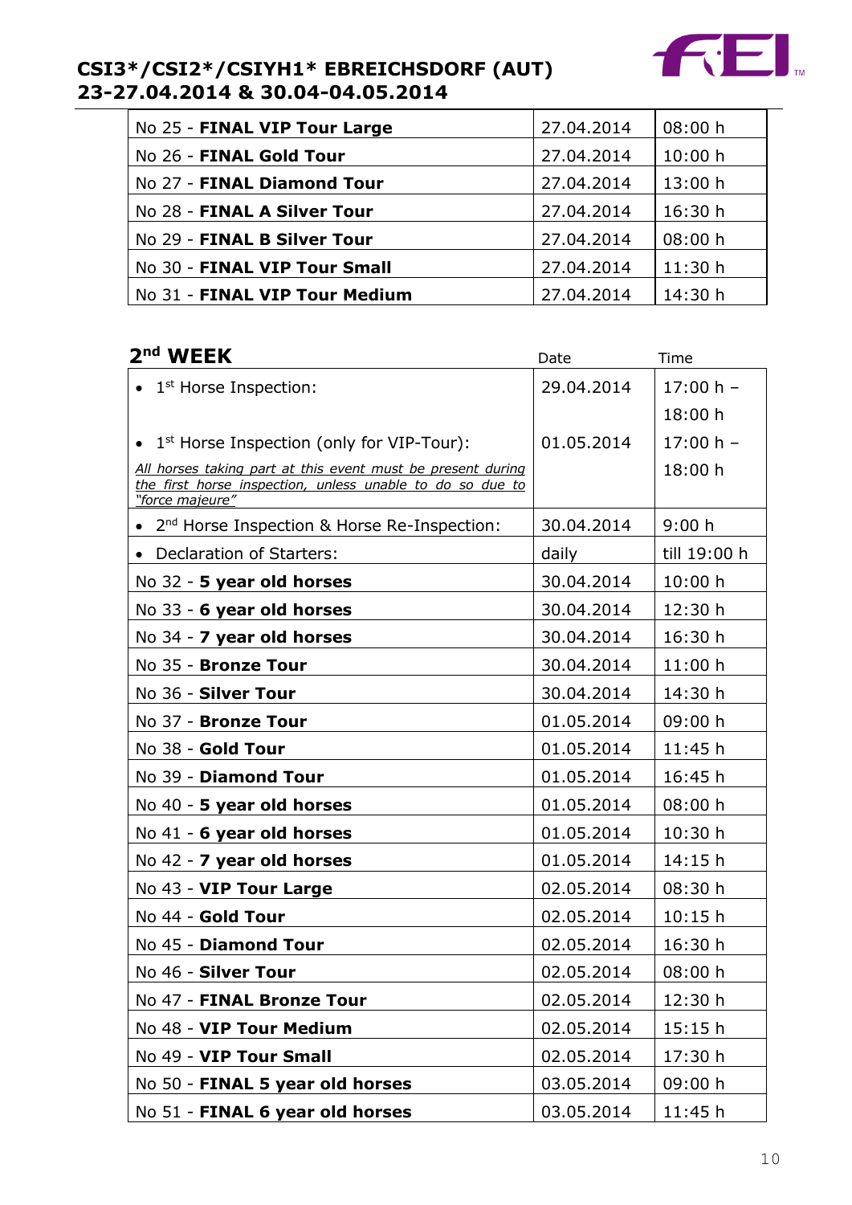| No 25 - **FINAL VIP Tour Large** | 27.04.2014 | 08:00 h |
|---|---|---|
| No 26 - **FINAL Gold Tour** | 27.04.2014 | 10:00 h |
| No 27 - **FINAL Diamond Tour** | 27.04.2014 | 13:00 h |
| No 28 - **FINAL A Silver Tour** | 27.04.2014 | 16:30 h |
| No 29 - **FINAL B Silver Tour** | 27.04.2014 | 08:00 h |
| No 30 - **FINAL VIP Tour Small** | 27.04.2014 | 11:30 h |
| No 31 - **FINAL VIP Tour Medium** | 27.04.2014 | 14:30 h |

| **2nd WEEK** | Date | Time |
|---|---|---|
| • 1st Horse Inspection: | 29.04.2014 | 17:00 h – 18:00 h |
| • 1st Horse Inspection (only for VIP-Tour):<br>*All horses taking part at this event must be present during the first horse inspection, unless unable to do so due to "force majeure"* | 01.05.2014 | 17:00 h – 18:00 h |
| • 2nd Horse Inspection & Horse Re-Inspection: | 30.04.2014 | 9:00 h |
| • Declaration of Starters: | daily | till 19:00 h |
| No 32 - **5 year old horses** | 30.04.2014 | 10:00 h |
| No 33 - **6 year old horses** | 30.04.2014 | 12:30 h |
| No 34 - **7 year old horses** | 30.04.2014 | 16:30 h |
| No 35 - **Bronze Tour** | 30.04.2014 | 11:00 h |
| No 36 - **Silver Tour** | 30.04.2014 | 14:30 h |
| No 37 - **Bronze Tour** | 01.05.2014 | 09:00 h |
| No 38 - **Gold Tour** | 01.05.2014 | 11:45 h |
| No 39 - **Diamond Tour** | 01.05.2014 | 16:45 h |
| No 40 - **5 year old horses** | 01.05.2014 | 08:00 h |
| No 41 - **6 year old horses** | 01.05.2014 | 10:30 h |
| No 42 - **7 year old horses** | 01.05.2014 | 14:15 h |
| No 43 - **VIP Tour Large** | 02.05.2014 | 08:30 h |
| No 44 - **Gold Tour** | 02.05.2014 | 10:15 h |
| No 45 - **Diamond Tour** | 02.05.2014 | 16:30 h |
| No 46 - **Silver Tour** | 02.05.2014 | 08:00 h |
| No 47 - **FINAL Bronze Tour** | 02.05.2014 | 12:30 h |
| No 48 - **VIP Tour Medium** | 02.05.2014 | 15:15 h |
| No 49 - **VIP Tour Small** | 02.05.2014 | 17:30 h |
| No 50 - **FINAL 5 year old horses** | 03.05.2014 | 09:00 h |
| No 51 - **FINAL 6 year old horses** | 03.05.2014 | 11:45 h |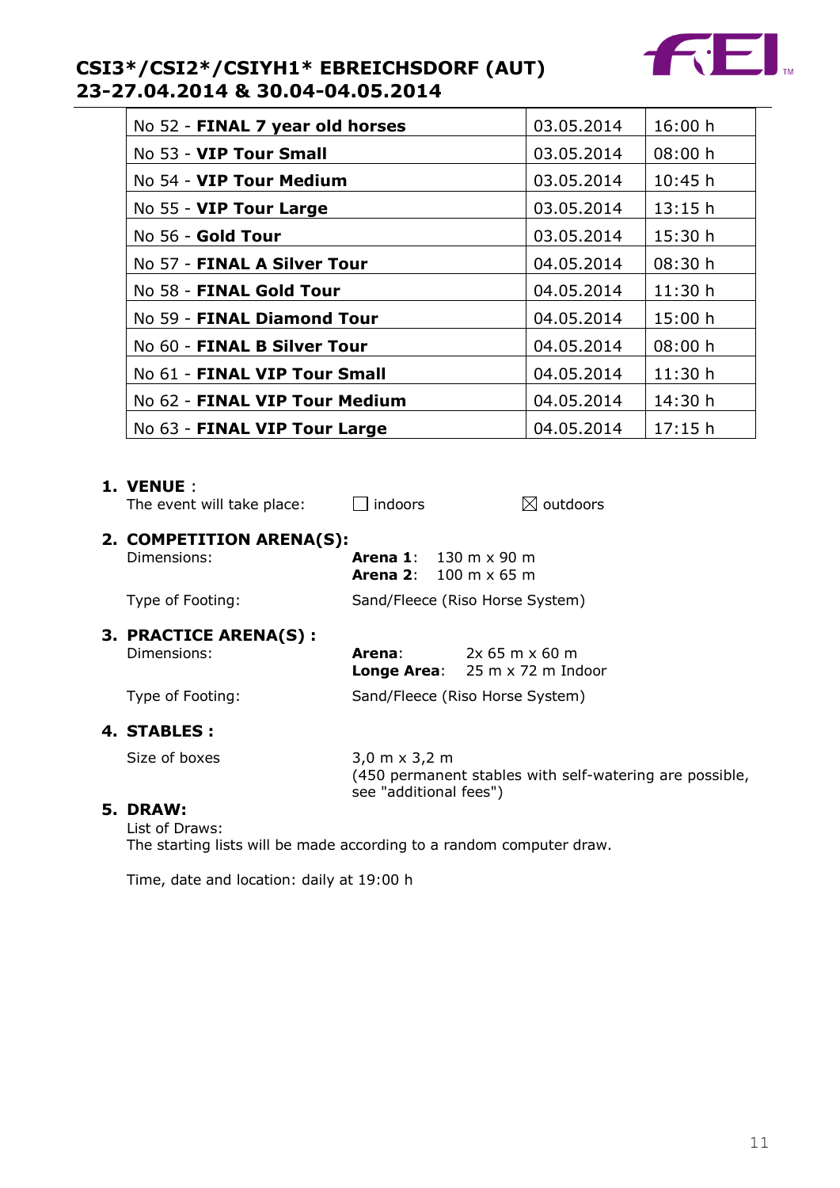| No 52 - **FINAL 7 year old horses** | 03.05.2014 | 16:00 h |
|---|---|---|
| No 53 - **VIP Tour Small** | 03.05.2014 | 08:00 h |
| No 54 - **VIP Tour Medium** | 03.05.2014 | 10:45 h |
| No 55 - **VIP Tour Large** | 03.05.2014 | 13:15 h |
| No 56 - **Gold Tour** | 03.05.2014 | 15:30 h |
| No 57 - **FINAL A Silver Tour** | 04.05.2014 | 08:30 h |
| No 58 - **FINAL Gold Tour** | 04.05.2014 | 11:30 h |
| No 59 - **FINAL Diamond Tour** | 04.05.2014 | 15:00 h |
| No 60 - **FINAL B Silver Tour** | 04.05.2014 | 08:00 h |
| No 61 - **FINAL VIP Tour Small** | 04.05.2014 | 11:30 h |
| No 62 - **FINAL VIP Tour Medium** | 04.05.2014 | 14:30 h |
| No 63 - **FINAL VIP Tour Large** | 04.05.2014 | 17:15 h |

**1. VENUE** :

The event will take place: ☐ indoors ☒ outdoors

**2. COMPETITION ARENA(S):**

Dimensions: **Arena 1**: 130 m x 90 m
**Arena 2**: 100 m x 65 m

Type of Footing: Sand/Fleece (Riso Horse System)

**3. PRACTICE ARENA(S) :**

Dimensions: **Arena**: 2x 65 m x 60 m
**Longe Area**: 25 m x 72 m Indoor

Type of Footing: Sand/Fleece (Riso Horse System)

**4. STABLES :**

Size of boxes: 3,0 m x 3,2 m
(450 permanent stables with self-watering are possible, see "additional fees")

**5. DRAW:**

List of Draws:
The starting lists will be made according to a random computer draw.

Time, date and location: daily at 19:00 h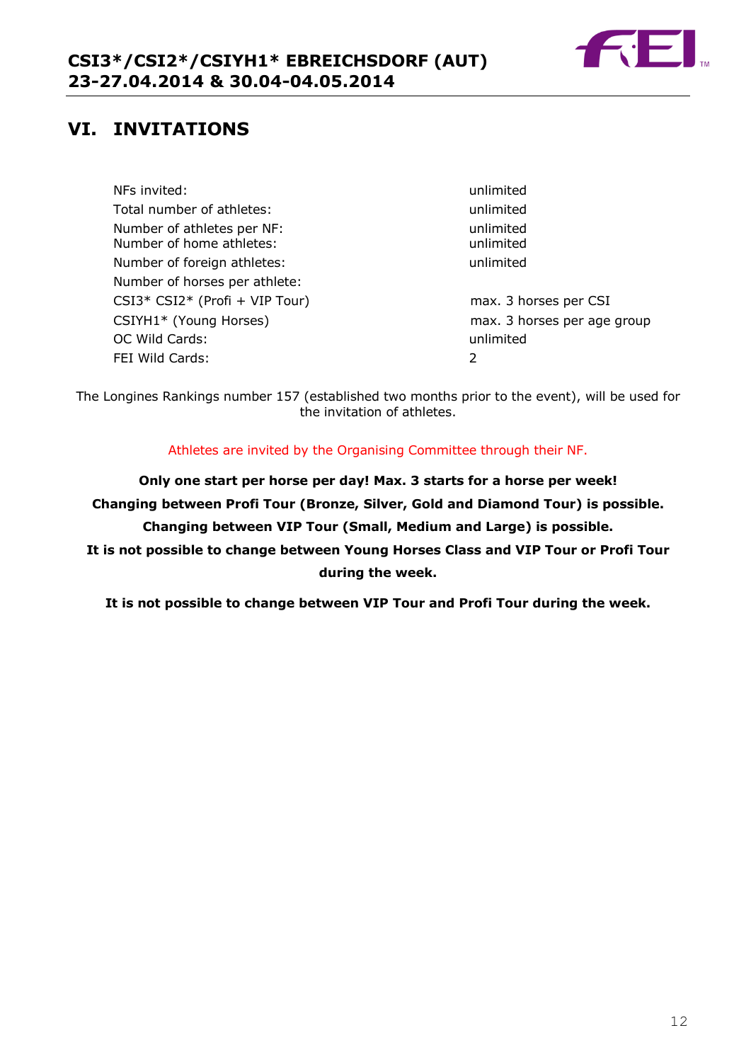# VI. INVITATIONS

| | |
|---|---|
| NFs invited: | unlimited |
| Total number of athletes: | unlimited |
| Number of athletes per NF: | unlimited |
| Number of home athletes: | unlimited |
| Number of foreign athletes: | unlimited |
| Number of horses per athlete: | |
| CSI3* CSI2* (Profi + VIP Tour) | max. 3 horses per CSI |
| CSIYH1* (Young Horses) | max. 3 horses per age group |
| OC Wild Cards: | unlimited |
| FEI Wild Cards: | 2 |

The Longines Rankings number 157 (established two months prior to the event), will be used for the invitation of athletes.

Athletes are invited by the Organising Committee through their NF.

**Only one start per horse per day! Max. 3 starts for a horse per week!**

**Changing between Profi Tour (Bronze, Silver, Gold and Diamond Tour) is possible.**

**Changing between VIP Tour (Small, Medium and Large) is possible.**

**It is not possible to change between Young Horses Class and VIP Tour or Profi Tour during the week.**

**It is not possible to change between VIP Tour and Profi Tour during the week.**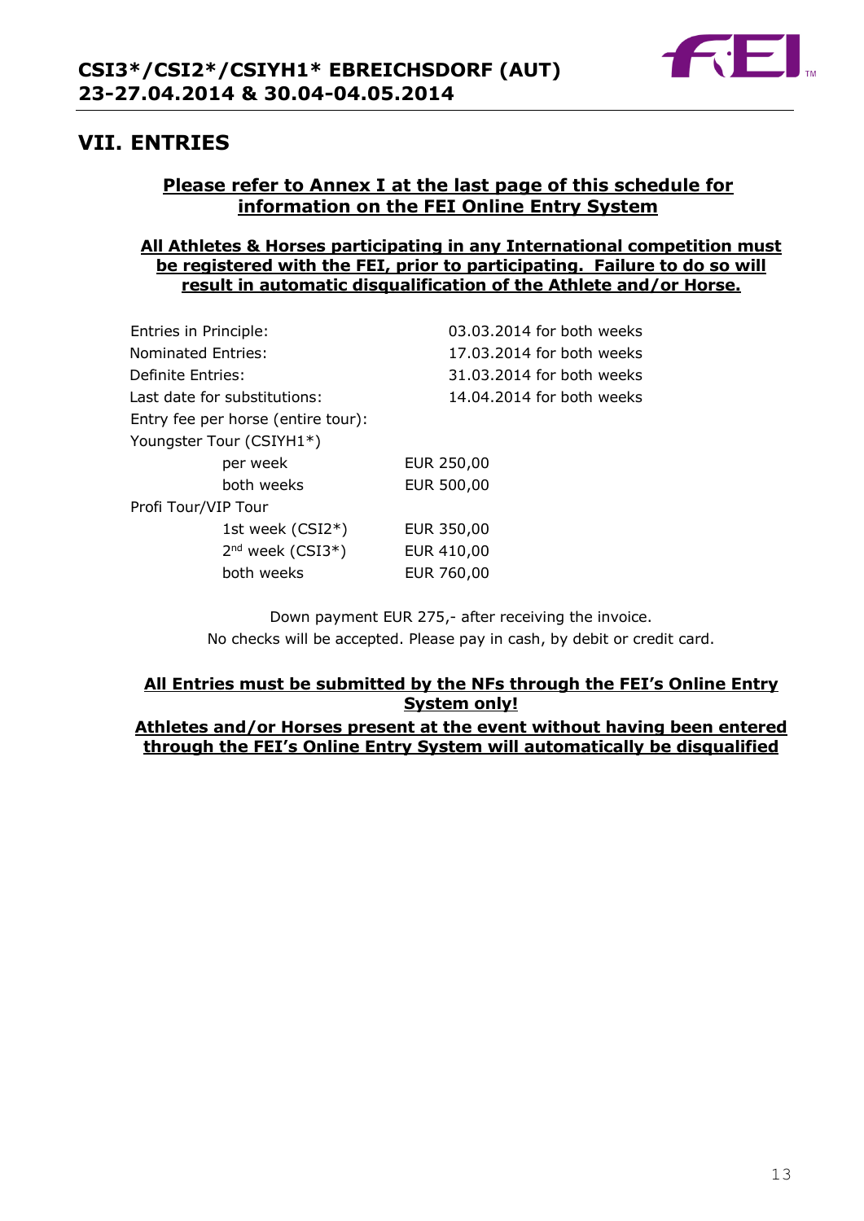## VII. ENTRIES

**Please refer to Annex I at the last page of this schedule for information on the FEI Online Entry System**

**All Athletes & Horses participating in any International competition must be registered with the FEI, prior to participating. Failure to do so will result in automatic disqualification of the Athlete and/or Horse.**

| | | |
|---|---|---|
| Entries in Principle: | | 03.03.2014 for both weeks |
| Nominated Entries: | | 17.03.2014 for both weeks |
| Definite Entries: | | 31.03.2014 for both weeks |
| Last date for substitutions: | | 14.04.2014 for both weeks |
| Entry fee per horse (entire tour): | | |
| Youngster Tour (CSIYH1*) | | |
| per week | EUR 250,00 | |
| both weeks | EUR 500,00 | |
| Profi Tour/VIP Tour | | |
| 1st week (CSI2*) | EUR 350,00 | |
| 2nd week (CSI3*) | EUR 410,00 | |
| both weeks | EUR 760,00 | |

Down payment EUR 275,- after receiving the invoice.
No checks will be accepted. Please pay in cash, by debit or credit card.

**All Entries must be submitted by the NFs through the FEI's Online Entry System only!**

**Athletes and/or Horses present at the event without having been entered through the FEI's Online Entry System will automatically be disqualified**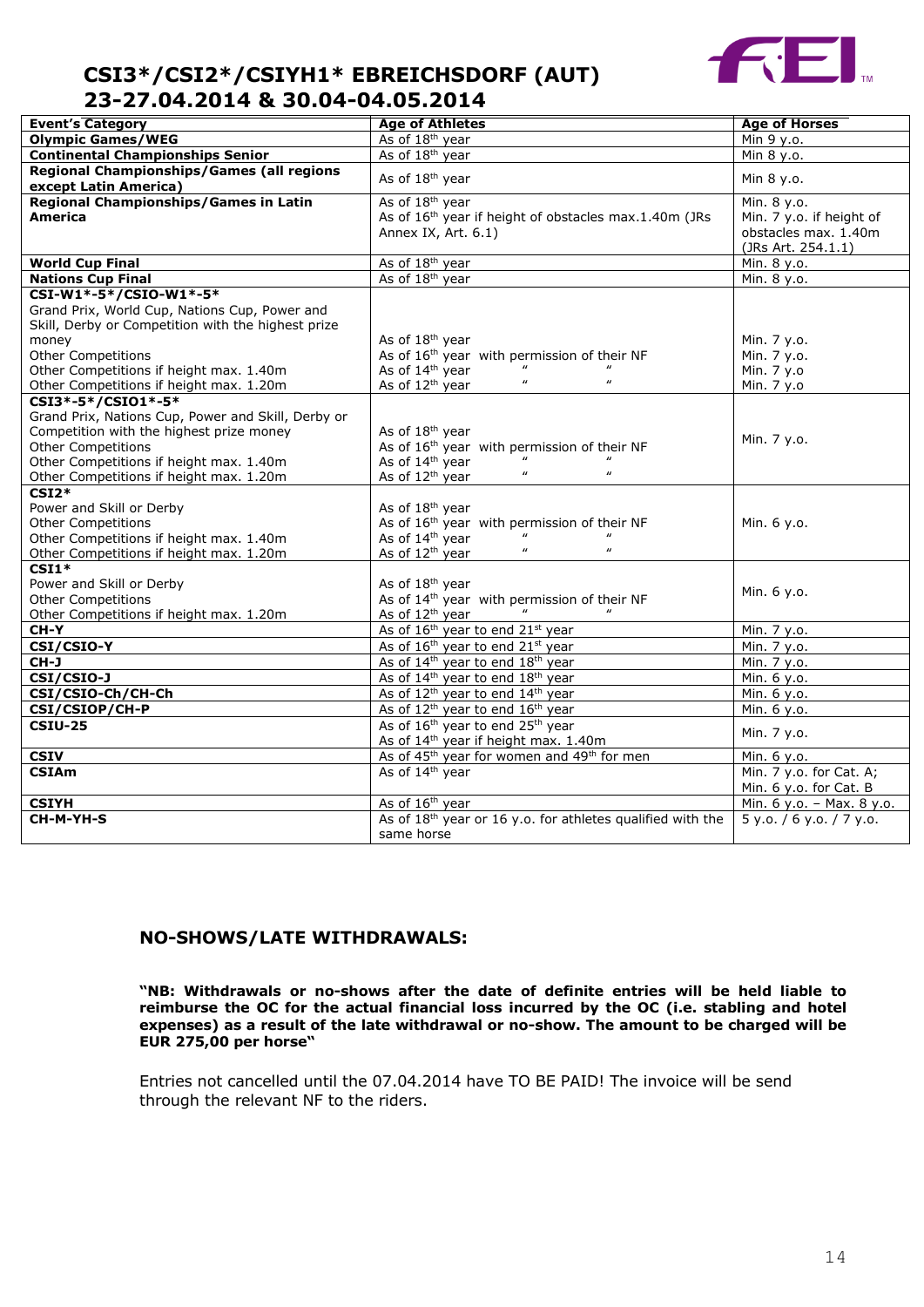# CSI3*/CSI2*/CSIYH1* EBREICHSDORF (AUT)
# 23-27.04.2014 & 30.04-04.05.2014

| Event's Category | Age of Athletes | Age of Horses |
|---|---|---|
| **Olympic Games/WEG** | As of 18th year | Min 9 y.o. |
| **Continental Championships Senior** | As of 18th year | Min 8 y.o. |
| **Regional Championships/Games (all regions except Latin America)** | As of 18th year | Min 8 y.o. |
| **Regional Championships/Games in Latin America** | As of 18th year<br>As of 16th year if height of obstacles max.1.40m (JRs Annex IX, Art. 6.1) | Min. 8 y.o.<br>Min. 7 y.o. if height of obstacles max. 1.40m (JRs Art. 254.1.1) |
| **World Cup Final** | As of 18th year | Min. 8 y.o. |
| **Nations Cup Final** | As of 18th year | Min. 8 y.o. |
| **CSI-W1*-5*/CSIO-W1*-5***<br>Grand Prix, World Cup, Nations Cup, Power and Skill, Derby or Competition with the highest prize money<br>Other Competitions<br>Other Competitions if height max. 1.40m<br>Other Competitions if height max. 1.20m | <br><br>As of 18th year<br>As of 16th year with permission of their NF<br>As of 14th year " "<br>As of 12th year " " | <br><br>Min. 7 y.o.<br>Min. 7 y.o.<br>Min. 7 y.o<br>Min. 7 y.o |
| **CSI3*-5*/CSIO1*-5***<br>Grand Prix, Nations Cup, Power and Skill, Derby or Competition with the highest prize money<br>Other Competitions<br>Other Competitions if height max. 1.40m<br>Other Competitions if height max. 1.20m | <br>As of 18th year<br>As of 16th year with permission of their NF<br>As of 14th year " "<br>As of 12th year " " | Min. 7 y.o. |
| **CSI2***<br>Power and Skill or Derby<br>Other Competitions<br>Other Competitions if height max. 1.40m<br>Other Competitions if height max. 1.20m | <br>As of 18th year<br>As of 16th year with permission of their NF<br>As of 14th year " "<br>As of 12th year " " | Min. 6 y.o. |
| **CSI1***<br>Power and Skill or Derby<br>Other Competitions<br>Other Competitions if height max. 1.20m | <br>As of 18th year<br>As of 14th year with permission of their NF<br>As of 12th year " | Min. 6 y.o. |
| **CH-Y** | As of 16th year to end 21st year | Min. 7 y.o. |
| **CSI/CSIO-Y** | As of 16th year to end 21st year | Min. 7 y.o. |
| **CH-J** | As of 14th year to end 18th year | Min. 7 y.o. |
| **CSI/CSIO-J** | As of 14th year to end 18th year | Min. 6 y.o. |
| **CSI/CSIO-Ch/CH-Ch** | As of 12th year to end 14th year | Min. 6 y.o. |
| **CSI/CSIOP/CH-P** | As of 12th year to end 16th year | Min. 6 y.o. |
| **CSIU-25** | As of 16th year to end 25th year<br>As of 14th year if height max. 1.40m | Min. 7 y.o. |
| **CSIV** | As of 45th year for women and 49th for men | Min. 6 y.o. |
| **CSIAm** | As of 14th year | Min. 7 y.o. for Cat. A;<br>Min. 6 y.o. for Cat. B |
| **CSIYH** | As of 16th year | Min. 6 y.o. – Max. 8 y.o. |
| **CH-M-YH-S** | As of 18th year or 16 y.o. for athletes qualified with the same horse | 5 y.o. / 6 y.o. / 7 y.o. |

## NO-SHOWS/LATE WITHDRAWALS:

**"NB: Withdrawals or no-shows after the date of definite entries will be held liable to reimburse the OC for the actual financial loss incurred by the OC (i.e. stabling and hotel expenses) as a result of the late withdrawal or no-show. The amount to be charged will be EUR 275,00 per horse"**

Entries not cancelled until the 07.04.2014 have TO BE PAID! The invoice will be send through the relevant NF to the riders.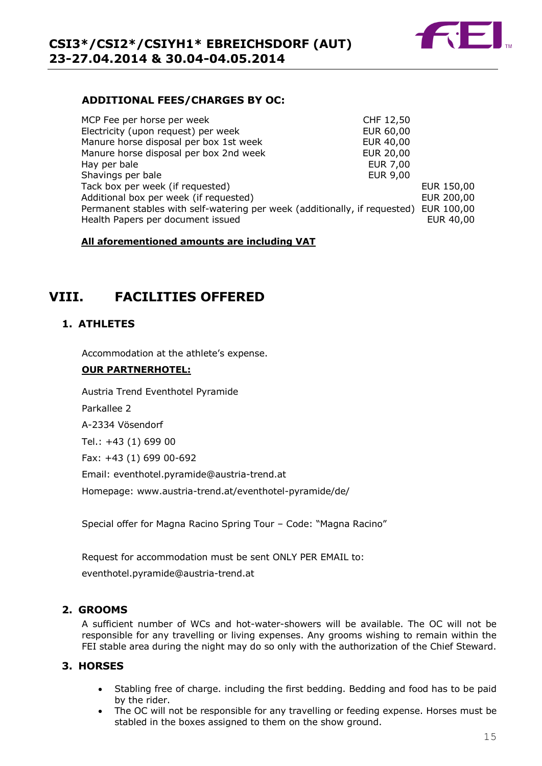### ADDITIONAL FEES/CHARGES BY OC:

| | |
|---|---|
| MCP Fee per horse per week | CHF 12,50 |
| Electricity (upon request) per week | EUR 60,00 |
| Manure horse disposal per box 1st week | EUR 40,00 |
| Manure horse disposal per box 2nd week | EUR 20,00 |
| Hay per bale | EUR 7,00 |
| Shavings per bale | EUR 9,00 |
| Tack box per week (if requested) | EUR 150,00 |
| Additional box per week (if requested) | EUR 200,00 |
| Permanent stables with self-watering per week (additionally, if requested) | EUR 100,00 |
| Health Papers per document issued | EUR 40,00 |

**All aforementioned amounts are including VAT**

# VIII. FACILITIES OFFERED

## 1. ATHLETES

Accommodation at the athlete's expense.

**OUR PARTNERHOTEL:**

Austria Trend Eventhotel Pyramide

Parkallee 2

A-2334 Vösendorf

Tel.: +43 (1) 699 00

Fax: +43 (1) 699 00-692

Email: eventhotel.pyramide@austria-trend.at

Homepage: www.austria-trend.at/eventhotel-pyramide/de/

Special offer for Magna Racino Spring Tour – Code: "Magna Racino"

Request for accommodation must be sent ONLY PER EMAIL to:
eventhotel.pyramide@austria-trend.at

## 2. GROOMS

A sufficient number of WCs and hot-water-showers will be available. The OC will not be responsible for any travelling or living expenses. Any grooms wishing to remain within the FEI stable area during the night may do so only with the authorization of the Chief Steward.

## 3. HORSES

- Stabling free of charge. including the first bedding. Bedding and food has to be paid by the rider.
- The OC will not be responsible for any travelling or feeding expense. Horses must be stabled in the boxes assigned to them on the show ground.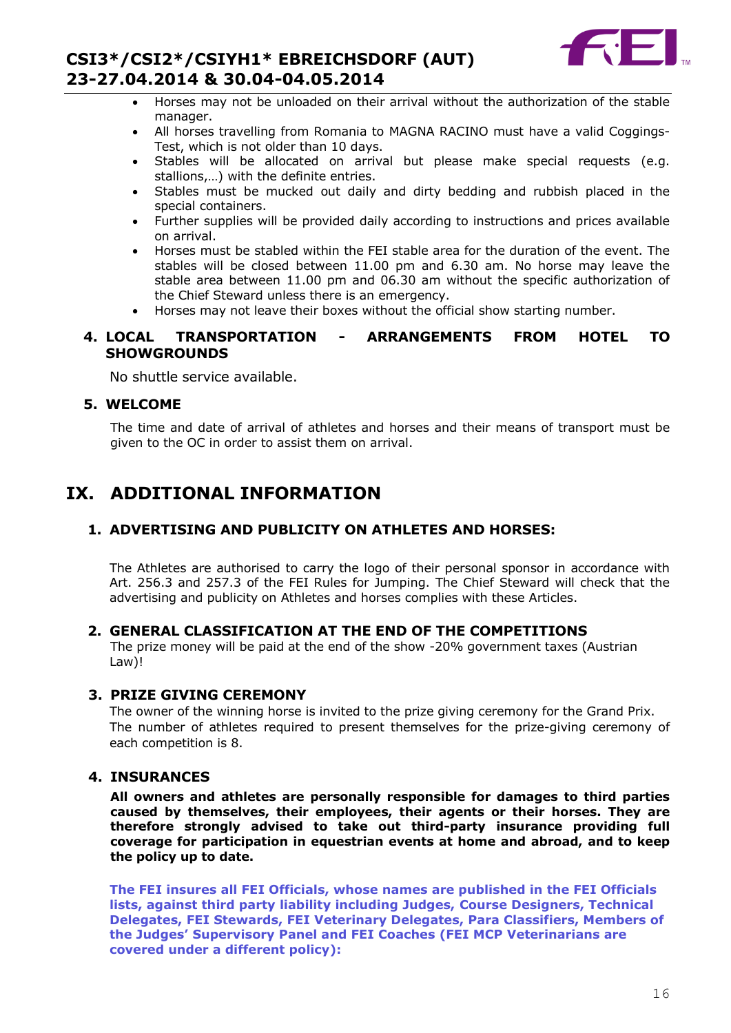- Horses may not be unloaded on their arrival without the authorization of the stable manager.
- All horses travelling from Romania to MAGNA RACINO must have a valid Coggings-Test, which is not older than 10 days.
- Stables will be allocated on arrival but please make special requests (e.g. stallions,…) with the definite entries.
- Stables must be mucked out daily and dirty bedding and rubbish placed in the special containers.
- Further supplies will be provided daily according to instructions and prices available on arrival.
- Horses must be stabled within the FEI stable area for the duration of the event. The stables will be closed between 11.00 pm and 6.30 am. No horse may leave the stable area between 11.00 pm and 06.30 am without the specific authorization of the Chief Steward unless there is an emergency.
- Horses may not leave their boxes without the official show starting number.

### 4. LOCAL TRANSPORTATION - ARRANGEMENTS FROM HOTEL TO SHOWGROUNDS

No shuttle service available.

### 5. WELCOME

The time and date of arrival of athletes and horses and their means of transport must be given to the OC in order to assist them on arrival.

## IX. ADDITIONAL INFORMATION

### 1. ADVERTISING AND PUBLICITY ON ATHLETES AND HORSES:

The Athletes are authorised to carry the logo of their personal sponsor in accordance with Art. 256.3 and 257.3 of the FEI Rules for Jumping. The Chief Steward will check that the advertising and publicity on Athletes and horses complies with these Articles.

### 2. GENERAL CLASSIFICATION AT THE END OF THE COMPETITIONS

The prize money will be paid at the end of the show -20% government taxes (Austrian Law)!

### 3. PRIZE GIVING CEREMONY

The owner of the winning horse is invited to the prize giving ceremony for the Grand Prix.
The number of athletes required to present themselves for the prize-giving ceremony of each competition is 8.

### 4. INSURANCES

**All owners and athletes are personally responsible for damages to third parties caused by themselves, their employees, their agents or their horses. They are therefore strongly advised to take out third-party insurance providing full coverage for participation in equestrian events at home and abroad, and to keep the policy up to date.**

**The FEI insures all FEI Officials, whose names are published in the FEI Officials lists, against third party liability including Judges, Course Designers, Technical Delegates, FEI Stewards, FEI Veterinary Delegates, Para Classifiers, Members of the Judges' Supervisory Panel and FEI Coaches (FEI MCP Veterinarians are covered under a different policy):**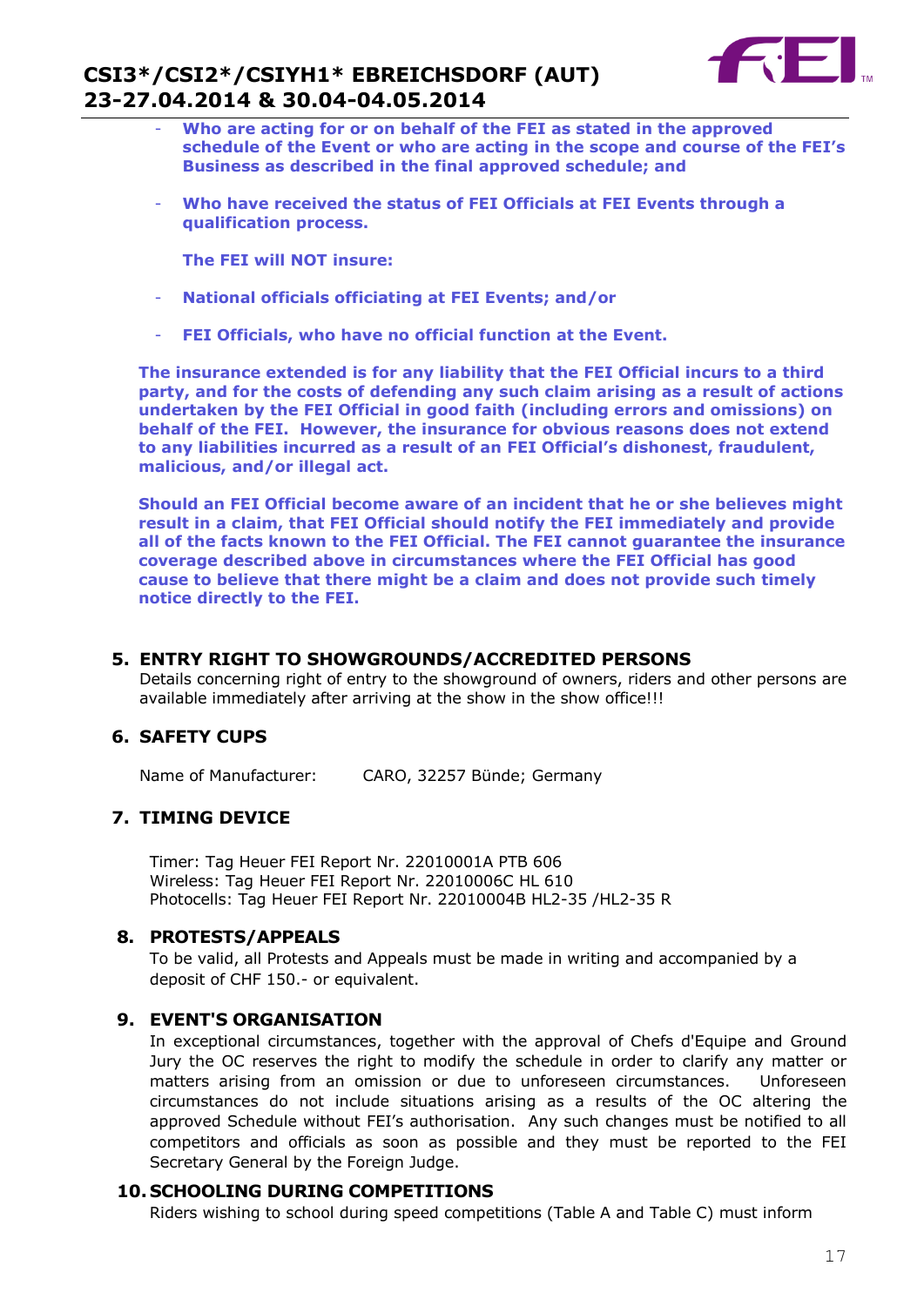- **Who are acting for or on behalf of the FEI as stated in the approved schedule of the Event or who are acting in the scope and course of the FEI's Business as described in the final approved schedule; and**

- **Who have received the status of FEI Officials at FEI Events through a qualification process.**

**The FEI will NOT insure:**

- **National officials officiating at FEI Events; and/or**

- **FEI Officials, who have no official function at the Event.**

**The insurance extended is for any liability that the FEI Official incurs to a third party, and for the costs of defending any such claim arising as a result of actions undertaken by the FEI Official in good faith (including errors and omissions) on behalf of the FEI. However, the insurance for obvious reasons does not extend to any liabilities incurred as a result of an FEI Official's dishonest, fraudulent, malicious, and/or illegal act.**

**Should an FEI Official become aware of an incident that he or she believes might result in a claim, that FEI Official should notify the FEI immediately and provide all of the facts known to the FEI Official. The FEI cannot guarantee the insurance coverage described above in circumstances where the FEI Official has good cause to believe that there might be a claim and does not provide such timely notice directly to the FEI.**

## 5. ENTRY RIGHT TO SHOWGROUNDS/ACCREDITED PERSONS

Details concerning right of entry to the showground of owners, riders and other persons are available immediately after arriving at the show in the show office!!!

## 6. SAFETY CUPS

Name of Manufacturer: CARO, 32257 Bünde; Germany

## 7. TIMING DEVICE

Timer: Tag Heuer FEI Report Nr. 22010001A PTB 606
Wireless: Tag Heuer FEI Report Nr. 22010006C HL 610
Photocells: Tag Heuer FEI Report Nr. 22010004B HL2-35 /HL2-35 R

## 8. PROTESTS/APPEALS

To be valid, all Protests and Appeals must be made in writing and accompanied by a deposit of CHF 150.- or equivalent.

## 9. EVENT'S ORGANISATION

In exceptional circumstances, together with the approval of Chefs d'Equipe and Ground Jury the OC reserves the right to modify the schedule in order to clarify any matter or matters arising from an omission or due to unforeseen circumstances. Unforeseen circumstances do not include situations arising as a results of the OC altering the approved Schedule without FEI's authorisation. Any such changes must be notified to all competitors and officials as soon as possible and they must be reported to the FEI Secretary General by the Foreign Judge.

## 10. SCHOOLING DURING COMPETITIONS

Riders wishing to school during speed competitions (Table A and Table C) must inform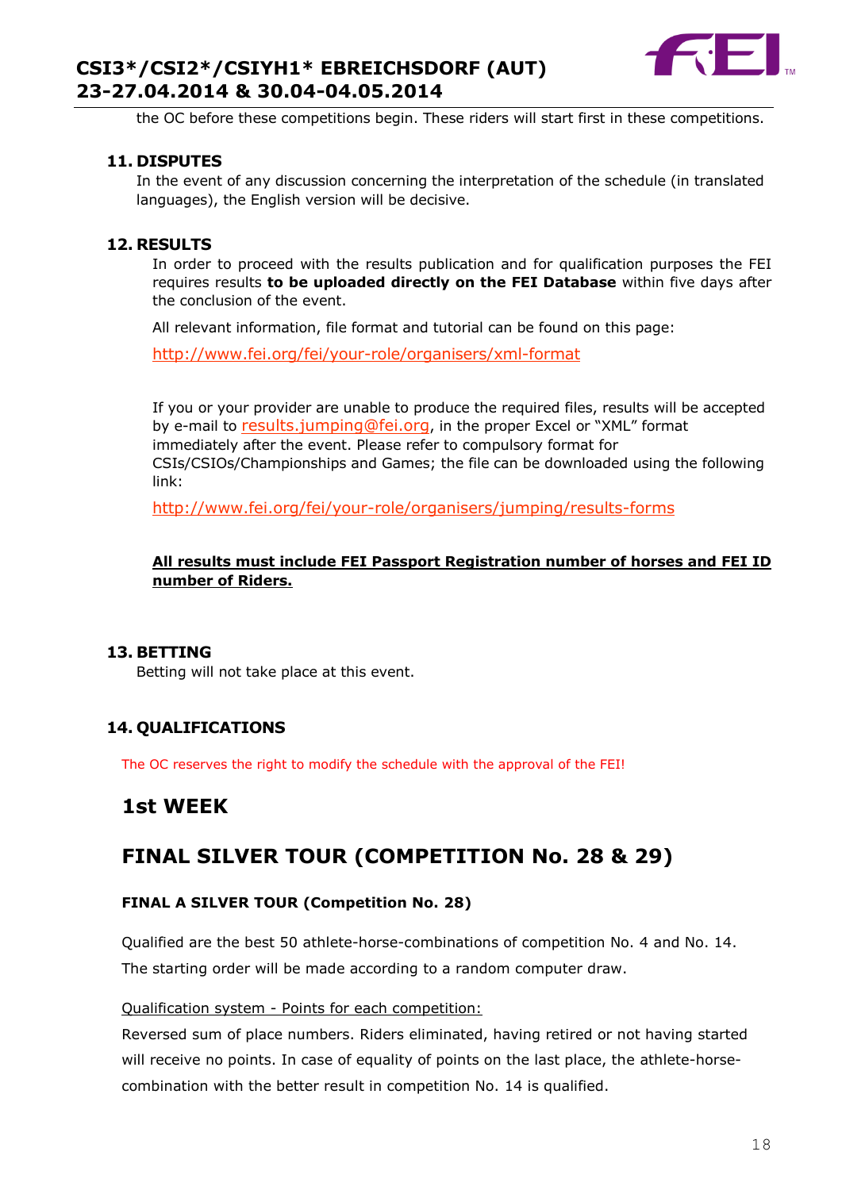the OC before these competitions begin. These riders will start first in these competitions.

## 11. DISPUTES

In the event of any discussion concerning the interpretation of the schedule (in translated languages), the English version will be decisive.

## 12. RESULTS

In order to proceed with the results publication and for qualification purposes the FEI requires results **to be uploaded directly on the FEI Database** within five days after the conclusion of the event.

All relevant information, file format and tutorial can be found on this page:

http://www.fei.org/fei/your-role/organisers/xml-format

If you or your provider are unable to produce the required files, results will be accepted by e-mail to results.jumping@fei.org, in the proper Excel or "XML" format immediately after the event. Please refer to compulsory format for CSIs/CSIOs/Championships and Games; the file can be downloaded using the following link:

http://www.fei.org/fei/your-role/organisers/jumping/results-forms

**All results must include FEI Passport Registration number of horses and FEI ID number of Riders.**

## 13. BETTING

Betting will not take place at this event.

## 14. QUALIFICATIONS

The OC reserves the right to modify the schedule with the approval of the FEI!

## 1st WEEK

## FINAL SILVER TOUR (COMPETITION No. 28 & 29)

### FINAL A SILVER TOUR (Competition No. 28)

Qualified are the best 50 athlete-horse-combinations of competition No. 4 and No. 14. The starting order will be made according to a random computer draw.

Qualification system - Points for each competition:

Reversed sum of place numbers. Riders eliminated, having retired or not having started will receive no points. In case of equality of points on the last place, the athlete-horse-combination with the better result in competition No. 14 is qualified.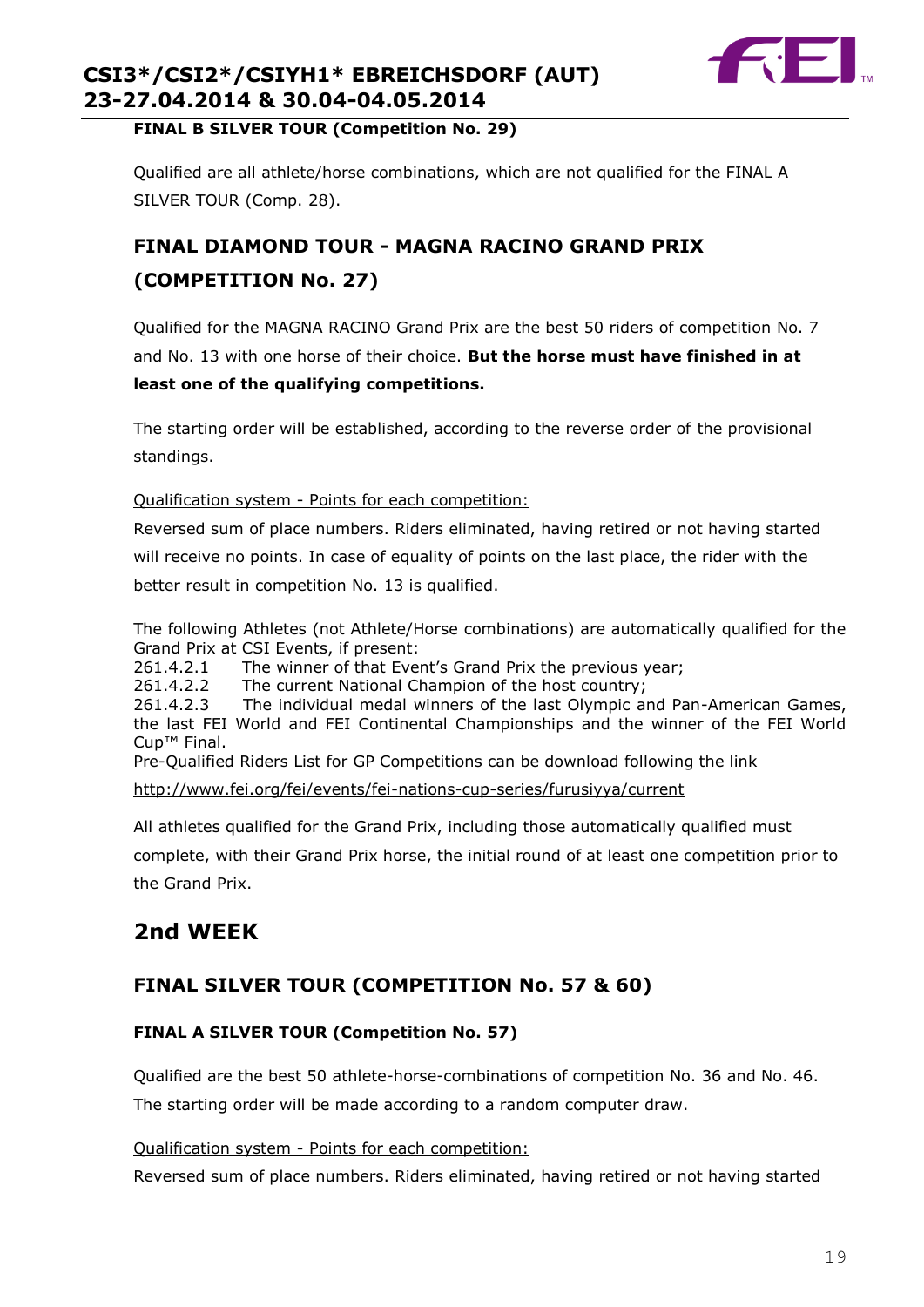**FINAL B SILVER TOUR (Competition No. 29)**

Qualified are all athlete/horse combinations, which are not qualified for the FINAL A SILVER TOUR (Comp. 28).

### FINAL DIAMOND TOUR - MAGNA RACINO GRAND PRIX (COMPETITION No. 27)

Qualified for the MAGNA RACINO Grand Prix are the best 50 riders of competition No. 7 and No. 13 with one horse of their choice. **But the horse must have finished in at least one of the qualifying competitions.**

The starting order will be established, according to the reverse order of the provisional standings.

Qualification system - Points for each competition:

Reversed sum of place numbers. Riders eliminated, having retired or not having started will receive no points. In case of equality of points on the last place, the rider with the better result in competition No. 13 is qualified.

The following Athletes (not Athlete/Horse combinations) are automatically qualified for the Grand Prix at CSI Events, if present:

261.4.2.1 The winner of that Event's Grand Prix the previous year;
261.4.2.2 The current National Champion of the host country;
261.4.2.3 The individual medal winners of the last Olympic and Pan-American Games, the last FEI World and FEI Continental Championships and the winner of the FEI World Cup™ Final.

Pre-Qualified Riders List for GP Competitions can be download following the link

http://www.fei.org/fei/events/fei-nations-cup-series/furusiyya/current

All athletes qualified for the Grand Prix, including those automatically qualified must complete, with their Grand Prix horse, the initial round of at least one competition prior to the Grand Prix.

## 2nd WEEK

### FINAL SILVER TOUR (COMPETITION No. 57 & 60)

**FINAL A SILVER TOUR (Competition No. 57)**

Qualified are the best 50 athlete-horse-combinations of competition No. 36 and No. 46. The starting order will be made according to a random computer draw.

Qualification system - Points for each competition:

Reversed sum of place numbers. Riders eliminated, having retired or not having started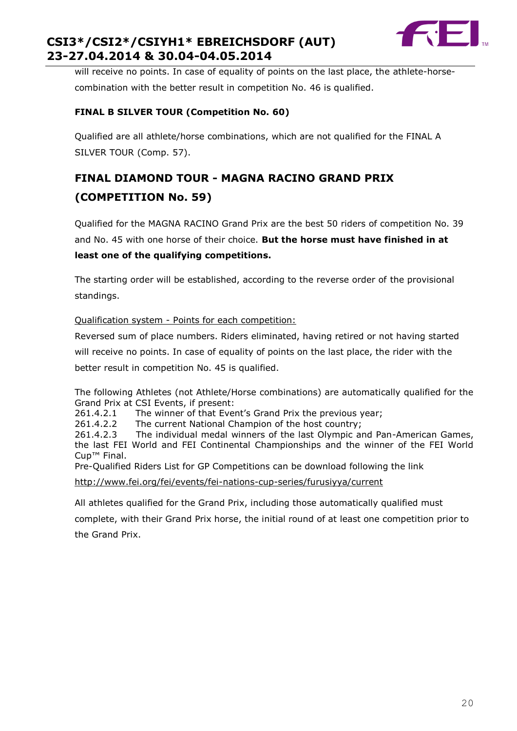will receive no points. In case of equality of points on the last place, the athlete-horse-combination with the better result in competition No. 46 is qualified.

**FINAL B SILVER TOUR (Competition No. 60)**

Qualified are all athlete/horse combinations, which are not qualified for the FINAL A SILVER TOUR (Comp. 57).

## FINAL DIAMOND TOUR - MAGNA RACINO GRAND PRIX (COMPETITION No. 59)

Qualified for the MAGNA RACINO Grand Prix are the best 50 riders of competition No. 39 and No. 45 with one horse of their choice. **But the horse must have finished in at least one of the qualifying competitions.**

The starting order will be established, according to the reverse order of the provisional standings.

<u>Qualification system - Points for each competition:</u>

Reversed sum of place numbers. Riders eliminated, having retired or not having started will receive no points. In case of equality of points on the last place, the rider with the better result in competition No. 45 is qualified.

The following Athletes (not Athlete/Horse combinations) are automatically qualified for the Grand Prix at CSI Events, if present:
261.4.2.1 The winner of that Event's Grand Prix the previous year;
261.4.2.2 The current National Champion of the host country;
261.4.2.3 The individual medal winners of the last Olympic and Pan-American Games, the last FEI World and FEI Continental Championships and the winner of the FEI World Cup™ Final.
Pre-Qualified Riders List for GP Competitions can be download following the link
http://www.fei.org/fei/events/fei-nations-cup-series/furusiyya/current

All athletes qualified for the Grand Prix, including those automatically qualified must complete, with their Grand Prix horse, the initial round of at least one competition prior to the Grand Prix.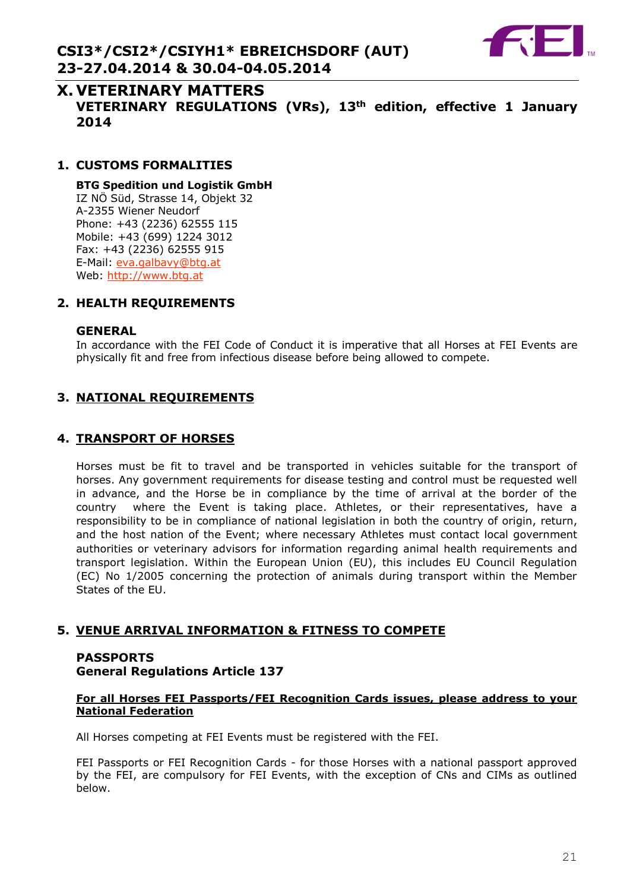# X. VETERINARY MATTERS

**VETERINARY REGULATIONS (VRs), 13th edition, effective 1 January 2014**

## 1. CUSTOMS FORMALITIES

**BTG Spedition und Logistik GmbH**
IZ NÖ Süd, Strasse 14, Objekt 32
A-2355 Wiener Neudorf
Phone: +43 (2236) 62555 115
Mobile: +43 (699) 1224 3012
Fax: +43 (2236) 62555 915
E-Mail: eva.galbavy@btg.at
Web: http://www.btg.at

## 2. HEALTH REQUIREMENTS

**GENERAL**

In accordance with the FEI Code of Conduct it is imperative that all Horses at FEI Events are physically fit and free from infectious disease before being allowed to compete.

## 3. NATIONAL REQUIREMENTS

## 4. TRANSPORT OF HORSES

Horses must be fit to travel and be transported in vehicles suitable for the transport of horses. Any government requirements for disease testing and control must be requested well in advance, and the Horse be in compliance by the time of arrival at the border of the country where the Event is taking place. Athletes, or their representatives, have a responsibility to be in compliance of national legislation in both the country of origin, return, and the host nation of the Event; where necessary Athletes must contact local government authorities or veterinary advisors for information regarding animal health requirements and transport legislation. Within the European Union (EU), this includes EU Council Regulation (EC) No 1/2005 concerning the protection of animals during transport within the Member States of the EU.

## 5. VENUE ARRIVAL INFORMATION & FITNESS TO COMPETE

**PASSPORTS**
**General Regulations Article 137**

**For all Horses FEI Passports/FEI Recognition Cards issues, please address to your National Federation**

All Horses competing at FEI Events must be registered with the FEI.

FEI Passports or FEI Recognition Cards - for those Horses with a national passport approved by the FEI, are compulsory for FEI Events, with the exception of CNs and CIMs as outlined below.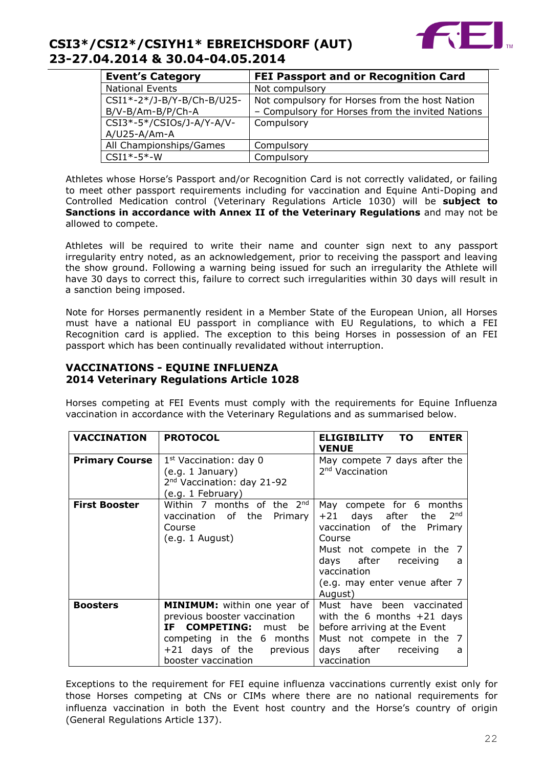| Event's Category | FEI Passport and or Recognition Card |
|---|---|
| National Events | Not compulsory |
| CSI1*-2*/J-B/Y-B/Ch-B/U25-B/V-B/Am-B/P/Ch-A | Not compulsory for Horses from the host Nation – Compulsory for Horses from the invited Nations |
| CSI3*-5*/CSIOs/J-A/Y-A/V-A/U25-A/Am-A | Compulsory |
| All Championships/Games | Compulsory |
| CSI1*-5*-W | Compulsory |

Athletes whose Horse's Passport and/or Recognition Card is not correctly validated, or failing to meet other passport requirements including for vaccination and Equine Anti-Doping and Controlled Medication control (Veterinary Regulations Article 1030) will be **subject to Sanctions in accordance with Annex II of the Veterinary Regulations** and may not be allowed to compete.

Athletes will be required to write their name and counter sign next to any passport irregularity entry noted, as an acknowledgement, prior to receiving the passport and leaving the show ground. Following a warning being issued for such an irregularity the Athlete will have 30 days to correct this, failure to correct such irregularities within 30 days will result in a sanction being imposed.

Note for Horses permanently resident in a Member State of the European Union, all Horses must have a national EU passport in compliance with EU Regulations, to which a FEI Recognition card is applied. The exception to this being Horses in possession of an FEI passport which has been continually revalidated without interruption.

## VACCINATIONS - EQUINE INFLUENZA
## 2014 Veterinary Regulations Article 1028

Horses competing at FEI Events must comply with the requirements for Equine Influenza vaccination in accordance with the Veterinary Regulations and as summarised below.

| VACCINATION | PROTOCOL | ELIGIBILITY TO ENTER VENUE |
|---|---|---|
| **Primary Course** | 1st Vaccination: day 0 (e.g. 1 January)<br>2nd Vaccination: day 21-92 (e.g. 1 February) | May compete 7 days after the 2nd Vaccination |
| **First Booster** | Within 7 months of the 2nd vaccination of the Primary Course (e.g. 1 August) | May compete for 6 months +21 days after the 2nd vaccination of the Primary Course<br>Must not compete in the 7 days after receiving a vaccination<br>(e.g. may enter venue after 7 August) |
| **Boosters** | **MINIMUM:** within one year of previous booster vaccination<br>**IF COMPETING:** must be competing in the 6 months +21 days of the previous booster vaccination | Must have been vaccinated with the 6 months +21 days before arriving at the Event<br>Must not compete in the 7 days after receiving a vaccination |

Exceptions to the requirement for FEI equine influenza vaccinations currently exist only for those Horses competing at CNs or CIMs where there are no national requirements for influenza vaccination in both the Event host country and the Horse's country of origin (General Regulations Article 137).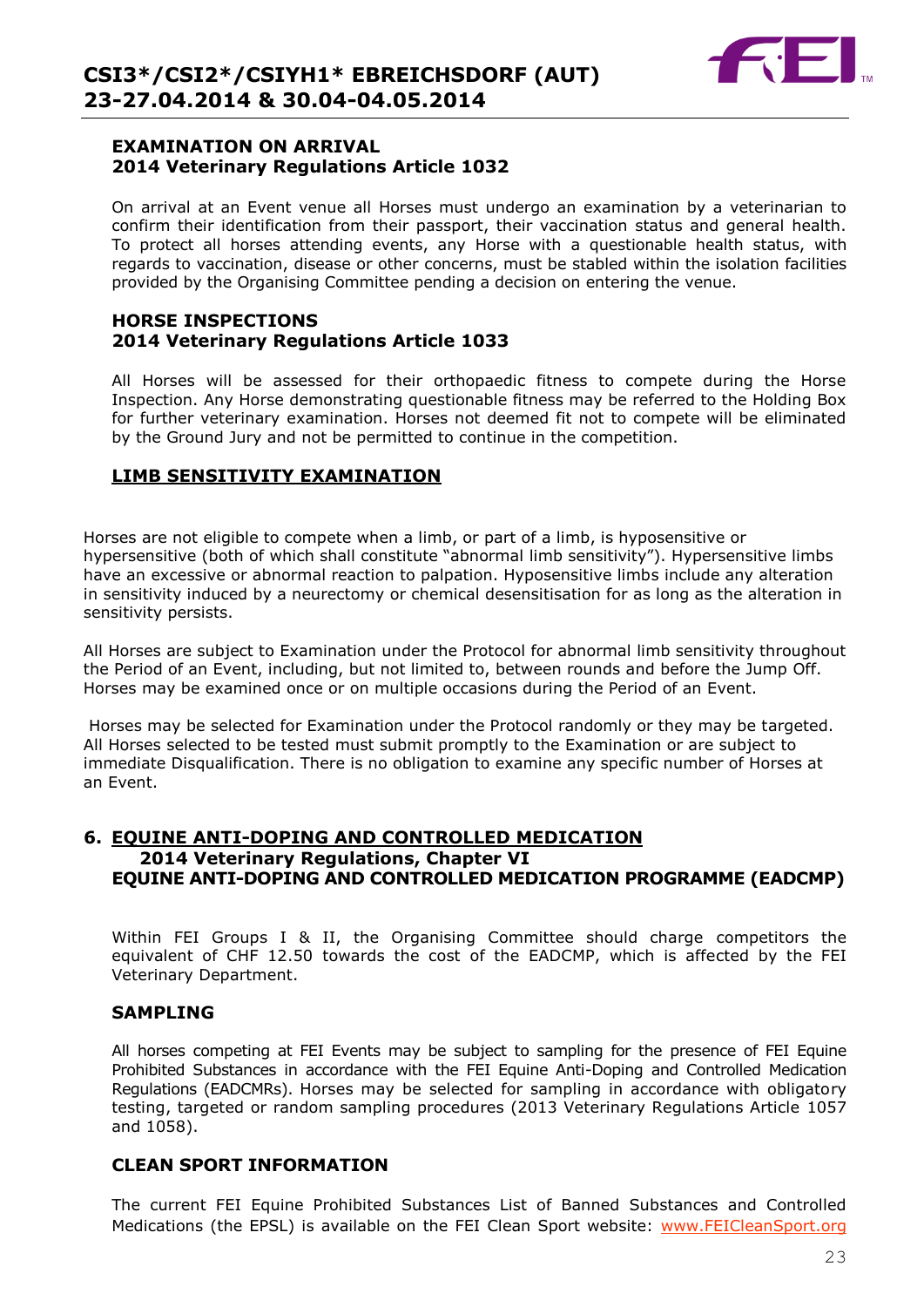**EXAMINATION ON ARRIVAL**
**2014 Veterinary Regulations Article 1032**

On arrival at an Event venue all Horses must undergo an examination by a veterinarian to confirm their identification from their passport, their vaccination status and general health. To protect all horses attending events, any Horse with a questionable health status, with regards to vaccination, disease or other concerns, must be stabled within the isolation facilities provided by the Organising Committee pending a decision on entering the venue.

**HORSE INSPECTIONS**
**2014 Veterinary Regulations Article 1033**

All Horses will be assessed for their orthopaedic fitness to compete during the Horse Inspection. Any Horse demonstrating questionable fitness may be referred to the Holding Box for further veterinary examination. Horses not deemed fit not to compete will be eliminated by the Ground Jury and not be permitted to continue in the competition.

**LIMB SENSITIVITY EXAMINATION**

Horses are not eligible to compete when a limb, or part of a limb, is hyposensitive or hypersensitive (both of which shall constitute "abnormal limb sensitivity"). Hypersensitive limbs have an excessive or abnormal reaction to palpation. Hyposensitive limbs include any alteration in sensitivity induced by a neurectomy or chemical desensitisation for as long as the alteration in sensitivity persists.

All Horses are subject to Examination under the Protocol for abnormal limb sensitivity throughout the Period of an Event, including, but not limited to, between rounds and before the Jump Off. Horses may be examined once or on multiple occasions during the Period of an Event.

Horses may be selected for Examination under the Protocol randomly or they may be targeted. All Horses selected to be tested must submit promptly to the Examination or are subject to immediate Disqualification. There is no obligation to examine any specific number of Horses at an Event.

## 6. EQUINE ANTI-DOPING AND CONTROLLED MEDICATION
**2014 Veterinary Regulations, Chapter VI**
**EQUINE ANTI-DOPING AND CONTROLLED MEDICATION PROGRAMME (EADCMP)**

Within FEI Groups I & II, the Organising Committee should charge competitors the equivalent of CHF 12.50 towards the cost of the EADCMP, which is affected by the FEI Veterinary Department.

**SAMPLING**

All horses competing at FEI Events may be subject to sampling for the presence of FEI Equine Prohibited Substances in accordance with the FEI Equine Anti-Doping and Controlled Medication Regulations (EADCMRs). Horses may be selected for sampling in accordance with obligatory testing, targeted or random sampling procedures (2013 Veterinary Regulations Article 1057 and 1058).

**CLEAN SPORT INFORMATION**

The current FEI Equine Prohibited Substances List of Banned Substances and Controlled Medications (the EPSL) is available on the FEI Clean Sport website: www.FEICleanSport.org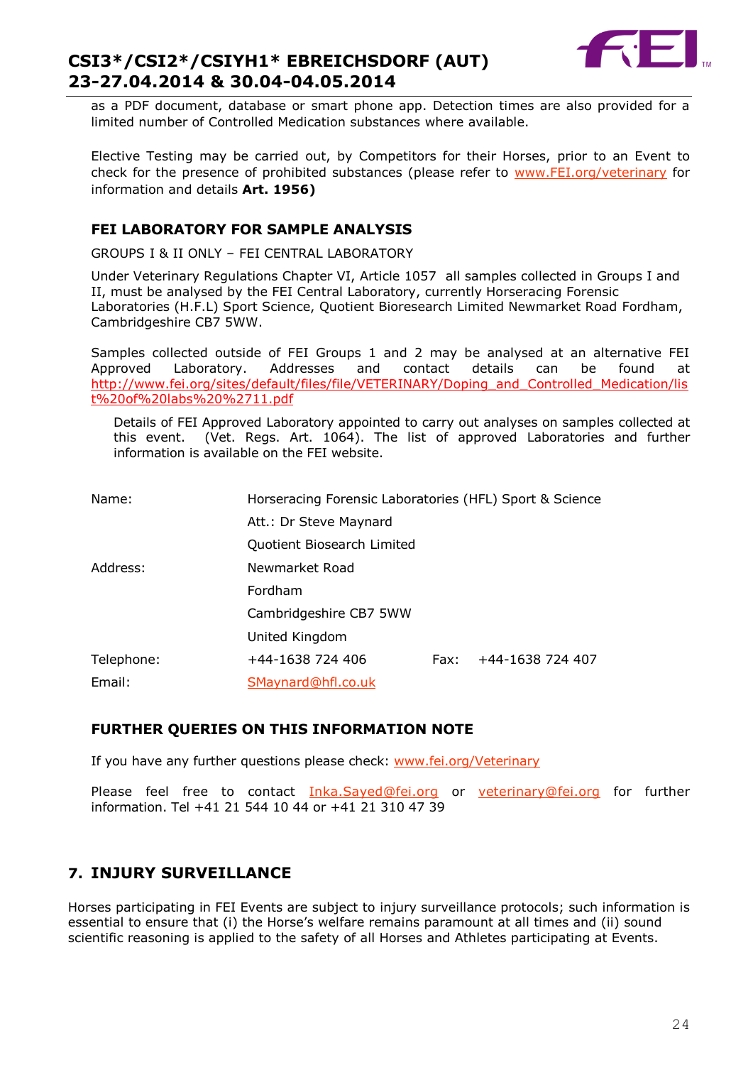as a PDF document, database or smart phone app. Detection times are also provided for a limited number of Controlled Medication substances where available.

Elective Testing may be carried out, by Competitors for their Horses, prior to an Event to check for the presence of prohibited substances (please refer to www.FEI.org/veterinary for information and details **Art. 1956)**

### FEI LABORATORY FOR SAMPLE ANALYSIS

GROUPS I & II ONLY – FEI CENTRAL LABORATORY

Under Veterinary Regulations Chapter VI, Article 1057 all samples collected in Groups I and II, must be analysed by the FEI Central Laboratory, currently Horseracing Forensic Laboratories (H.F.L) Sport Science, Quotient Bioresearch Limited Newmarket Road Fordham, Cambridgeshire CB7 5WW.

Samples collected outside of FEI Groups 1 and 2 may be analysed at an alternative FEI Approved Laboratory. Addresses and contact details can be found at http://www.fei.org/sites/default/files/file/VETERINARY/Doping_and_Controlled_Medication/list%20of%20labs%20%2711.pdf

Details of FEI Approved Laboratory appointed to carry out analyses on samples collected at this event. (Vet. Regs. Art. 1064). The list of approved Laboratories and further information is available on the FEI website.

| | | | |
|---|---|---|---|
| Name: | Horseracing Forensic Laboratories (HFL) Sport & Science | | |
| | Att.: Dr Steve Maynard | | |
| | Quotient Biosearch Limited | | |
| Address: | Newmarket Road | | |
| | Fordham | | |
| | Cambridgeshire CB7 5WW | | |
| | United Kingdom | | |
| Telephone: | +44-1638 724 406 | Fax: | +44-1638 724 407 |
| Email: | SMaynard@hfl.co.uk | | |

### FURTHER QUERIES ON THIS INFORMATION NOTE

If you have any further questions please check: www.fei.org/Veterinary

Please feel free to contact Inka.Sayed@fei.org or veterinary@fei.org for further information. Tel +41 21 544 10 44 or +41 21 310 47 39

## 7. INJURY SURVEILLANCE

Horses participating in FEI Events are subject to injury surveillance protocols; such information is essential to ensure that (i) the Horse's welfare remains paramount at all times and (ii) sound scientific reasoning is applied to the safety of all Horses and Athletes participating at Events.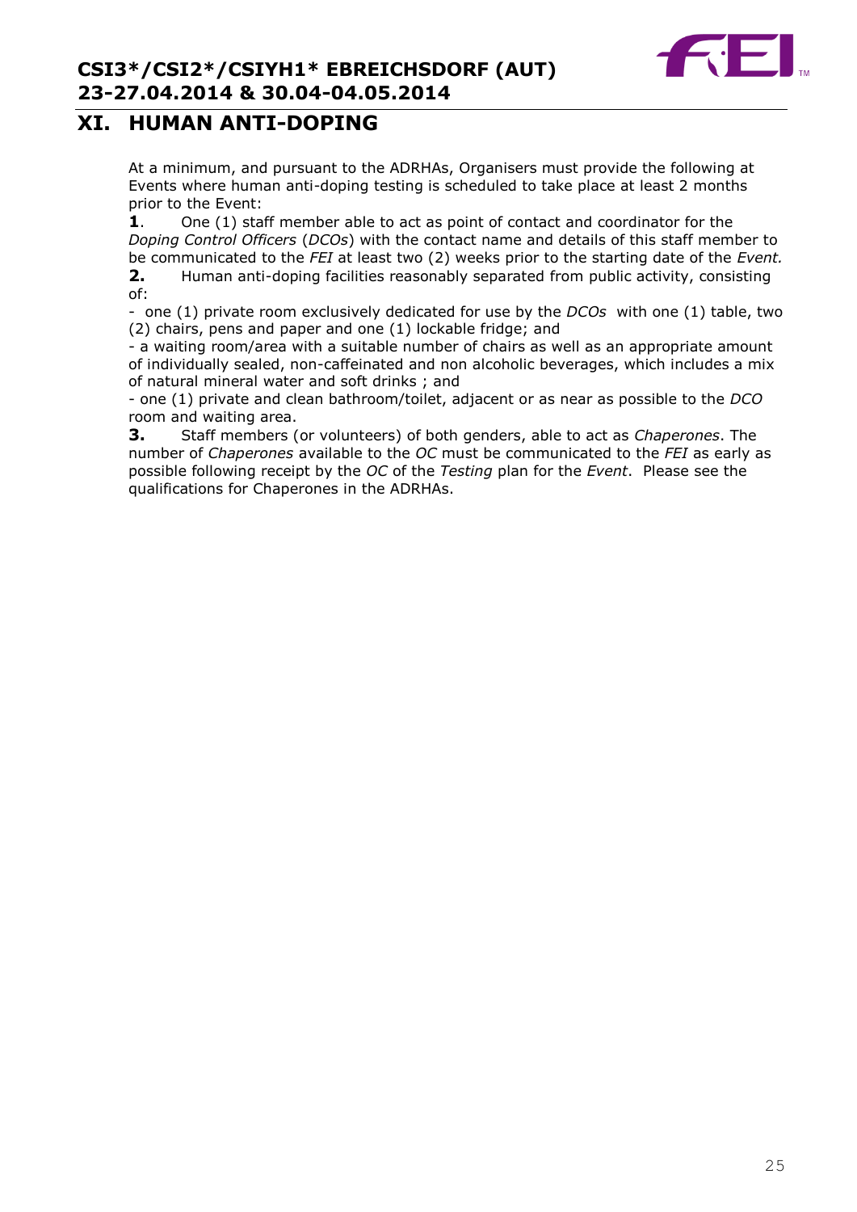# XI. HUMAN ANTI-DOPING

At a minimum, and pursuant to the ADRHAs, Organisers must provide the following at Events where human anti-doping testing is scheduled to take place at least 2 months prior to the Event:

**1**. One (1) staff member able to act as point of contact and coordinator for the *Doping Control Officers* (*DCOs*) with the contact name and details of this staff member to be communicated to the *FEI* at least two (2) weeks prior to the starting date of the *Event.*

**2.** Human anti-doping facilities reasonably separated from public activity, consisting of:

- one (1) private room exclusively dedicated for use by the *DCOs* with one (1) table, two (2) chairs, pens and paper and one (1) lockable fridge; and
- a waiting room/area with a suitable number of chairs as well as an appropriate amount of individually sealed, non-caffeinated and non alcoholic beverages, which includes a mix of natural mineral water and soft drinks ; and
- one (1) private and clean bathroom/toilet, adjacent or as near as possible to the *DCO* room and waiting area.

**3.** Staff members (or volunteers) of both genders, able to act as *Chaperones*. The number of *Chaperones* available to the *OC* must be communicated to the *FEI* as early as possible following receipt by the *OC* of the *Testing* plan for the *Event*. Please see the qualifications for Chaperones in the ADRHAs.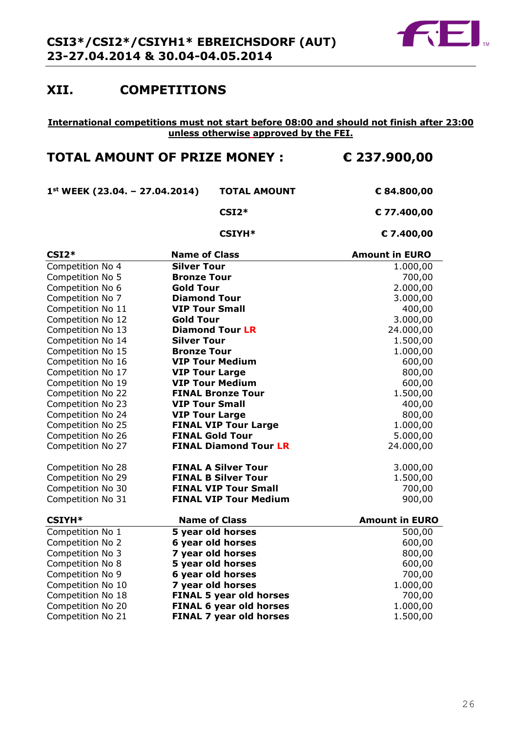## XII. COMPETITIONS

**International competitions must not start before 08:00 and should not finish after 23:00 unless otherwise approved by the FEI.**

## TOTAL AMOUNT OF PRIZE MONEY : € 237.900,00

| | | |
|---|---|---|
| **1st WEEK (23.04. – 27.04.2014)** | **TOTAL AMOUNT** | **€ 84.800,00** |
| | **CSI2*** | **€ 77.400,00** |
| | **CSIYH*** | **€ 7.400,00** |

| CSI2* | Name of Class | Amount in EURO |
|---|---|---|
| Competition No 4 | **Silver Tour** | 1.000,00 |
| Competition No 5 | **Bronze Tour** | 700,00 |
| Competition No 6 | **Gold Tour** | 2.000,00 |
| Competition No 7 | **Diamond Tour** | 3.000,00 |
| Competition No 11 | **VIP Tour Small** | 400,00 |
| Competition No 12 | **Gold Tour** | 3.000,00 |
| Competition No 13 | **Diamond Tour LR** | 24.000,00 |
| Competition No 14 | **Silver Tour** | 1.500,00 |
| Competition No 15 | **Bronze Tour** | 1.000,00 |
| Competition No 16 | **VIP Tour Medium** | 600,00 |
| Competition No 17 | **VIP Tour Large** | 800,00 |
| Competition No 19 | **VIP Tour Medium** | 600,00 |
| Competition No 22 | **FINAL Bronze Tour** | 1.500,00 |
| Competition No 23 | **VIP Tour Small** | 400,00 |
| Competition No 24 | **VIP Tour Large** | 800,00 |
| Competition No 25 | **FINAL VIP Tour Large** | 1.000,00 |
| Competition No 26 | **FINAL Gold Tour** | 5.000,00 |
| Competition No 27 | **FINAL Diamond Tour LR** | 24.000,00 |
| Competition No 28 | **FINAL A Silver Tour** | 3.000,00 |
| Competition No 29 | **FINAL B Silver Tour** | 1.500,00 |
| Competition No 30 | **FINAL VIP Tour Small** | 700,00 |
| Competition No 31 | **FINAL VIP Tour Medium** | 900,00 |

| CSIYH* | Name of Class | Amount in EURO |
|---|---|---|
| Competition No 1 | **5 year old horses** | 500,00 |
| Competition No 2 | **6 year old horses** | 600,00 |
| Competition No 3 | **7 year old horses** | 800,00 |
| Competition No 8 | **5 year old horses** | 600,00 |
| Competition No 9 | **6 year old horses** | 700,00 |
| Competition No 10 | **7 year old horses** | 1.000,00 |
| Competition No 18 | **FINAL 5 year old horses** | 700,00 |
| Competition No 20 | **FINAL 6 year old horses** | 1.000,00 |
| Competition No 21 | **FINAL 7 year old horses** | 1.500,00 |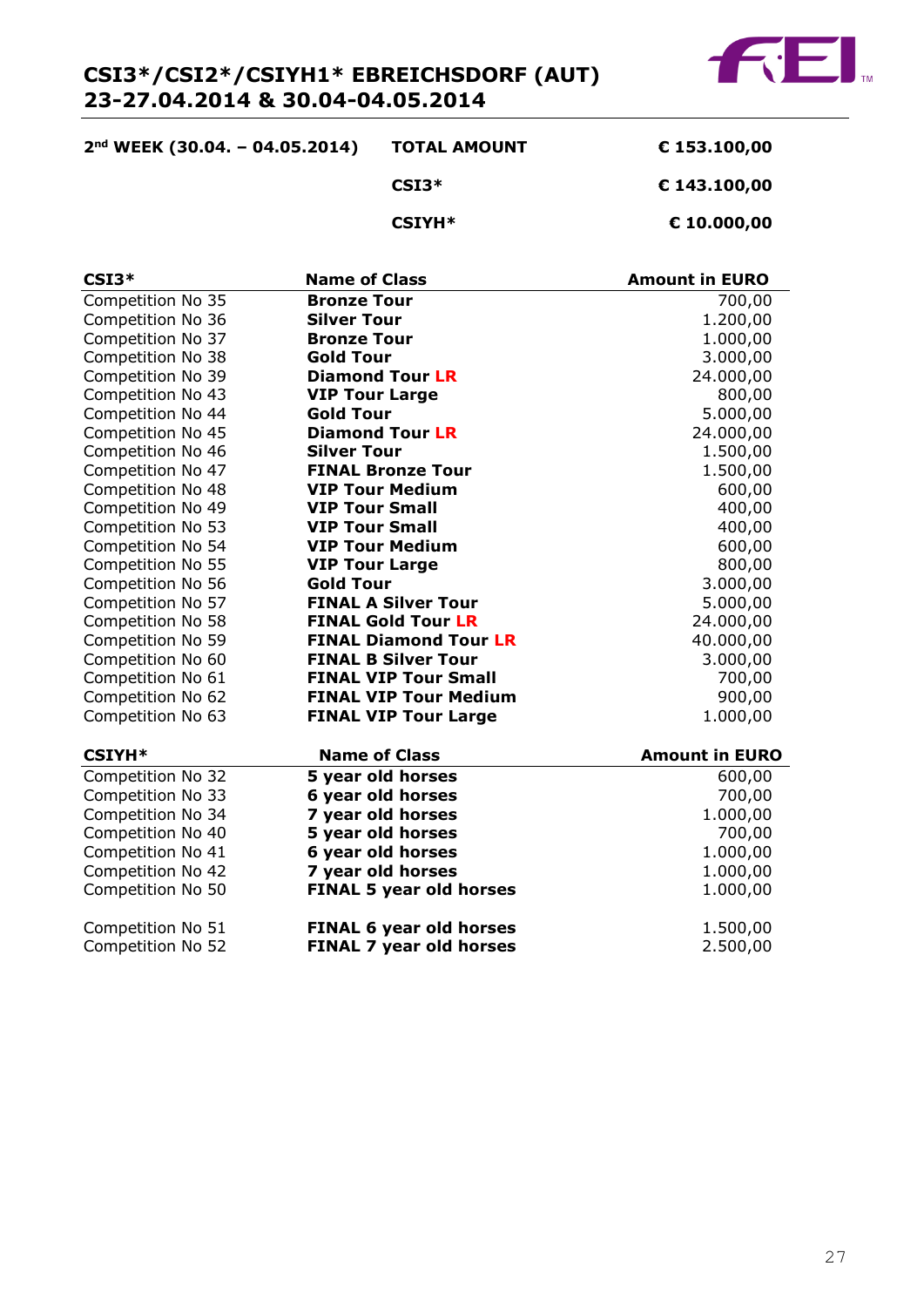# CSI3*/CSI2*/CSIYH1* EBREICHSDORF (AUT)
## 23-27.04.2014 & 30.04-04.05.2014

| 2nd WEEK (30.04. – 04.05.2014) | TOTAL AMOUNT | € 153.100,00 |
|---|---|---|
| | CSI3* | € 143.100,00 |
| | CSIYH* | € 10.000,00 |

| CSI3* | Name of Class | Amount in EURO |
|---|---|---|
| Competition No 35 | **Bronze Tour** | 700,00 |
| Competition No 36 | **Silver Tour** | 1.200,00 |
| Competition No 37 | **Bronze Tour** | 1.000,00 |
| Competition No 38 | **Gold Tour** | 3.000,00 |
| Competition No 39 | **Diamond Tour LR** | 24.000,00 |
| Competition No 43 | **VIP Tour Large** | 800,00 |
| Competition No 44 | **Gold Tour** | 5.000,00 |
| Competition No 45 | **Diamond Tour LR** | 24.000,00 |
| Competition No 46 | **Silver Tour** | 1.500,00 |
| Competition No 47 | **FINAL Bronze Tour** | 1.500,00 |
| Competition No 48 | **VIP Tour Medium** | 600,00 |
| Competition No 49 | **VIP Tour Small** | 400,00 |
| Competition No 53 | **VIP Tour Small** | 400,00 |
| Competition No 54 | **VIP Tour Medium** | 600,00 |
| Competition No 55 | **VIP Tour Large** | 800,00 |
| Competition No 56 | **Gold Tour** | 3.000,00 |
| Competition No 57 | **FINAL A Silver Tour** | 5.000,00 |
| Competition No 58 | **FINAL Gold Tour LR** | 24.000,00 |
| Competition No 59 | **FINAL Diamond Tour LR** | 40.000,00 |
| Competition No 60 | **FINAL B Silver Tour** | 3.000,00 |
| Competition No 61 | **FINAL VIP Tour Small** | 700,00 |
| Competition No 62 | **FINAL VIP Tour Medium** | 900,00 |
| Competition No 63 | **FINAL VIP Tour Large** | 1.000,00 |

| CSIYH* | Name of Class | Amount in EURO |
|---|---|---|
| Competition No 32 | **5 year old horses** | 600,00 |
| Competition No 33 | **6 year old horses** | 700,00 |
| Competition No 34 | **7 year old horses** | 1.000,00 |
| Competition No 40 | **5 year old horses** | 700,00 |
| Competition No 41 | **6 year old horses** | 1.000,00 |
| Competition No 42 | **7 year old horses** | 1.000,00 |
| Competition No 50 | **FINAL 5 year old horses** | 1.000,00 |
| Competition No 51 | **FINAL 6 year old horses** | 1.500,00 |
| Competition No 52 | **FINAL 7 year old horses** | 2.500,00 |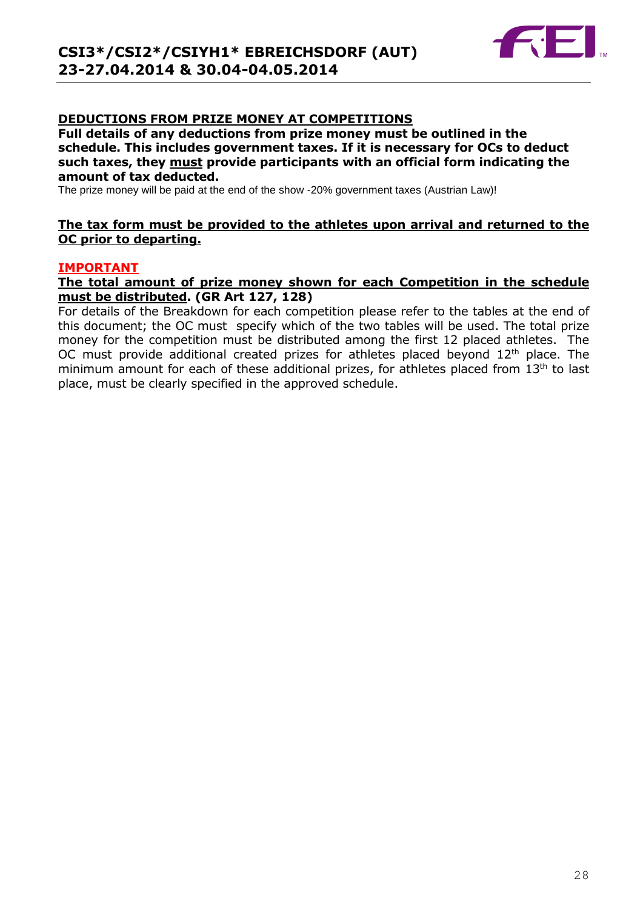## DEDUCTIONS FROM PRIZE MONEY AT COMPETITIONS

**Full details of any deductions from prize money must be outlined in the schedule. This includes government taxes. If it is necessary for OCs to deduct such taxes, they must provide participants with an official form indicating the amount of tax deducted.**

The prize money will be paid at the end of the show -20% government taxes (Austrian Law)!

**The tax form must be provided to the athletes upon arrival and returned to the OC prior to departing.**

**IMPORTANT**

**The total amount of prize money shown for each Competition in the schedule must be distributed. (GR Art 127, 128)**

For details of the Breakdown for each competition please refer to the tables at the end of this document; the OC must specify which of the two tables will be used. The total prize money for the competition must be distributed among the first 12 placed athletes. The OC must provide additional created prizes for athletes placed beyond 12th place. The minimum amount for each of these additional prizes, for athletes placed from 13th to last place, must be clearly specified in the approved schedule.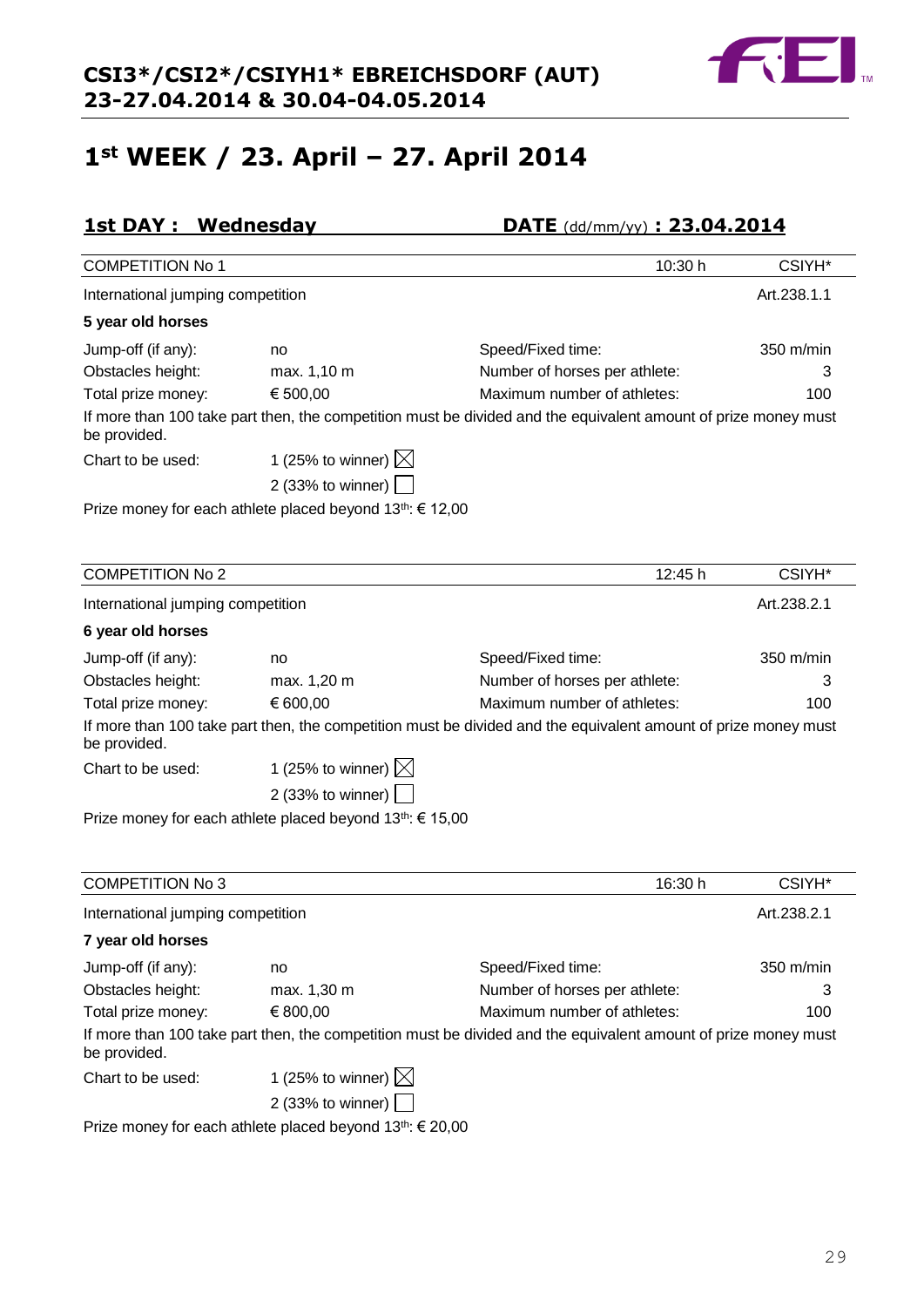# 1st WEEK / 23. April – 27. April 2014

## 1st DAY : Wednesday DATE (dd/mm/yy) : 23.04.2014

| COMPETITION No 1 | | 10:30 h | CSIYH* |
|---|---|---|---|
| International jumping competition | | | Art.238.1.1 |

**5 year old horses**

| | | | |
|---|---|---|---|
| Jump-off (if any): | no | Speed/Fixed time: | 350 m/min |
| Obstacles height: | max. 1,10 m | Number of horses per athlete: | 3 |
| Total prize money: | € 500,00 | Maximum number of athletes: | 100 |

If more than 100 take part then, the competition must be divided and the equivalent amount of prize money must be provided.

Chart to be used: 1 (25% to winner) ☒
2 (33% to winner) ☐

Prize money for each athlete placed beyond 13th: € 12,00

| COMPETITION No 2 | | 12:45 h | CSIYH* |
|---|---|---|---|
| International jumping competition | | | Art.238.2.1 |

**6 year old horses**

| | | | |
|---|---|---|---|
| Jump-off (if any): | no | Speed/Fixed time: | 350 m/min |
| Obstacles height: | max. 1,20 m | Number of horses per athlete: | 3 |
| Total prize money: | € 600,00 | Maximum number of athletes: | 100 |

If more than 100 take part then, the competition must be divided and the equivalent amount of prize money must be provided.

Chart to be used: 1 (25% to winner) ☒
2 (33% to winner) ☐

Prize money for each athlete placed beyond 13th: € 15,00

| COMPETITION No 3 | | 16:30 h | CSIYH* |
|---|---|---|---|
| International jumping competition | | | Art.238.2.1 |

**7 year old horses**

| | | | |
|---|---|---|---|
| Jump-off (if any): | no | Speed/Fixed time: | 350 m/min |
| Obstacles height: | max. 1,30 m | Number of horses per athlete: | 3 |
| Total prize money: | € 800,00 | Maximum number of athletes: | 100 |

If more than 100 take part then, the competition must be divided and the equivalent amount of prize money must be provided.

Chart to be used: 1 (25% to winner) ☒
2 (33% to winner) ☐

Prize money for each athlete placed beyond 13th: € 20,00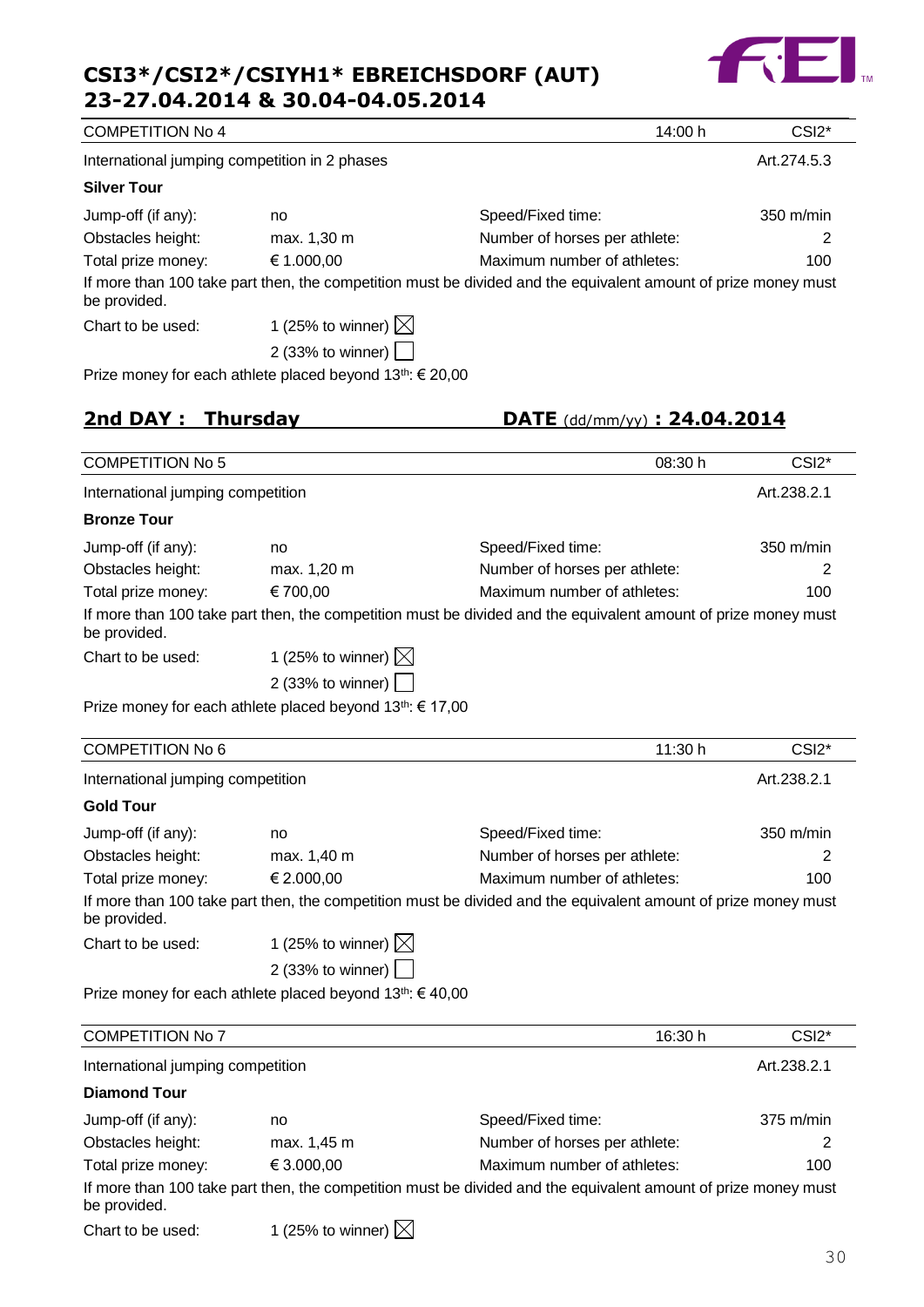# CSI3*/CSI2*/CSIYH1* EBREICHSDORF (AUT)
# 23-27.04.2014 & 30.04-04.05.2014

| COMPETITION No 4 | | 14:00 h | CSI2* |
|---|---|---|---|
| International jumping competition in 2 phases | | | Art.274.5.3 |

**Silver Tour**

| | | | |
|---|---|---|---|
| Jump-off (if any): | no | Speed/Fixed time: | 350 m/min |
| Obstacles height: | max. 1,30 m | Number of horses per athlete: | 2 |
| Total prize money: | € 1.000,00 | Maximum number of athletes: | 100 |

If more than 100 take part then, the competition must be divided and the equivalent amount of prize money must be provided.

Chart to be used: 1 (25% to winner) ☒

2 (33% to winner) ☐

Prize money for each athlete placed beyond 13th: € 20,00

## 2nd DAY : Thursday DATE (dd/mm/yy) : 24.04.2014

| COMPETITION No 5 | | 08:30 h | CSI2* |
|---|---|---|---|
| International jumping competition | | | Art.238.2.1 |

**Bronze Tour**

| | | | |
|---|---|---|---|
| Jump-off (if any): | no | Speed/Fixed time: | 350 m/min |
| Obstacles height: | max. 1,20 m | Number of horses per athlete: | 2 |
| Total prize money: | € 700,00 | Maximum number of athletes: | 100 |

If more than 100 take part then, the competition must be divided and the equivalent amount of prize money must be provided.

Chart to be used: 1 (25% to winner) ☒

2 (33% to winner) ☐

Prize money for each athlete placed beyond 13th: € 17,00

| COMPETITION No 6 | | 11:30 h | CSI2* |
|---|---|---|---|
| International jumping competition | | | Art.238.2.1 |

**Gold Tour**

| | | | |
|---|---|---|---|
| Jump-off (if any): | no | Speed/Fixed time: | 350 m/min |
| Obstacles height: | max. 1,40 m | Number of horses per athlete: | 2 |
| Total prize money: | € 2.000,00 | Maximum number of athletes: | 100 |

If more than 100 take part then, the competition must be divided and the equivalent amount of prize money must be provided.

Chart to be used: 1 (25% to winner) ☒

2 (33% to winner) ☐

Prize money for each athlete placed beyond 13th: € 40,00

| COMPETITION No 7 | | 16:30 h | CSI2* |
|---|---|---|---|
| International jumping competition | | | Art.238.2.1 |

**Diamond Tour**

| | | | |
|---|---|---|---|
| Jump-off (if any): | no | Speed/Fixed time: | 375 m/min |
| Obstacles height: | max. 1,45 m | Number of horses per athlete: | 2 |
| Total prize money: | € 3.000,00 | Maximum number of athletes: | 100 |

If more than 100 take part then, the competition must be divided and the equivalent amount of prize money must be provided.

Chart to be used: 1 (25% to winner) ☒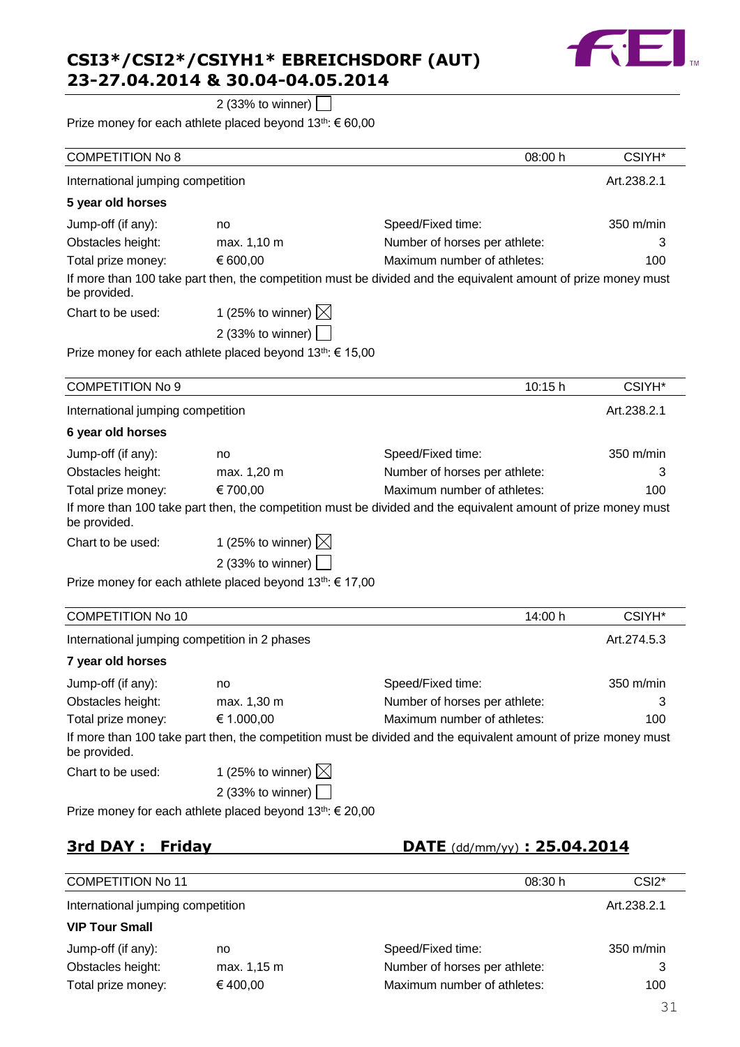2 (33% to winner) ☐

Prize money for each athlete placed beyond 13th: € 60,00

| COMPETITION No 8 | | 08:00 h | CSIYH* |
|---|---|---|---|
| International jumping competition | | | Art.238.2.1 |

**5 year old horses**

| | | | |
|---|---|---|---|
| Jump-off (if any): | no | Speed/Fixed time: | 350 m/min |
| Obstacles height: | max. 1,10 m | Number of horses per athlete: | 3 |
| Total prize money: | € 600,00 | Maximum number of athletes: | 100 |

If more than 100 take part then, the competition must be divided and the equivalent amount of prize money must be provided.

Chart to be used: 1 (25% to winner) ☒
2 (33% to winner) ☐

Prize money for each athlete placed beyond 13th: € 15,00

| COMPETITION No 9 | | 10:15 h | CSIYH* |
|---|---|---|---|
| International jumping competition | | | Art.238.2.1 |

**6 year old horses**

| | | | |
|---|---|---|---|
| Jump-off (if any): | no | Speed/Fixed time: | 350 m/min |
| Obstacles height: | max. 1,20 m | Number of horses per athlete: | 3 |
| Total prize money: | € 700,00 | Maximum number of athletes: | 100 |

If more than 100 take part then, the competition must be divided and the equivalent amount of prize money must be provided.

Chart to be used: 1 (25% to winner) ☒
2 (33% to winner) ☐

Prize money for each athlete placed beyond 13th: € 17,00

| COMPETITION No 10 | | 14:00 h | CSIYH* |
|---|---|---|---|
| International jumping competition in 2 phases | | | Art.274.5.3 |

**7 year old horses**

| | | | |
|---|---|---|---|
| Jump-off (if any): | no | Speed/Fixed time: | 350 m/min |
| Obstacles height: | max. 1,30 m | Number of horses per athlete: | 3 |
| Total prize money: | € 1.000,00 | Maximum number of athletes: | 100 |

If more than 100 take part then, the competition must be divided and the equivalent amount of prize money must be provided.

Chart to be used: 1 (25% to winner) ☒
2 (33% to winner) ☐

Prize money for each athlete placed beyond 13th: € 20,00

## 3rd DAY : Friday — DATE (dd/mm/yy) : 25.04.2014

| COMPETITION No 11 | | 08:30 h | CSI2* |
|---|---|---|---|
| International jumping competition | | | Art.238.2.1 |

**VIP Tour Small**

| | | | |
|---|---|---|---|
| Jump-off (if any): | no | Speed/Fixed time: | 350 m/min |
| Obstacles height: | max. 1,15 m | Number of horses per athlete: | 3 |
| Total prize money: | € 400,00 | Maximum number of athletes: | 100 |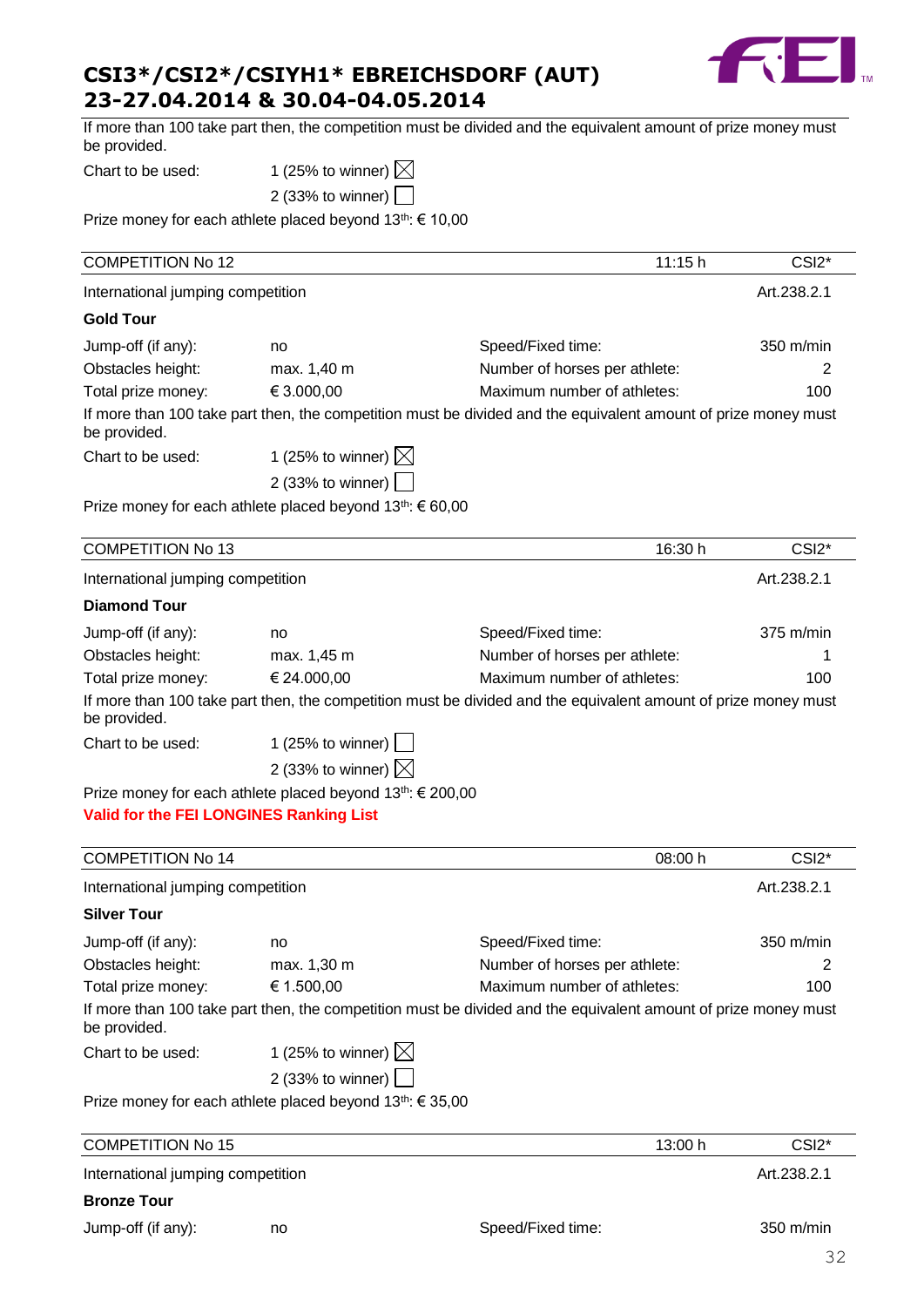If more than 100 take part then, the competition must be divided and the equivalent amount of prize money must be provided.

Chart to be used: 1 (25% to winner) ☒
2 (33% to winner) ☐

Prize money for each athlete placed beyond 13th: € 10,00

| COMPETITION No 12 | | 11:15 h | CSI2* |
|---|---|---|---|
| International jumping competition | | | Art.238.2.1 |

**Gold Tour**

| | | | |
|---|---|---|---|
| Jump-off (if any): | no | Speed/Fixed time: | 350 m/min |
| Obstacles height: | max. 1,40 m | Number of horses per athlete: | 2 |
| Total prize money: | € 3.000,00 | Maximum number of athletes: | 100 |

If more than 100 take part then, the competition must be divided and the equivalent amount of prize money must be provided.

Chart to be used: 1 (25% to winner) ☒
2 (33% to winner) ☐

Prize money for each athlete placed beyond 13th: € 60,00

| COMPETITION No 13 | | 16:30 h | CSI2* |
|---|---|---|---|
| International jumping competition | | | Art.238.2.1 |

**Diamond Tour**

| | | | |
|---|---|---|---|
| Jump-off (if any): | no | Speed/Fixed time: | 375 m/min |
| Obstacles height: | max. 1,45 m | Number of horses per athlete: | 1 |
| Total prize money: | € 24.000,00 | Maximum number of athletes: | 100 |

If more than 100 take part then, the competition must be divided and the equivalent amount of prize money must be provided.

Chart to be used: 1 (25% to winner) ☐
2 (33% to winner) ☒

Prize money for each athlete placed beyond 13th: € 200,00

**Valid for the FEI LONGINES Ranking List**

| COMPETITION No 14 | | 08:00 h | CSI2* |
|---|---|---|---|
| International jumping competition | | | Art.238.2.1 |

**Silver Tour**

| | | | |
|---|---|---|---|
| Jump-off (if any): | no | Speed/Fixed time: | 350 m/min |
| Obstacles height: | max. 1,30 m | Number of horses per athlete: | 2 |
| Total prize money: | € 1.500,00 | Maximum number of athletes: | 100 |

If more than 100 take part then, the competition must be divided and the equivalent amount of prize money must be provided.

Chart to be used: 1 (25% to winner) ☒
2 (33% to winner) ☐

Prize money for each athlete placed beyond 13th: € 35,00

| COMPETITION No 15 | | 13:00 h | CSI2* |
|---|---|---|---|
| International jumping competition | | | Art.238.2.1 |

**Bronze Tour**

| | | | |
|---|---|---|---|
| Jump-off (if any): | no | Speed/Fixed time: | 350 m/min |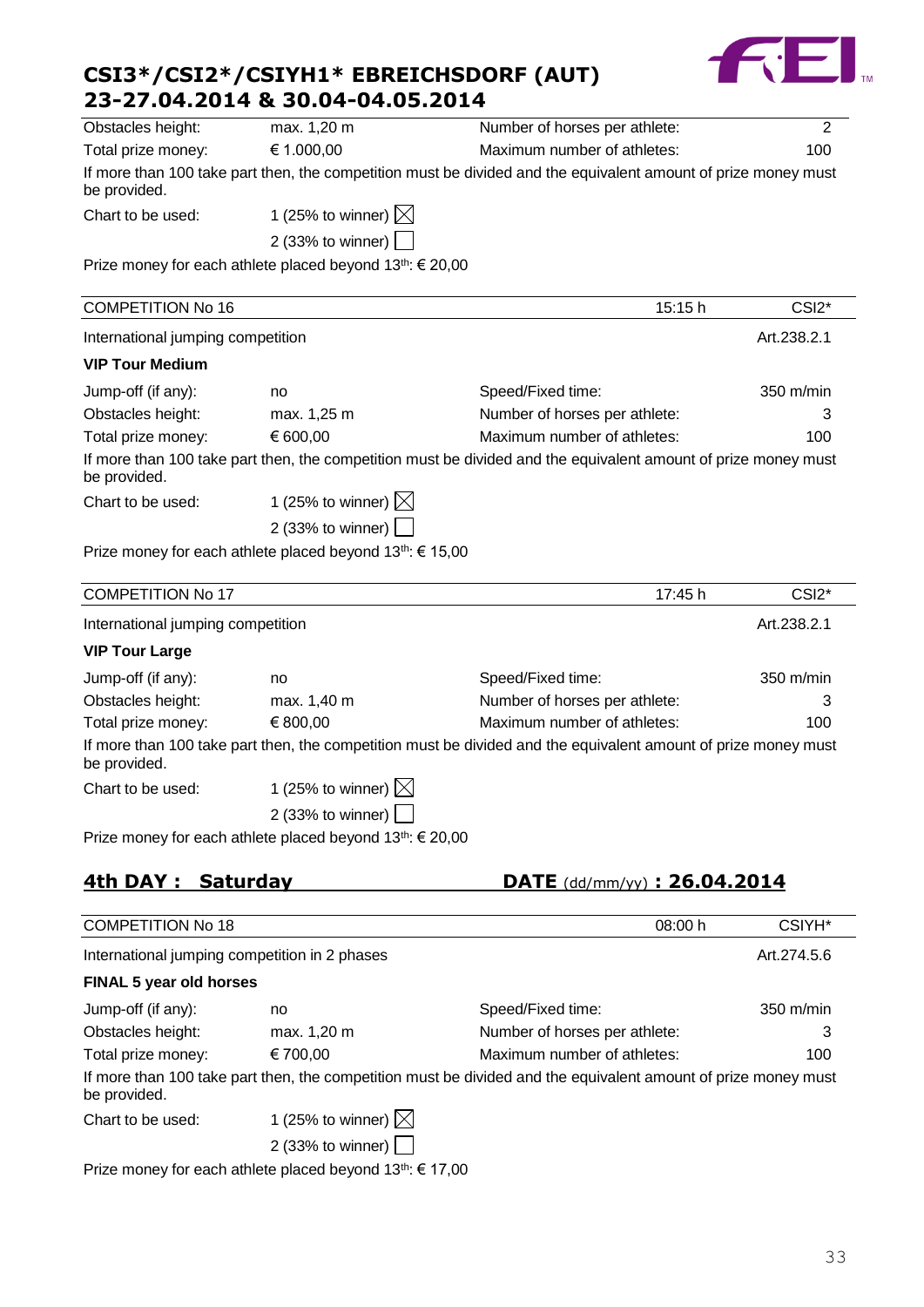| | | | |
|---|---|---|---|
| Obstacles height: | max. 1,20 m | Number of horses per athlete: | 2 |
| Total prize money: | € 1.000,00 | Maximum number of athletes: | 100 |

If more than 100 take part then, the competition must be divided and the equivalent amount of prize money must be provided.

Chart to be used: 1 (25% to winner) ☒
2 (33% to winner) ☐

Prize money for each athlete placed beyond 13th: € 20,00

---

| COMPETITION No 16 | | 15:15 h | CSI2* |
|---|---|---|---|

International jumping competition — Art.238.2.1

**VIP Tour Medium**

| | | | |
|---|---|---|---|
| Jump-off (if any): | no | Speed/Fixed time: | 350 m/min |
| Obstacles height: | max. 1,25 m | Number of horses per athlete: | 3 |
| Total prize money: | € 600,00 | Maximum number of athletes: | 100 |

If more than 100 take part then, the competition must be divided and the equivalent amount of prize money must be provided.

Chart to be used: 1 (25% to winner) ☒
2 (33% to winner) ☐

Prize money for each athlete placed beyond 13th: € 15,00

---

| COMPETITION No 17 | | 17:45 h | CSI2* |
|---|---|---|---|

International jumping competition — Art.238.2.1

**VIP Tour Large**

| | | | |
|---|---|---|---|
| Jump-off (if any): | no | Speed/Fixed time: | 350 m/min |
| Obstacles height: | max. 1,40 m | Number of horses per athlete: | 3 |
| Total prize money: | € 800,00 | Maximum number of athletes: | 100 |

If more than 100 take part then, the competition must be divided and the equivalent amount of prize money must be provided.

Chart to be used: 1 (25% to winner) ☒
2 (33% to winner) ☐

Prize money for each athlete placed beyond 13th: € 20,00

## 4th DAY : Saturday — DATE (dd/mm/yy) : 26.04.2014

| COMPETITION No 18 | | 08:00 h | CSIYH* |
|---|---|---|---|

International jumping competition in 2 phases — Art.274.5.6

**FINAL 5 year old horses**

| | | | |
|---|---|---|---|
| Jump-off (if any): | no | Speed/Fixed time: | 350 m/min |
| Obstacles height: | max. 1,20 m | Number of horses per athlete: | 3 |
| Total prize money: | € 700,00 | Maximum number of athletes: | 100 |

If more than 100 take part then, the competition must be divided and the equivalent amount of prize money must be provided.

Chart to be used: 1 (25% to winner) ☒
2 (33% to winner) ☐

Prize money for each athlete placed beyond 13th: € 17,00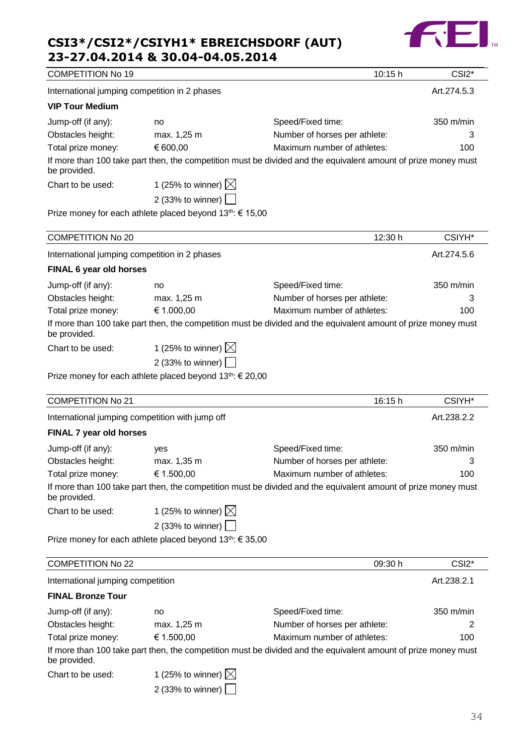# CSI3*/CSI2*/CSIYH1* EBREICHSDORF (AUT)
# 23-27.04.2014 & 30.04-04.05.2014

| COMPETITION No 19 | | 10:15 h | CSI2* |
|---|---|---|---|

| International jumping competition in 2 phases | Art.274.5.3 |
|---|---|

**VIP Tour Medium**

| Jump-off (if any): | no | Speed/Fixed time: | 350 m/min |
|---|---|---|---|
| Obstacles height: | max. 1,25 m | Number of horses per athlete: | 3 |
| Total prize money: | € 600,00 | Maximum number of athletes: | 100 |

If more than 100 take part then, the competition must be divided and the equivalent amount of prize money must be provided.

Chart to be used: 1 (25% to winner) ☒
2 (33% to winner) ☐

Prize money for each athlete placed beyond 13th: € 15,00

| COMPETITION No 20 | | 12:30 h | CSIYH* |
|---|---|---|---|

| International jumping competition in 2 phases | Art.274.5.6 |
|---|---|

**FINAL 6 year old horses**

| Jump-off (if any): | no | Speed/Fixed time: | 350 m/min |
|---|---|---|---|
| Obstacles height: | max. 1,25 m | Number of horses per athlete: | 3 |
| Total prize money: | € 1.000,00 | Maximum number of athletes: | 100 |

If more than 100 take part then, the competition must be divided and the equivalent amount of prize money must be provided.

Chart to be used: 1 (25% to winner) ☒
2 (33% to winner) ☐

Prize money for each athlete placed beyond 13th: € 20,00

| COMPETITION No 21 | | 16:15 h | CSIYH* |
|---|---|---|---|

| International jumping competition with jump off | Art.238.2.2 |
|---|---|

**FINAL 7 year old horses**

| Jump-off (if any): | yes | Speed/Fixed time: | 350 m/min |
|---|---|---|---|
| Obstacles height: | max. 1,35 m | Number of horses per athlete: | 3 |
| Total prize money: | € 1.500,00 | Maximum number of athletes: | 100 |

If more than 100 take part then, the competition must be divided and the equivalent amount of prize money must be provided.

Chart to be used: 1 (25% to winner) ☒
2 (33% to winner) ☐

Prize money for each athlete placed beyond 13th: € 35,00

| COMPETITION No 22 | | 09:30 h | CSI2* |
|---|---|---|---|

| International jumping competition | Art.238.2.1 |
|---|---|

**FINAL Bronze Tour**

| Jump-off (if any): | no | Speed/Fixed time: | 350 m/min |
|---|---|---|---|
| Obstacles height: | max. 1,25 m | Number of horses per athlete: | 2 |
| Total prize money: | € 1.500,00 | Maximum number of athletes: | 100 |

If more than 100 take part then, the competition must be divided and the equivalent amount of prize money must be provided.

Chart to be used: 1 (25% to winner) ☒
2 (33% to winner) ☐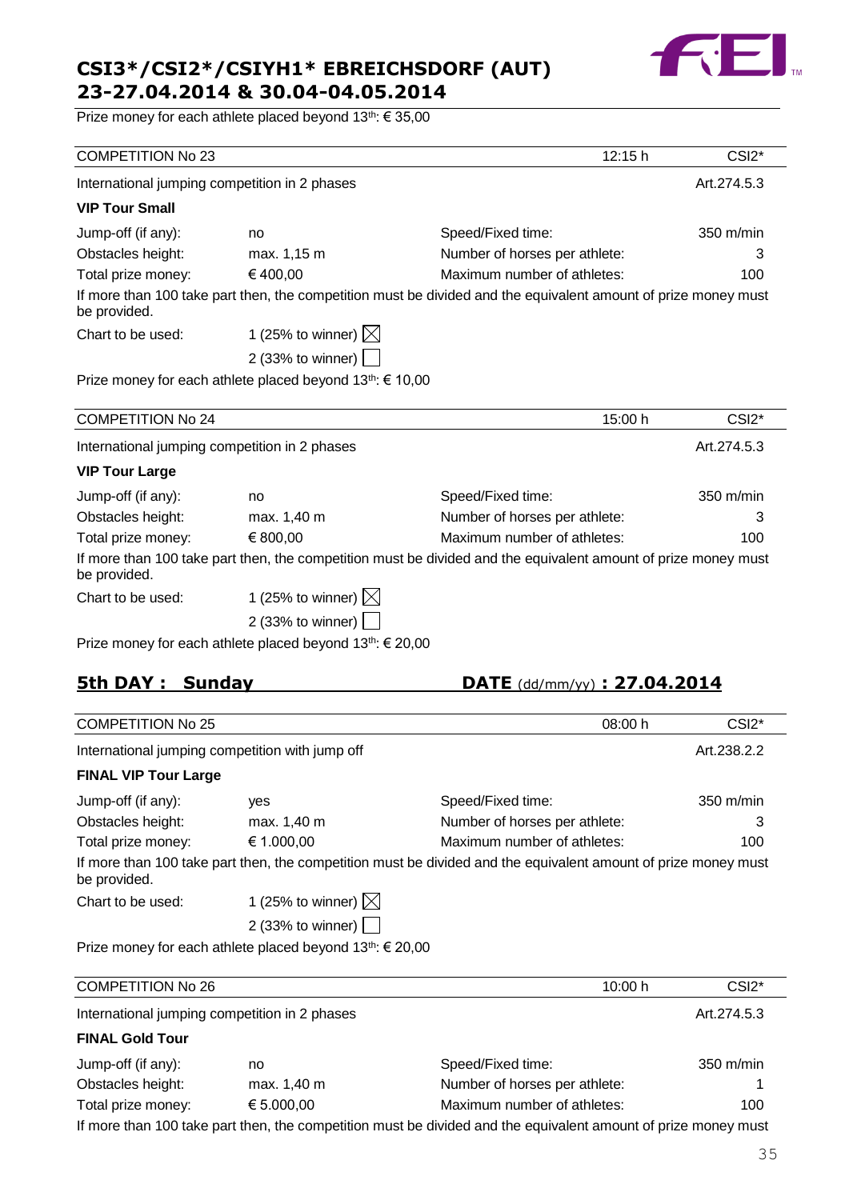Prize money for each athlete placed beyond 13th: € 35,00

| COMPETITION No 23 | | 12:15 h | CSI2* |
|---|---|---|---|
| International jumping competition in 2 phases | | | Art.274.5.3 |

**VIP Tour Small**

| | | | |
|---|---|---|---|
| Jump-off (if any): | no | Speed/Fixed time: | 350 m/min |
| Obstacles height: | max. 1,15 m | Number of horses per athlete: | 3 |
| Total prize money: | € 400,00 | Maximum number of athletes: | 100 |

If more than 100 take part then, the competition must be divided and the equivalent amount of prize money must be provided.

Chart to be used: 1 (25% to winner) ☒
2 (33% to winner) ☐

Prize money for each athlete placed beyond 13th: € 10,00

| COMPETITION No 24 | | 15:00 h | CSI2* |
|---|---|---|---|
| International jumping competition in 2 phases | | | Art.274.5.3 |

**VIP Tour Large**

| | | | |
|---|---|---|---|
| Jump-off (if any): | no | Speed/Fixed time: | 350 m/min |
| Obstacles height: | max. 1,40 m | Number of horses per athlete: | 3 |
| Total prize money: | € 800,00 | Maximum number of athletes: | 100 |

If more than 100 take part then, the competition must be divided and the equivalent amount of prize money must be provided.

Chart to be used: 1 (25% to winner) ☒
2 (33% to winner) ☐

Prize money for each athlete placed beyond 13th: € 20,00

## 5th DAY : Sunday DATE (dd/mm/yy) : 27.04.2014

| COMPETITION No 25 | | 08:00 h | CSI2* |
|---|---|---|---|
| International jumping competition with jump off | | | Art.238.2.2 |

**FINAL VIP Tour Large**

| | | | |
|---|---|---|---|
| Jump-off (if any): | yes | Speed/Fixed time: | 350 m/min |
| Obstacles height: | max. 1,40 m | Number of horses per athlete: | 3 |
| Total prize money: | € 1.000,00 | Maximum number of athletes: | 100 |

If more than 100 take part then, the competition must be divided and the equivalent amount of prize money must be provided.

Chart to be used: 1 (25% to winner) ☒
2 (33% to winner) ☐

Prize money for each athlete placed beyond 13th: € 20,00

| COMPETITION No 26 | | 10:00 h | CSI2* |
|---|---|---|---|
| International jumping competition in 2 phases | | | Art.274.5.3 |

**FINAL Gold Tour**

| | | | |
|---|---|---|---|
| Jump-off (if any): | no | Speed/Fixed time: | 350 m/min |
| Obstacles height: | max. 1,40 m | Number of horses per athlete: | 1 |
| Total prize money: | € 5.000,00 | Maximum number of athletes: | 100 |

If more than 100 take part then, the competition must be divided and the equivalent amount of prize money must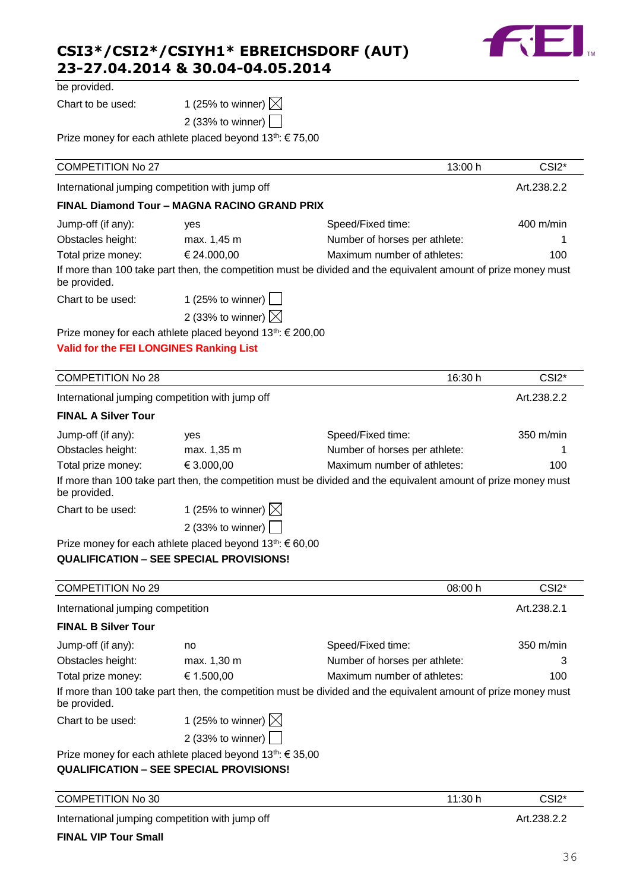be provided.

Chart to be used: 1 (25% to winner) ☒
2 (33% to winner) ☐

Prize money for each athlete placed beyond 13th: € 75,00

| COMPETITION No 27 | | 13:00 h | CSI2* |
|---|---|---|---|

International jumping competition with jump off — Art.238.2.2

**FINAL Diamond Tour – MAGNA RACINO GRAND PRIX**

| | | | |
|---|---|---|---|
| Jump-off (if any): | yes | Speed/Fixed time: | 400 m/min |
| Obstacles height: | max. 1,45 m | Number of horses per athlete: | 1 |
| Total prize money: | € 24.000,00 | Maximum number of athletes: | 100 |

If more than 100 take part then, the competition must be divided and the equivalent amount of prize money must be provided.

Chart to be used: 1 (25% to winner) ☐
2 (33% to winner) ☒

Prize money for each athlete placed beyond 13th: € 200,00

**Valid for the FEI LONGINES Ranking List**

| COMPETITION No 28 | | 16:30 h | CSI2* |
|---|---|---|---|

International jumping competition with jump off — Art.238.2.2

**FINAL A Silver Tour**

| | | | |
|---|---|---|---|
| Jump-off (if any): | yes | Speed/Fixed time: | 350 m/min |
| Obstacles height: | max. 1,35 m | Number of horses per athlete: | 1 |
| Total prize money: | € 3.000,00 | Maximum number of athletes: | 100 |

If more than 100 take part then, the competition must be divided and the equivalent amount of prize money must be provided.

Chart to be used: 1 (25% to winner) ☒
2 (33% to winner) ☐

Prize money for each athlete placed beyond 13th: € 60,00

**QUALIFICATION – SEE SPECIAL PROVISIONS!**

| COMPETITION No 29 | | 08:00 h | CSI2* |
|---|---|---|---|

International jumping competition — Art.238.2.1

**FINAL B Silver Tour**

| | | | |
|---|---|---|---|
| Jump-off (if any): | no | Speed/Fixed time: | 350 m/min |
| Obstacles height: | max. 1,30 m | Number of horses per athlete: | 3 |
| Total prize money: | € 1.500,00 | Maximum number of athletes: | 100 |

If more than 100 take part then, the competition must be divided and the equivalent amount of prize money must be provided.

Chart to be used: 1 (25% to winner) ☒
2 (33% to winner) ☐

Prize money for each athlete placed beyond 13th: € 35,00

**QUALIFICATION – SEE SPECIAL PROVISIONS!**

| COMPETITION No 30 | | 11:30 h | CSI2* |
|---|---|---|---|

International jumping competition with jump off — Art.238.2.2

**FINAL VIP Tour Small**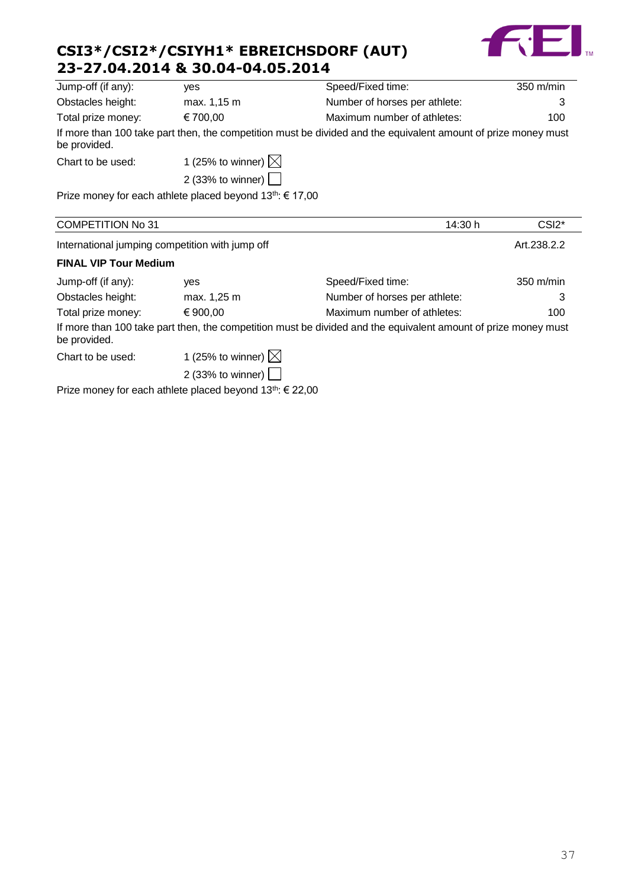| | | | |
|---|---|---|---|
| Jump-off (if any): | yes | Speed/Fixed time: | 350 m/min |
| Obstacles height: | max. 1,15 m | Number of horses per athlete: | 3 |
| Total prize money: | € 700,00 | Maximum number of athletes: | 100 |

If more than 100 take part then, the competition must be divided and the equivalent amount of prize money must be provided.

Chart to be used: 1 (25% to winner) ☒
2 (33% to winner) ☐

Prize money for each athlete placed beyond 13th: € 17,00

| COMPETITION No 31 | 14:30 h | CSI2* |
|---|---|---|

International jumping competition with jump off — Art.238.2.2

**FINAL VIP Tour Medium**

| | | | |
|---|---|---|---|
| Jump-off (if any): | yes | Speed/Fixed time: | 350 m/min |
| Obstacles height: | max. 1,25 m | Number of horses per athlete: | 3 |
| Total prize money: | € 900,00 | Maximum number of athletes: | 100 |

If more than 100 take part then, the competition must be divided and the equivalent amount of prize money must be provided.

Chart to be used: 1 (25% to winner) ☒
2 (33% to winner) ☐

Prize money for each athlete placed beyond 13th: € 22,00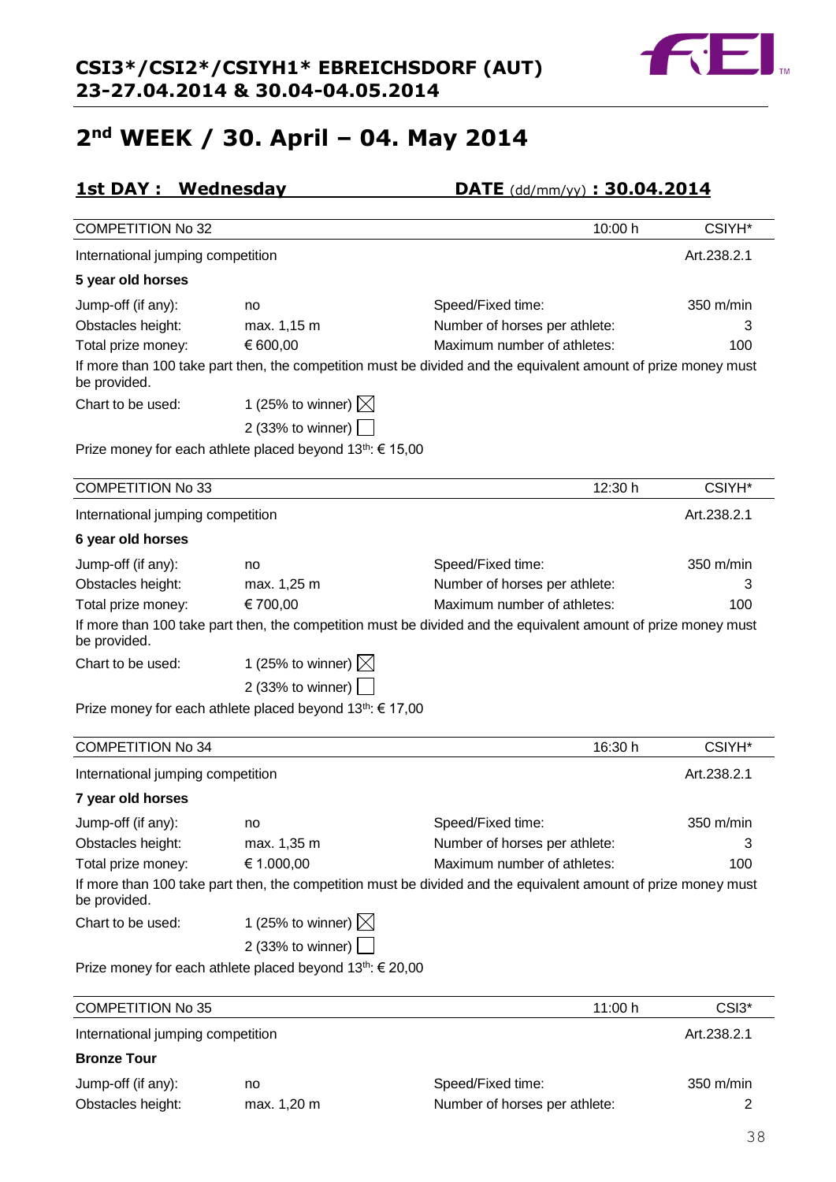# CSI3*/CSI2*/CSIYH1* EBREICHSDORF (AUT) 23-27.04.2014 & 30.04-04.05.2014

## 2nd WEEK / 30. April – 04. May 2014

### 1st DAY : Wednesday — DATE (dd/mm/yy) : 30.04.2014

| COMPETITION No 32 | | 10:00 h | CSIYH* |
|---|---|---|---|
| International jumping competition | | | Art.238.2.1 |
| **5 year old horses** | | | |
| Jump-off (if any): | no | Speed/Fixed time: | 350 m/min |
| Obstacles height: | max. 1,15 m | Number of horses per athlete: | 3 |
| Total prize money: | € 600,00 | Maximum number of athletes: | 100 |

If more than 100 take part then, the competition must be divided and the equivalent amount of prize money must be provided.

Chart to be used: 1 (25% to winner) ☒ 2 (33% to winner) ☐

Prize money for each athlete placed beyond 13th: € 15,00

| COMPETITION No 33 | | 12:30 h | CSIYH* |
|---|---|---|---|
| International jumping competition | | | Art.238.2.1 |
| **6 year old horses** | | | |
| Jump-off (if any): | no | Speed/Fixed time: | 350 m/min |
| Obstacles height: | max. 1,25 m | Number of horses per athlete: | 3 |
| Total prize money: | € 700,00 | Maximum number of athletes: | 100 |

If more than 100 take part then, the competition must be divided and the equivalent amount of prize money must be provided.

Chart to be used: 1 (25% to winner) ☒ 2 (33% to winner) ☐

Prize money for each athlete placed beyond 13th: € 17,00

| COMPETITION No 34 | | 16:30 h | CSIYH* |
|---|---|---|---|
| International jumping competition | | | Art.238.2.1 |
| **7 year old horses** | | | |
| Jump-off (if any): | no | Speed/Fixed time: | 350 m/min |
| Obstacles height: | max. 1,35 m | Number of horses per athlete: | 3 |
| Total prize money: | € 1.000,00 | Maximum number of athletes: | 100 |

If more than 100 take part then, the competition must be divided and the equivalent amount of prize money must be provided.

Chart to be used: 1 (25% to winner) ☒ 2 (33% to winner) ☐

Prize money for each athlete placed beyond 13th: € 20,00

| COMPETITION No 35 | | 11:00 h | CSI3* |
|---|---|---|---|
| International jumping competition | | | Art.238.2.1 |
| **Bronze Tour** | | | |
| Jump-off (if any): | no | Speed/Fixed time: | 350 m/min |
| Obstacles height: | max. 1,20 m | Number of horses per athlete: | 2 |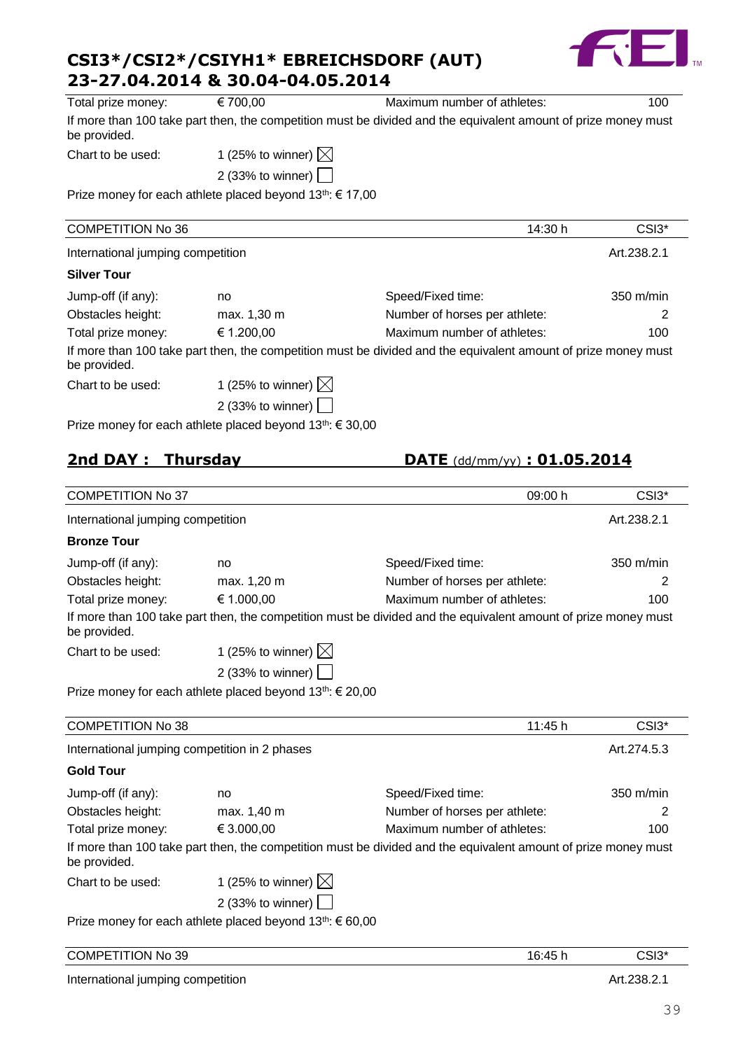Total prize money: € 700,00 — Maximum number of athletes: 100

If more than 100 take part then, the competition must be divided and the equivalent amount of prize money must be provided.

Chart to be used: 1 (25% to winner) ☒
2 (33% to winner) ☐

Prize money for each athlete placed beyond 13th: € 17,00

| COMPETITION No 36 | | 14:30 h | CSI3* |
|---|---|---|---|
| International jumping competition | | | Art.238.2.1 |

**Silver Tour**

| | | | |
|---|---|---|---|
| Jump-off (if any): | no | Speed/Fixed time: | 350 m/min |
| Obstacles height: | max. 1,30 m | Number of horses per athlete: | 2 |
| Total prize money: | € 1.200,00 | Maximum number of athletes: | 100 |

If more than 100 take part then, the competition must be divided and the equivalent amount of prize money must be provided.

Chart to be used: 1 (25% to winner) ☒
2 (33% to winner) ☐

Prize money for each athlete placed beyond 13th: € 30,00

## 2nd DAY : Thursday — DATE (dd/mm/yy) : 01.05.2014

| COMPETITION No 37 | | 09:00 h | CSI3* |
|---|---|---|---|
| International jumping competition | | | Art.238.2.1 |

**Bronze Tour**

| | | | |
|---|---|---|---|
| Jump-off (if any): | no | Speed/Fixed time: | 350 m/min |
| Obstacles height: | max. 1,20 m | Number of horses per athlete: | 2 |
| Total prize money: | € 1.000,00 | Maximum number of athletes: | 100 |

If more than 100 take part then, the competition must be divided and the equivalent amount of prize money must be provided.

Chart to be used: 1 (25% to winner) ☒
2 (33% to winner) ☐

Prize money for each athlete placed beyond 13th: € 20,00

| COMPETITION No 38 | | 11:45 h | CSI3* |
|---|---|---|---|
| International jumping competition in 2 phases | | | Art.274.5.3 |

**Gold Tour**

| | | | |
|---|---|---|---|
| Jump-off (if any): | no | Speed/Fixed time: | 350 m/min |
| Obstacles height: | max. 1,40 m | Number of horses per athlete: | 2 |
| Total prize money: | € 3.000,00 | Maximum number of athletes: | 100 |

If more than 100 take part then, the competition must be divided and the equivalent amount of prize money must be provided.

Chart to be used: 1 (25% to winner) ☒
2 (33% to winner) ☐

Prize money for each athlete placed beyond 13th: € 60,00

| COMPETITION No 39 | | 16:45 h | CSI3* |
|---|---|---|---|
| International jumping competition | | | Art.238.2.1 |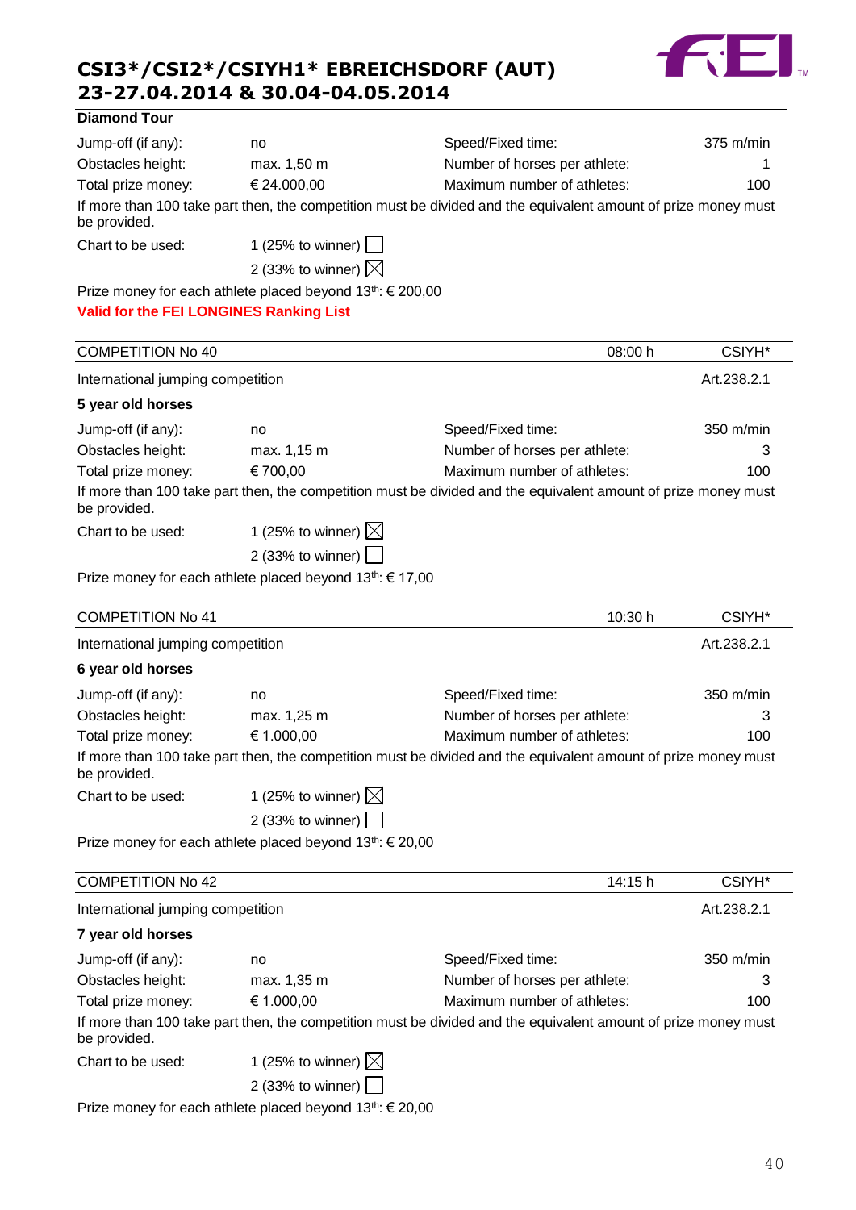# CSI3*/CSI2*/CSIYH1* EBREICHSDORF (AUT)
# 23-27.04.2014 & 30.04-04.05.2014

**Diamond Tour**

| | | | |
|---|---|---|---|
| Jump-off (if any): | no | Speed/Fixed time: | 375 m/min |
| Obstacles height: | max. 1,50 m | Number of horses per athlete: | 1 |
| Total prize money: | € 24.000,00 | Maximum number of athletes: | 100 |

If more than 100 take part then, the competition must be divided and the equivalent amount of prize money must be provided.

Chart to be used: 1 (25% to winner) ☐
2 (33% to winner) ☒

Prize money for each athlete placed beyond 13th: € 200,00

**Valid for the FEI LONGINES Ranking List**

---

COMPETITION No 40 — 08:00 h — CSIYH*

International jumping competition — Art.238.2.1

**5 year old horses**

| | | | |
|---|---|---|---|
| Jump-off (if any): | no | Speed/Fixed time: | 350 m/min |
| Obstacles height: | max. 1,15 m | Number of horses per athlete: | 3 |
| Total prize money: | € 700,00 | Maximum number of athletes: | 100 |

If more than 100 take part then, the competition must be divided and the equivalent amount of prize money must be provided.

Chart to be used: 1 (25% to winner) ☒
2 (33% to winner) ☐

Prize money for each athlete placed beyond 13th: € 17,00

---

COMPETITION No 41 — 10:30 h — CSIYH*

International jumping competition — Art.238.2.1

**6 year old horses**

| | | | |
|---|---|---|---|
| Jump-off (if any): | no | Speed/Fixed time: | 350 m/min |
| Obstacles height: | max. 1,25 m | Number of horses per athlete: | 3 |
| Total prize money: | € 1.000,00 | Maximum number of athletes: | 100 |

If more than 100 take part then, the competition must be divided and the equivalent amount of prize money must be provided.

Chart to be used: 1 (25% to winner) ☒
2 (33% to winner) ☐

Prize money for each athlete placed beyond 13th: € 20,00

---

COMPETITION No 42 — 14:15 h — CSIYH*

International jumping competition — Art.238.2.1

**7 year old horses**

| | | | |
|---|---|---|---|
| Jump-off (if any): | no | Speed/Fixed time: | 350 m/min |
| Obstacles height: | max. 1,35 m | Number of horses per athlete: | 3 |
| Total prize money: | € 1.000,00 | Maximum number of athletes: | 100 |

If more than 100 take part then, the competition must be divided and the equivalent amount of prize money must be provided.

Chart to be used: 1 (25% to winner) ☒
2 (33% to winner) ☐

Prize money for each athlete placed beyond 13th: € 20,00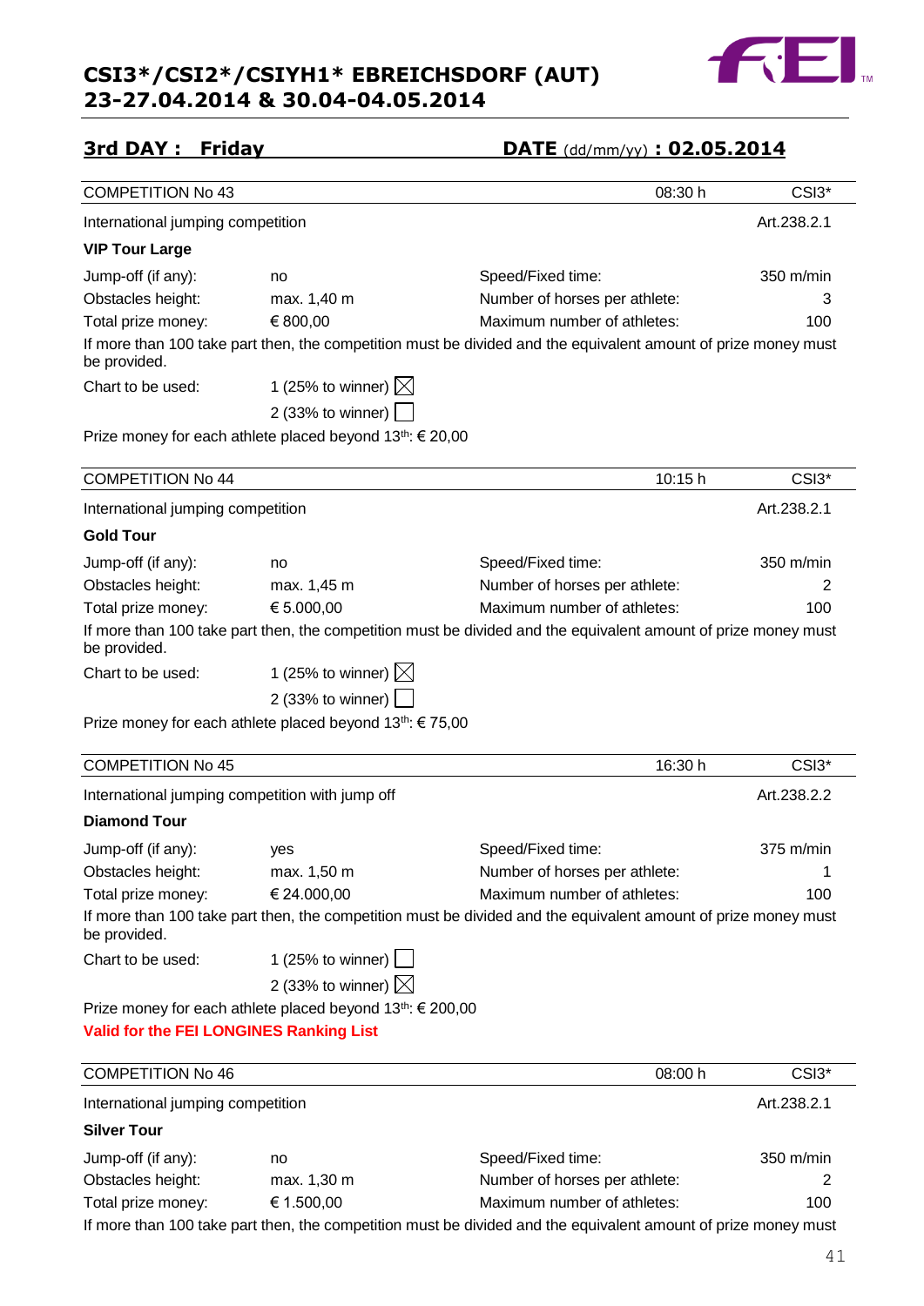# CSI3*/CSI2*/CSIYH1* EBREICHSDORF (AUT) 23-27.04.2014 & 30.04-04.05.2014

## 3rd DAY : Friday DATE (dd/mm/yy) : 02.05.2014

| COMPETITION No 43 | | 08:30 h | CSI3* |
|---|---|---|---|

International jumping competition — Art.238.2.1

**VIP Tour Large**

| | | | |
|---|---|---|---|
| Jump-off (if any): | no | Speed/Fixed time: | 350 m/min |
| Obstacles height: | max. 1,40 m | Number of horses per athlete: | 3 |
| Total prize money: | € 800,00 | Maximum number of athletes: | 100 |

If more than 100 take part then, the competition must be divided and the equivalent amount of prize money must be provided.

Chart to be used: 1 (25% to winner) ☒
2 (33% to winner) ☐

Prize money for each athlete placed beyond 13th: € 20,00

| COMPETITION No 44 | | 10:15 h | CSI3* |
|---|---|---|---|

International jumping competition — Art.238.2.1

**Gold Tour**

| | | | |
|---|---|---|---|
| Jump-off (if any): | no | Speed/Fixed time: | 350 m/min |
| Obstacles height: | max. 1,45 m | Number of horses per athlete: | 2 |
| Total prize money: | € 5.000,00 | Maximum number of athletes: | 100 |

If more than 100 take part then, the competition must be divided and the equivalent amount of prize money must be provided.

Chart to be used: 1 (25% to winner) ☒
2 (33% to winner) ☐

Prize money for each athlete placed beyond 13th: € 75,00

| COMPETITION No 45 | | 16:30 h | CSI3* |
|---|---|---|---|

International jumping competition with jump off — Art.238.2.2

**Diamond Tour**

| | | | |
|---|---|---|---|
| Jump-off (if any): | yes | Speed/Fixed time: | 375 m/min |
| Obstacles height: | max. 1,50 m | Number of horses per athlete: | 1 |
| Total prize money: | € 24.000,00 | Maximum number of athletes: | 100 |

If more than 100 take part then, the competition must be divided and the equivalent amount of prize money must be provided.

Chart to be used: 1 (25% to winner) ☐
2 (33% to winner) ☒

Prize money for each athlete placed beyond 13th: € 200,00

**Valid for the FEI LONGINES Ranking List**

| COMPETITION No 46 | | 08:00 h | CSI3* |
|---|---|---|---|

International jumping competition — Art.238.2.1

**Silver Tour**

| | | | |
|---|---|---|---|
| Jump-off (if any): | no | Speed/Fixed time: | 350 m/min |
| Obstacles height: | max. 1,30 m | Number of horses per athlete: | 2 |
| Total prize money: | € 1.500,00 | Maximum number of athletes: | 100 |

If more than 100 take part then, the competition must be divided and the equivalent amount of prize money must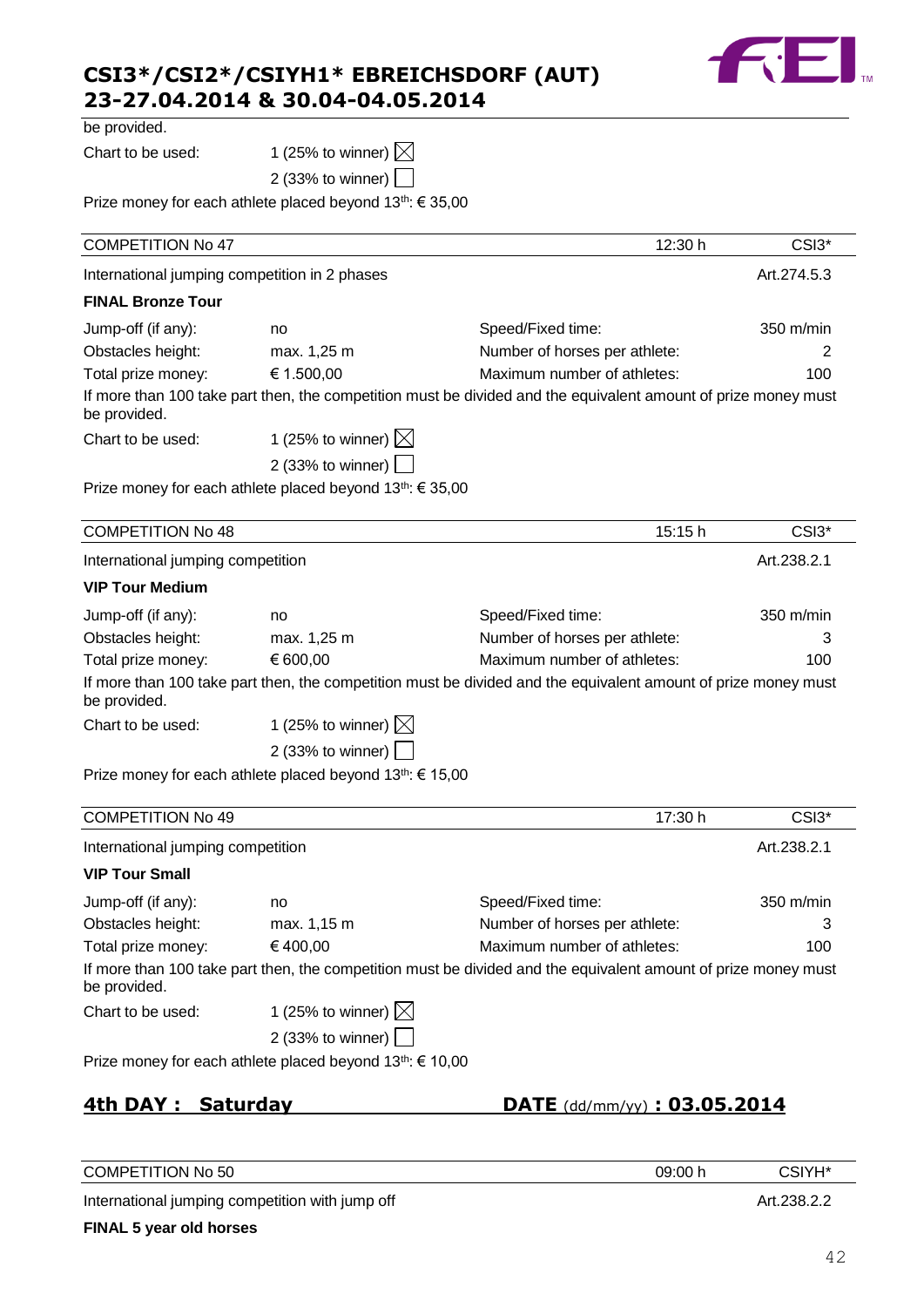be provided.

Chart to be used: 1 (25% to winner) ☒ 2 (33% to winner) ☐

Prize money for each athlete placed beyond 13th: € 35,00

| COMPETITION No 47 | | 12:30 h | CSI3* |
|---|---|---|---|
| International jumping competition in 2 phases | | | Art.274.5.3 |

**FINAL Bronze Tour**

| | | | |
|---|---|---|---|
| Jump-off (if any): | no | Speed/Fixed time: | 350 m/min |
| Obstacles height: | max. 1,25 m | Number of horses per athlete: | 2 |
| Total prize money: | € 1.500,00 | Maximum number of athletes: | 100 |

If more than 100 take part then, the competition must be divided and the equivalent amount of prize money must be provided.

Chart to be used: 1 (25% to winner) ☒ 2 (33% to winner) ☐

Prize money for each athlete placed beyond 13th: € 35,00

| COMPETITION No 48 | | 15:15 h | CSI3* |
|---|---|---|---|
| International jumping competition | | | Art.238.2.1 |

**VIP Tour Medium**

| | | | |
|---|---|---|---|
| Jump-off (if any): | no | Speed/Fixed time: | 350 m/min |
| Obstacles height: | max. 1,25 m | Number of horses per athlete: | 3 |
| Total prize money: | € 600,00 | Maximum number of athletes: | 100 |

If more than 100 take part then, the competition must be divided and the equivalent amount of prize money must be provided.

Chart to be used: 1 (25% to winner) ☒ 2 (33% to winner) ☐

Prize money for each athlete placed beyond 13th: € 15,00

| COMPETITION No 49 | | 17:30 h | CSI3* |
|---|---|---|---|
| International jumping competition | | | Art.238.2.1 |

**VIP Tour Small**

| | | | |
|---|---|---|---|
| Jump-off (if any): | no | Speed/Fixed time: | 350 m/min |
| Obstacles height: | max. 1,15 m | Number of horses per athlete: | 3 |
| Total prize money: | € 400,00 | Maximum number of athletes: | 100 |

If more than 100 take part then, the competition must be divided and the equivalent amount of prize money must be provided.

Chart to be used: 1 (25% to winner) ☒ 2 (33% to winner) ☐

Prize money for each athlete placed beyond 13th: € 10,00

## 4th DAY : Saturday DATE (dd/mm/yy) : 03.05.2014

| COMPETITION No 50 | | 09:00 h | CSIYH* |
|---|---|---|---|
| International jumping competition with jump off | | | Art.238.2.2 |

**FINAL 5 year old horses**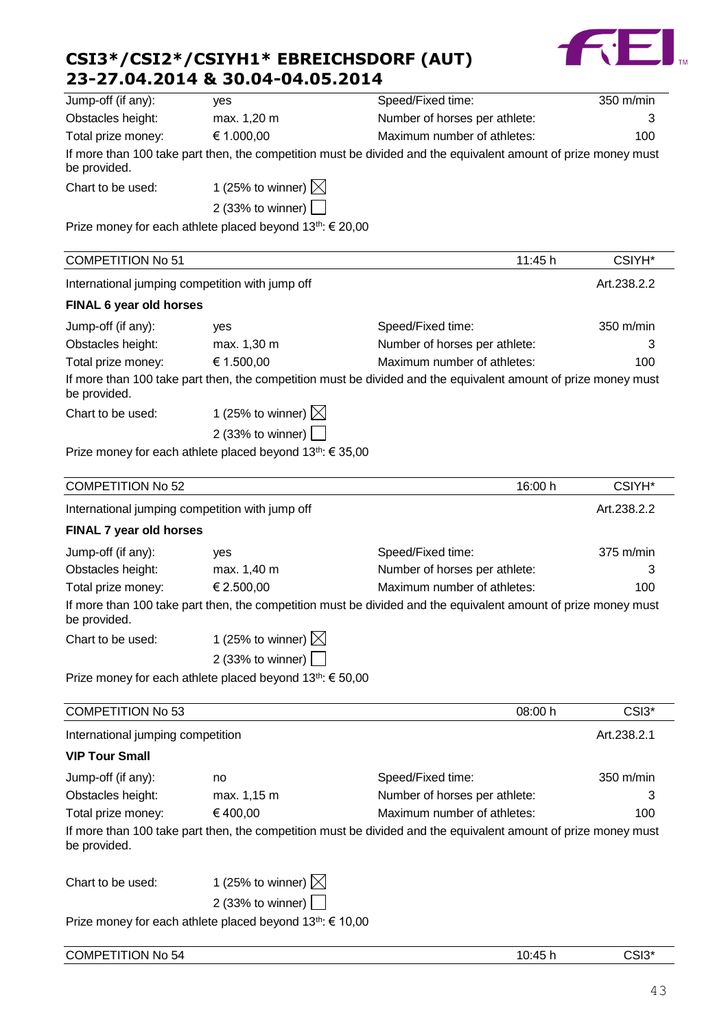| | | | |
|---|---|---|---|
| Jump-off (if any): | yes | Speed/Fixed time: | 350 m/min |
| Obstacles height: | max. 1,20 m | Number of horses per athlete: | 3 |
| Total prize money: | € 1.000,00 | Maximum number of athletes: | 100 |

If more than 100 take part then, the competition must be divided and the equivalent amount of prize money must be provided.

Chart to be used: 1 (25% to winner) ☒
2 (33% to winner) ☐

Prize money for each athlete placed beyond 13th: € 20,00

| COMPETITION No 51 | 11:45 h | CSIYH* |
|---|---|---|

International jumping competition with jump off — Art.238.2.2

**FINAL 6 year old horses**

| | | | |
|---|---|---|---|
| Jump-off (if any): | yes | Speed/Fixed time: | 350 m/min |
| Obstacles height: | max. 1,30 m | Number of horses per athlete: | 3 |
| Total prize money: | € 1.500,00 | Maximum number of athletes: | 100 |

If more than 100 take part then, the competition must be divided and the equivalent amount of prize money must be provided.

Chart to be used: 1 (25% to winner) ☒
2 (33% to winner) ☐

Prize money for each athlete placed beyond 13th: € 35,00

| COMPETITION No 52 | 16:00 h | CSIYH* |
|---|---|---|

International jumping competition with jump off — Art.238.2.2

**FINAL 7 year old horses**

| | | | |
|---|---|---|---|
| Jump-off (if any): | yes | Speed/Fixed time: | 375 m/min |
| Obstacles height: | max. 1,40 m | Number of horses per athlete: | 3 |
| Total prize money: | € 2.500,00 | Maximum number of athletes: | 100 |

If more than 100 take part then, the competition must be divided and the equivalent amount of prize money must be provided.

Chart to be used: 1 (25% to winner) ☒
2 (33% to winner) ☐

Prize money for each athlete placed beyond 13th: € 50,00

| COMPETITION No 53 | 08:00 h | CSI3* |
|---|---|---|

International jumping competition — Art.238.2.1

**VIP Tour Small**

| | | | |
|---|---|---|---|
| Jump-off (if any): | no | Speed/Fixed time: | 350 m/min |
| Obstacles height: | max. 1,15 m | Number of horses per athlete: | 3 |
| Total prize money: | € 400,00 | Maximum number of athletes: | 100 |

If more than 100 take part then, the competition must be divided and the equivalent amount of prize money must be provided.

Chart to be used: 1 (25% to winner) ☒
2 (33% to winner) ☐

Prize money for each athlete placed beyond 13th: € 10,00

| COMPETITION No 54 | 10:45 h | CSI3* |
|---|---|---|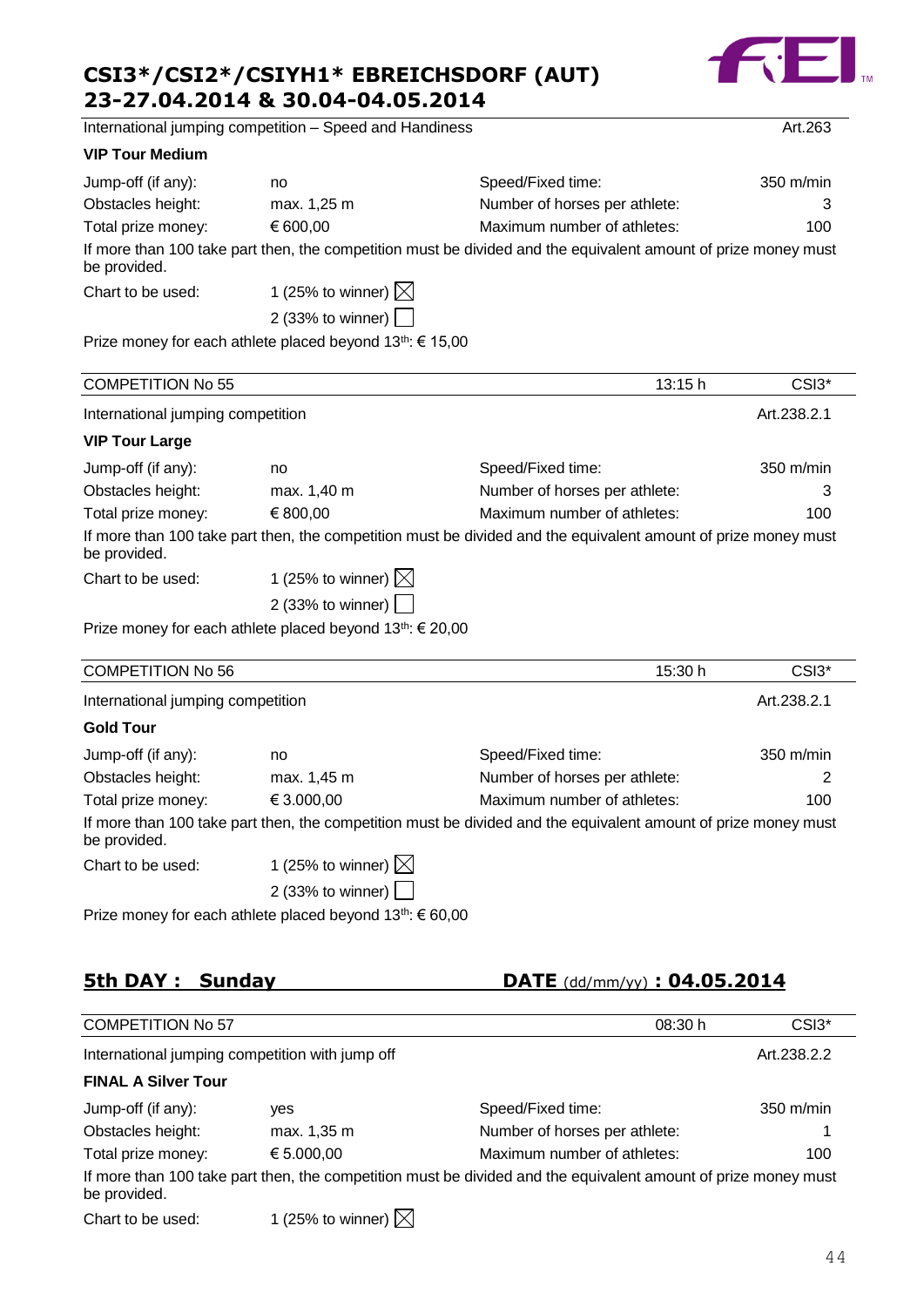# CSI3*/CSI2*/CSIYH1* EBREICHSDORF (AUT) 23-27.04.2014 & 30.04-04.05.2014

International jumping competition – Speed and Handiness — Art.263

**VIP Tour Medium**

| | | | |
|---|---|---|---|
| Jump-off (if any): | no | Speed/Fixed time: | 350 m/min |
| Obstacles height: | max. 1,25 m | Number of horses per athlete: | 3 |
| Total prize money: | € 600,00 | Maximum number of athletes: | 100 |

If more than 100 take part then, the competition must be divided and the equivalent amount of prize money must be provided.

Chart to be used: 1 (25% to winner) ☒
2 (33% to winner) ☐

Prize money for each athlete placed beyond 13th: € 15,00

---

| COMPETITION No 55 | 13:15 h | CSI3* |
|---|---|---|

International jumping competition — Art.238.2.1

**VIP Tour Large**

| | | | |
|---|---|---|---|
| Jump-off (if any): | no | Speed/Fixed time: | 350 m/min |
| Obstacles height: | max. 1,40 m | Number of horses per athlete: | 3 |
| Total prize money: | € 800,00 | Maximum number of athletes: | 100 |

If more than 100 take part then, the competition must be divided and the equivalent amount of prize money must be provided.

Chart to be used: 1 (25% to winner) ☒
2 (33% to winner) ☐

Prize money for each athlete placed beyond 13th: € 20,00

---

| COMPETITION No 56 | 15:30 h | CSI3* |
|---|---|---|

International jumping competition — Art.238.2.1

**Gold Tour**

| | | | |
|---|---|---|---|
| Jump-off (if any): | no | Speed/Fixed time: | 350 m/min |
| Obstacles height: | max. 1,45 m | Number of horses per athlete: | 2 |
| Total prize money: | € 3.000,00 | Maximum number of athletes: | 100 |

If more than 100 take part then, the competition must be divided and the equivalent amount of prize money must be provided.

Chart to be used: 1 (25% to winner) ☒
2 (33% to winner) ☐

Prize money for each athlete placed beyond 13th: € 60,00

## 5th DAY : Sunday — DATE (dd/mm/yy) : 04.05.2014

| COMPETITION No 57 | 08:30 h | CSI3* |
|---|---|---|

International jumping competition with jump off — Art.238.2.2

**FINAL A Silver Tour**

| | | | |
|---|---|---|---|
| Jump-off (if any): | yes | Speed/Fixed time: | 350 m/min |
| Obstacles height: | max. 1,35 m | Number of horses per athlete: | 1 |
| Total prize money: | € 5.000,00 | Maximum number of athletes: | 100 |

If more than 100 take part then, the competition must be divided and the equivalent amount of prize money must be provided.

Chart to be used: 1 (25% to winner) ☒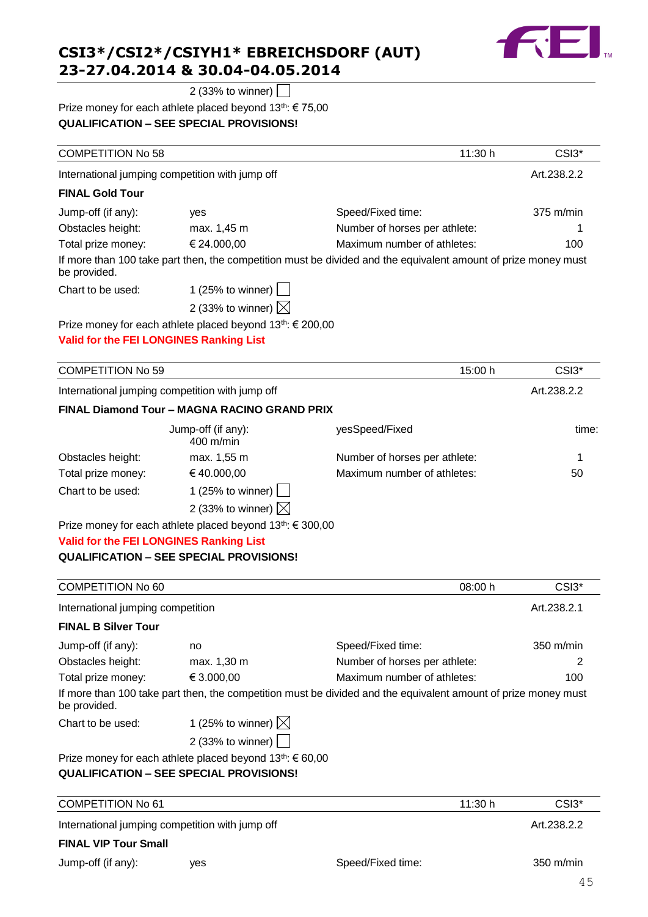2 (33% to winner) ☐

Prize money for each athlete placed beyond 13th: € 75,00

**QUALIFICATION – SEE SPECIAL PROVISIONS!**

| COMPETITION No 58 | | 11:30 h | CSI3* |
|---|---|---|---|

International jumping competition with jump off — Art.238.2.2

**FINAL Gold Tour**

| | | | |
|---|---|---|---|
| Jump-off (if any): | yes | Speed/Fixed time: | 375 m/min |
| Obstacles height: | max. 1,45 m | Number of horses per athlete: | 1 |
| Total prize money: | € 24.000,00 | Maximum number of athletes: | 100 |

If more than 100 take part then, the competition must be divided and the equivalent amount of prize money must be provided.

Chart to be used: 1 (25% to winner) ☐
2 (33% to winner) ☒

Prize money for each athlete placed beyond 13th: € 200,00

**Valid for the FEI LONGINES Ranking List**

| COMPETITION No 59 | | 15:00 h | CSI3* |
|---|---|---|---|

International jumping competition with jump off — Art.238.2.2

**FINAL Diamond Tour – MAGNA RACINO GRAND PRIX**

| | | | |
|---|---|---|---|
| Jump-off (if any): | yes | Speed/Fixed time: | 400 m/min |
| Obstacles height: | max. 1,55 m | Number of horses per athlete: | 1 |
| Total prize money: | € 40.000,00 | Maximum number of athletes: | 50 |

Chart to be used: 1 (25% to winner) ☐
2 (33% to winner) ☒

Prize money for each athlete placed beyond 13th: € 300,00

**Valid for the FEI LONGINES Ranking List**

**QUALIFICATION – SEE SPECIAL PROVISIONS!**

| COMPETITION No 60 | | 08:00 h | CSI3* |
|---|---|---|---|

International jumping competition — Art.238.2.1

**FINAL B Silver Tour**

| | | | |
|---|---|---|---|
| Jump-off (if any): | no | Speed/Fixed time: | 350 m/min |
| Obstacles height: | max. 1,30 m | Number of horses per athlete: | 2 |
| Total prize money: | € 3.000,00 | Maximum number of athletes: | 100 |

If more than 100 take part then, the competition must be divided and the equivalent amount of prize money must be provided.

Chart to be used: 1 (25% to winner) ☒
2 (33% to winner) ☐

Prize money for each athlete placed beyond 13th: € 60,00

**QUALIFICATION – SEE SPECIAL PROVISIONS!**

| COMPETITION No 61 | | 11:30 h | CSI3* |
|---|---|---|---|

International jumping competition with jump off — Art.238.2.2

**FINAL VIP Tour Small**

| | | | |
|---|---|---|---|
| Jump-off (if any): | yes | Speed/Fixed time: | 350 m/min |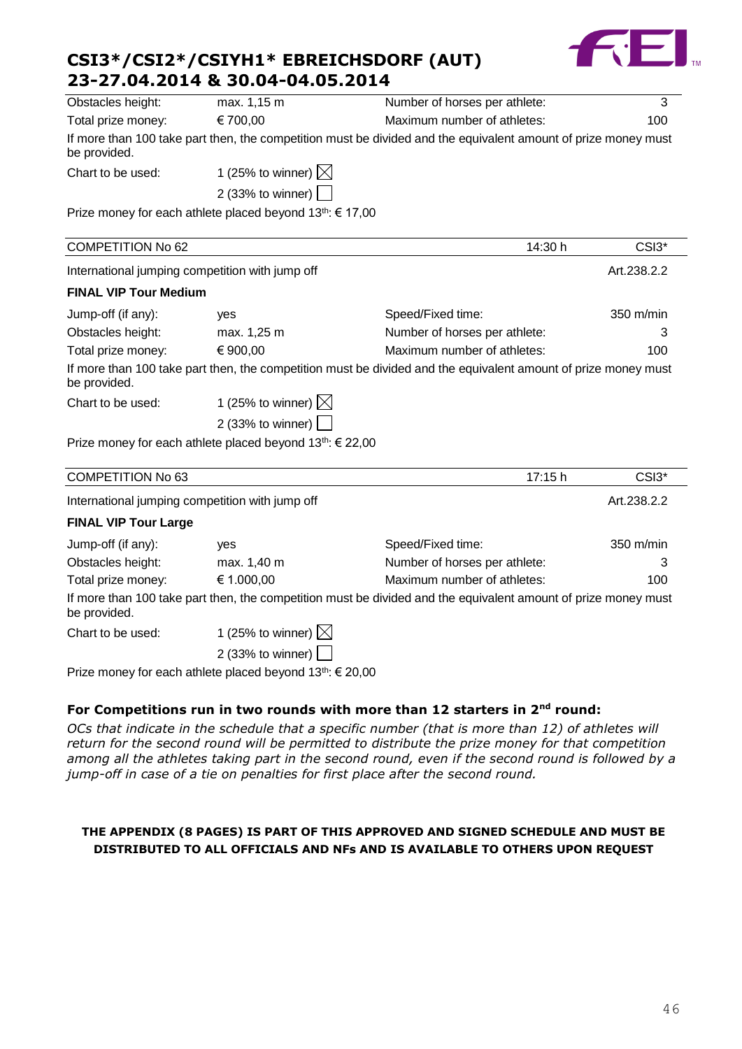| | | | |
|---|---|---|---|
| Obstacles height: | max. 1,15 m | Number of horses per athlete: | 3 |
| Total prize money: | € 700,00 | Maximum number of athletes: | 100 |

If more than 100 take part then, the competition must be divided and the equivalent amount of prize money must be provided.

Chart to be used: 1 (25% to winner) ☒
2 (33% to winner) ☐

Prize money for each athlete placed beyond 13th: € 17,00

| COMPETITION No 62 | 14:30 h | CSI3* |
|---|---|---|

International jumping competition with jump off — Art.238.2.2

**FINAL VIP Tour Medium**

| | | | |
|---|---|---|---|
| Jump-off (if any): | yes | Speed/Fixed time: | 350 m/min |
| Obstacles height: | max. 1,25 m | Number of horses per athlete: | 3 |
| Total prize money: | € 900,00 | Maximum number of athletes: | 100 |

If more than 100 take part then, the competition must be divided and the equivalent amount of prize money must be provided.

Chart to be used: 1 (25% to winner) ☒
2 (33% to winner) ☐

Prize money for each athlete placed beyond 13th: € 22,00

| COMPETITION No 63 | 17:15 h | CSI3* |
|---|---|---|

International jumping competition with jump off — Art.238.2.2

**FINAL VIP Tour Large**

| | | | |
|---|---|---|---|
| Jump-off (if any): | yes | Speed/Fixed time: | 350 m/min |
| Obstacles height: | max. 1,40 m | Number of horses per athlete: | 3 |
| Total prize money: | € 1.000,00 | Maximum number of athletes: | 100 |

If more than 100 take part then, the competition must be divided and the equivalent amount of prize money must be provided.

Chart to be used: 1 (25% to winner) ☒
2 (33% to winner) ☐

Prize money for each athlete placed beyond 13th: € 20,00

### For Competitions run in two rounds with more than 12 starters in 2nd round:

*OCs that indicate in the schedule that a specific number (that is more than 12) of athletes will return for the second round will be permitted to distribute the prize money for that competition among all the athletes taking part in the second round, even if the second round is followed by a jump-off in case of a tie on penalties for first place after the second round.*

**THE APPENDIX (8 PAGES) IS PART OF THIS APPROVED AND SIGNED SCHEDULE AND MUST BE DISTRIBUTED TO ALL OFFICIALS AND NFs AND IS AVAILABLE TO OTHERS UPON REQUEST**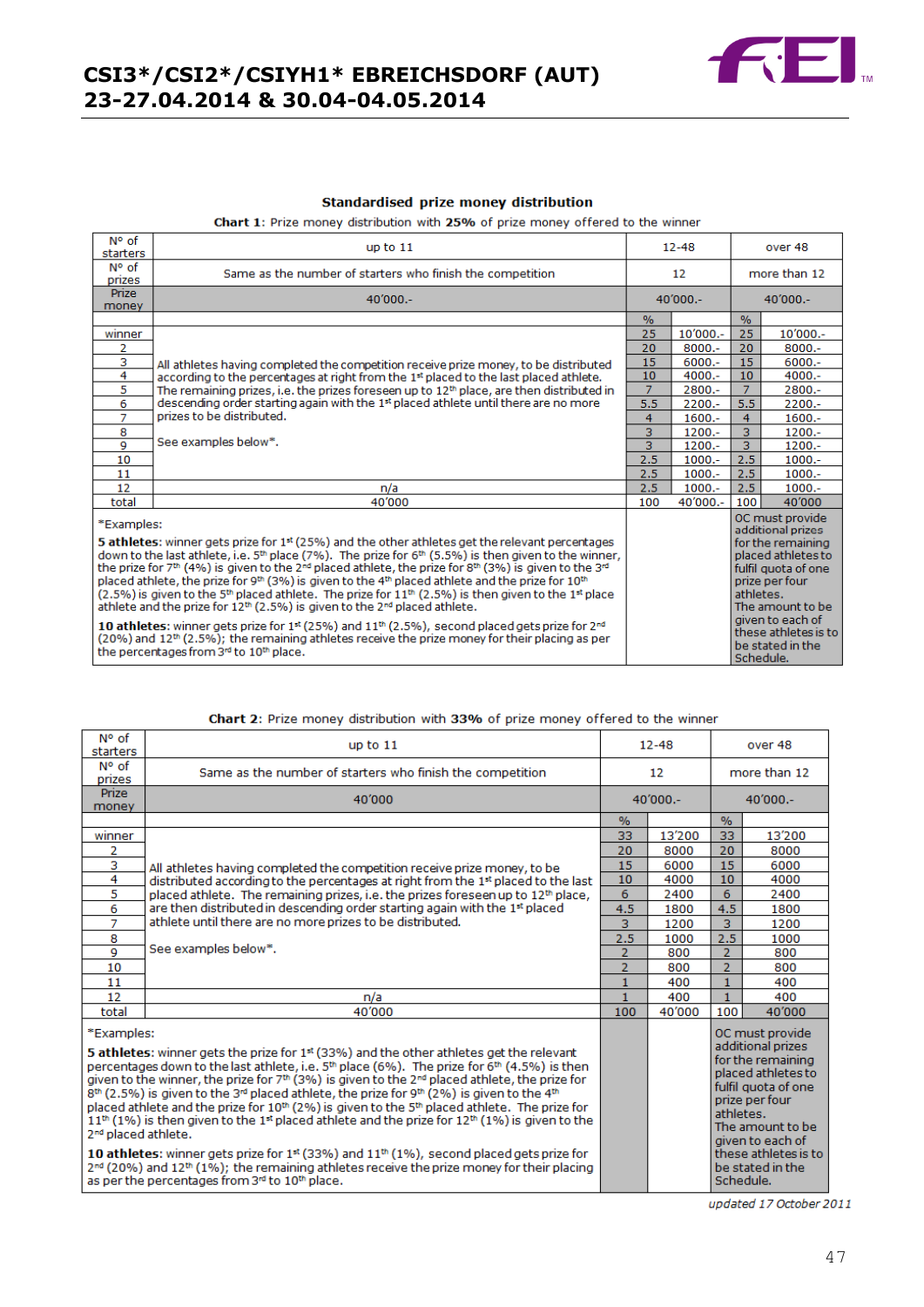## Standardised prize money distribution

**Chart 1**: Prize money distribution with **25%** of prize money offered to the winner

| Nº of starters | up to 11 | 12-48 | | over 48 | |
|---|---|---|---|---|---|
| Nº of prizes | Same as the number of starters who finish the competition | 12 | | more than 12 | |
| Prize money | 40'000.- | 40'000.- | | 40'000.- | |
| | | % | | % | |
| winner | All athletes having completed the competition receive prize money, to be distributed according to the percentages at right from the 1st placed to the last placed athlete. The remaining prizes, i.e. the prizes foreseen up to 12th place, are then distributed in descending order starting again with the 1st placed athlete until there are no more prizes to be distributed. See examples below*. | 25 | 10'000.- | 25 | 10'000.- |
| 2 | | 20 | 8000.- | 20 | 8000.- |
| 3 | | 15 | 6000.- | 15 | 6000.- |
| 4 | | 10 | 4000.- | 10 | 4000.- |
| 5 | | 7 | 2800.- | 7 | 2800.- |
| 6 | | 5.5 | 2200.- | 5.5 | 2200.- |
| 7 | | 4 | 1600.- | 4 | 1600.- |
| 8 | | 3 | 1200.- | 3 | 1200.- |
| 9 | | 3 | 1200.- | 3 | 1200.- |
| 10 | | 2.5 | 1000.- | 2.5 | 1000.- |
| 11 | | 2.5 | 1000.- | 2.5 | 1000.- |
| 12 | n/a | 2.5 | 1000.- | 2.5 | 1000.- |
| total | 40'000 | 100 | 40'000.- | 100 | 40'000 |

*Examples:

**5 athletes**: winner gets prize for 1st (25%) and the other athletes get the relevant percentages down to the last athlete, i.e. 5th place (7%). The prize for 6th (5.5%) is then given to the winner, the prize for 7th (4%) is given to the 2nd placed athlete, the prize for 8th (3%) is given to the 3rd placed athlete, the prize for 9th (3%) is given to the 4th placed athlete and the prize for 10th (2.5%) is given to the 5th placed athlete. The prize for 11th (2.5%) is then given to the 1st place athlete and the prize for 12th (2.5%) is given to the 2nd placed athlete.

**10 athletes**: winner gets prize for 1st (25%) and 11th (2.5%), second placed gets prize for 2nd (20%) and 12th (2.5%); the remaining athletes receive the prize money for their placing as per the percentages from 3rd to 10th place.

Over 48 starters: OC must provide additional prizes for the remaining placed athletes to fulfil quota of one prize per four athletes. The amount to be given to each of these athletes is to be stated in the Schedule.

**Chart 2**: Prize money distribution with **33%** of prize money offered to the winner

| Nº of starters | up to 11 | 12-48 | | over 48 | |
|---|---|---|---|---|---|
| Nº of prizes | Same as the number of starters who finish the competition | 12 | | more than 12 | |
| Prize money | 40'000 | 40'000.- | | 40'000.- | |
| | | % | | % | |
| winner | All athletes having completed the competition receive prize money, to be distributed according to the percentages at right from the 1st placed to the last placed athlete. The remaining prizes, i.e. the prizes foreseen up to 12th place, are then distributed in descending order starting again with the 1st placed athlete until there are no more prizes to be distributed. See examples below*. | 33 | 13'200 | 33 | 13'200 |
| 2 | | 20 | 8000 | 20 | 8000 |
| 3 | | 15 | 6000 | 15 | 6000 |
| 4 | | 10 | 4000 | 10 | 4000 |
| 5 | | 6 | 2400 | 6 | 2400 |
| 6 | | 4.5 | 1800 | 4.5 | 1800 |
| 7 | | 3 | 1200 | 3 | 1200 |
| 8 | | 2.5 | 1000 | 2.5 | 1000 |
| 9 | | 2 | 800 | 2 | 800 |
| 10 | | 2 | 800 | 2 | 800 |
| 11 | | 1 | 400 | 1 | 400 |
| 12 | n/a | 1 | 400 | 1 | 400 |
| total | 40'000 | 100 | 40'000 | 100 | 40'000 |

*Examples:

**5 athletes**: winner gets the prize for 1st (33%) and the other athletes get the relevant percentages down to the last athlete, i.e. 5th place (6%). The prize for 6th (4.5%) is then given to the winner, the prize for 7th (3%) is given to the 2nd placed athlete, the prize for 8th (2.5%) is given to the 3rd placed athlete, the prize for 9th (2%) is given to the 4th placed athlete and the prize for 10th (2%) is given to the 5th placed athlete. The prize for 11th (1%) is then given to the 1st placed athlete and the prize for 12th (1%) is given to the 2nd placed athlete.

**10 athletes**: winner gets prize for 1st (33%) and 11th (1%), second placed gets prize for 2nd (20%) and 12th (1%); the remaining athletes receive the prize money for their placing as per the percentages from 3rd to 10th place.

Over 48 starters: OC must provide additional prizes for the remaining placed athletes to fulfil quota of one prize per four athletes. The amount to be given to each of these athletes is to be stated in the Schedule.

*updated 17 October 2011*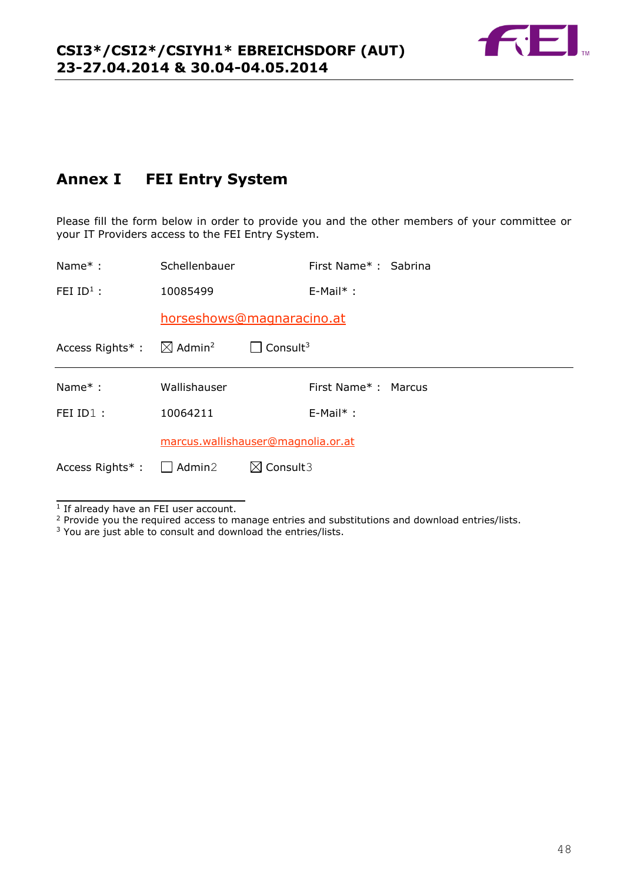# Annex I FEI Entry System

Please fill the form below in order to provide you and the other members of your committee or your IT Providers access to the FEI Entry System.

Name* : Schellenbauer First Name* : Sabrina

FEI ID[1] : 10085499 E-Mail* :

horseshows@magnaracino.at

Access Rights* : ☒ Admin[2] ☐ Consult[3]

---

Name* : Wallishauser First Name* : Marcus

FEI ID1 : 10064211 E-Mail* :

marcus.wallishauser@magnolia.or.at

Access Rights* : ☐ Admin2 ☒ Consult3

---

[1] If already have an FEI user account.

[2] Provide you the required access to manage entries and substitutions and download entries/lists.

[3] You are just able to consult and download the entries/lists.